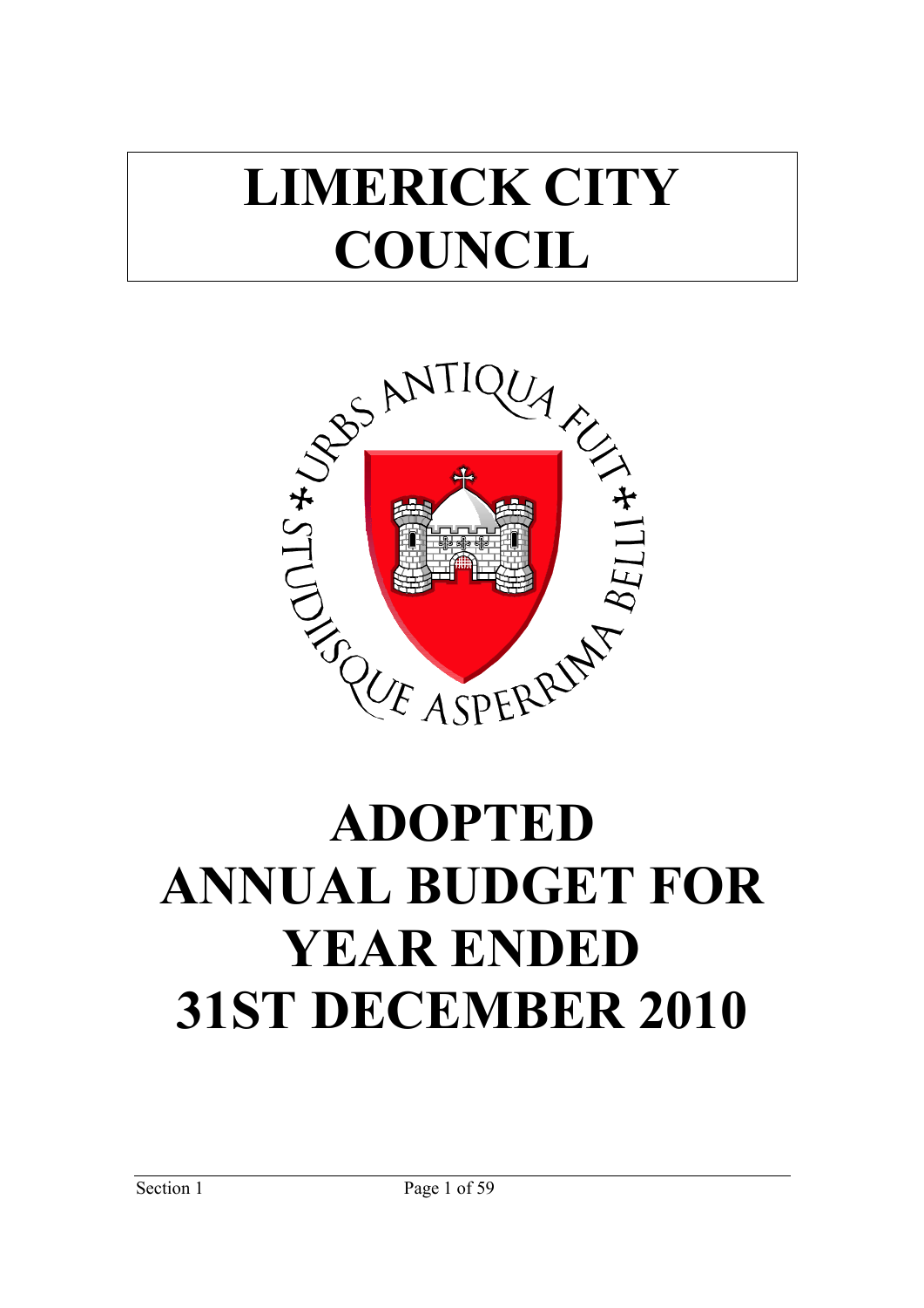# LIMERICK CITY COUNCIL

URBS ANTIQUA FUIT STUDIISQUE ASPERRIMA BELLI

# ADOPTED ANNUAL BUDGET FOR YEAR ENDED 31ST DECEMBER 2010

Section 1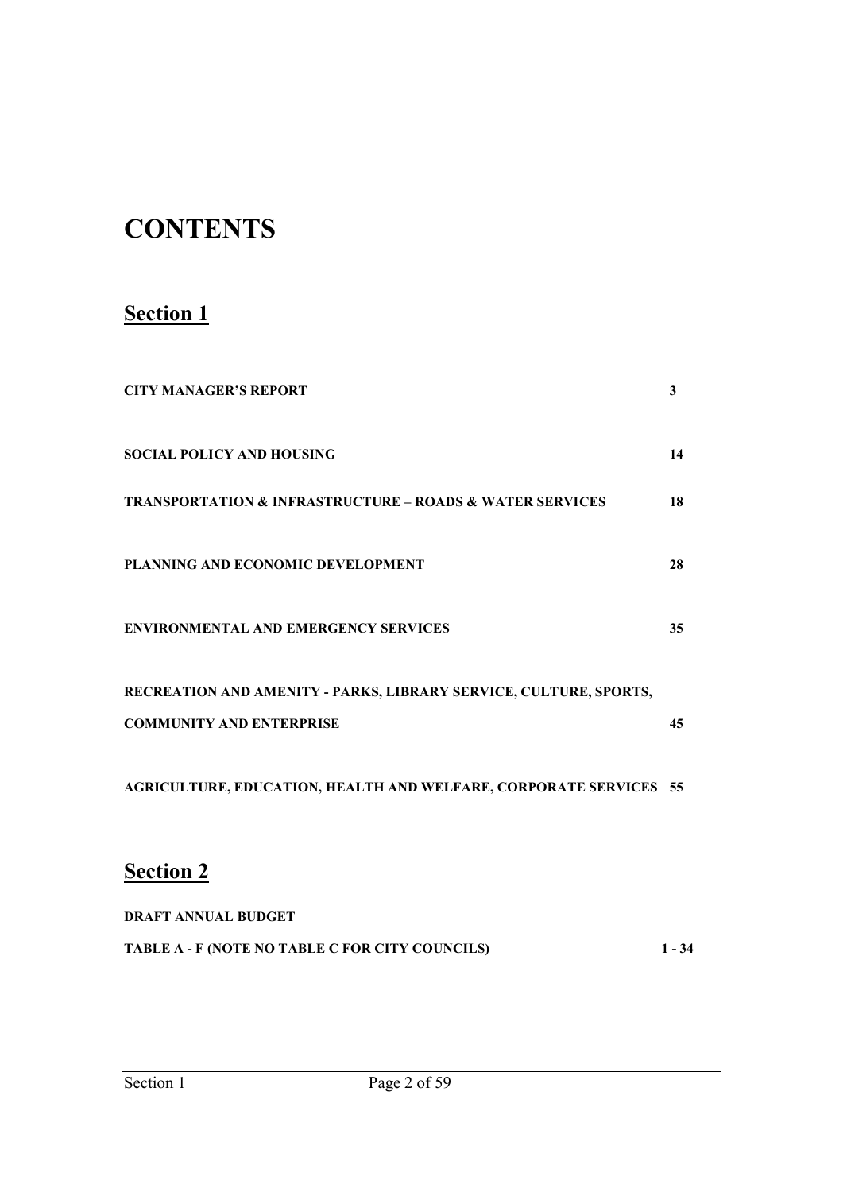# CONTENTS

## Section 1

| | |
|---|---|
| **CITY MANAGER'S REPORT** | **3** |
| **SOCIAL POLICY AND HOUSING** | **14** |
| **TRANSPORTATION & INFRASTRUCTURE – ROADS & WATER SERVICES** | **18** |
| **PLANNING AND ECONOMIC DEVELOPMENT** | **28** |
| **ENVIRONMENTAL AND EMERGENCY SERVICES** | **35** |
| **RECREATION AND AMENITY - PARKS, LIBRARY SERVICE, CULTURE, SPORTS, COMMUNITY AND ENTERPRISE** | **45** |
| **AGRICULTURE, EDUCATION, HEALTH AND WELFARE, CORPORATE SERVICES** | **55** |

## Section 2

**DRAFT ANNUAL BUDGET**

| | |
|---|---|
| **TABLE A - F (NOTE NO TABLE C FOR CITY COUNCILS)** | **1 - 34** |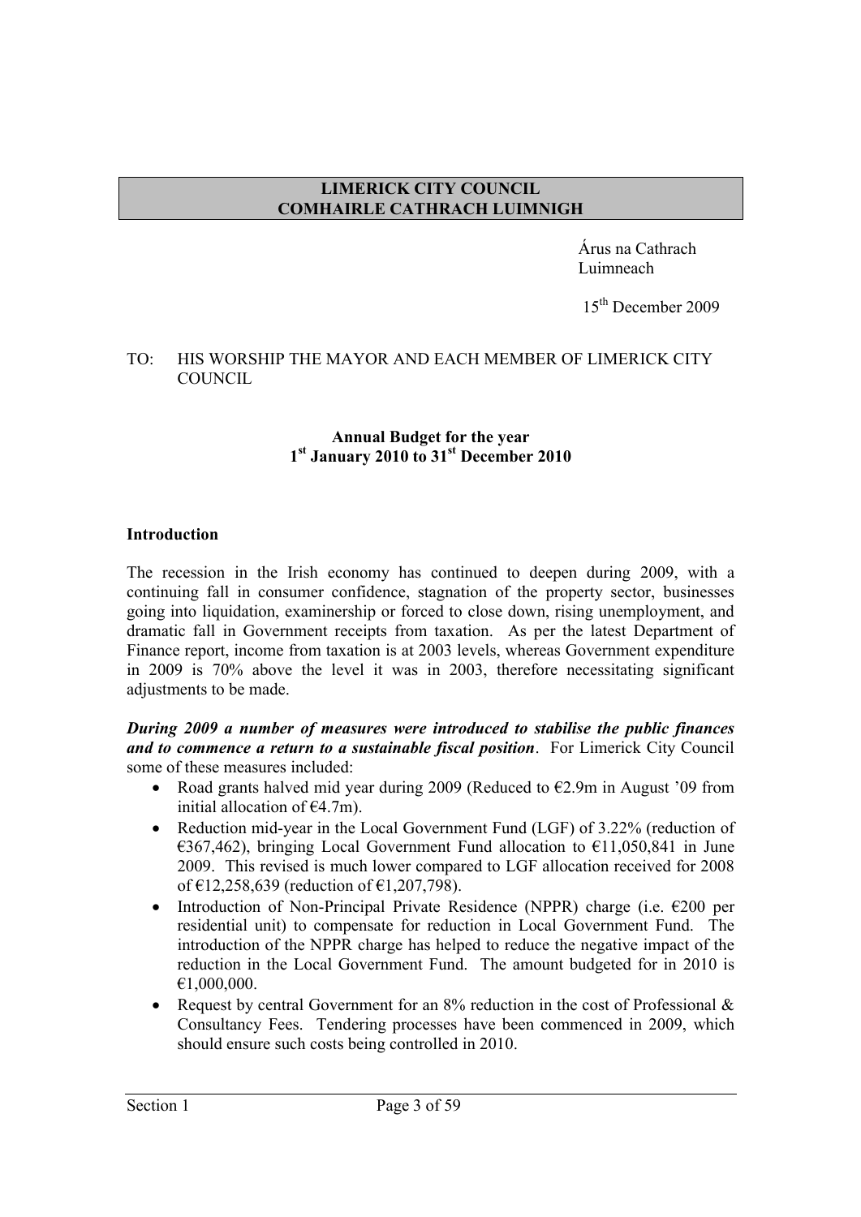**LIMERICK CITY COUNCIL**
**COMHAIRLE CATHRACH LUIMNIGH**

Árus na Cathrach
Luimneach

15th December 2009

TO: HIS WORSHIP THE MAYOR AND EACH MEMBER OF LIMERICK CITY COUNCIL

**Annual Budget for the year**
**1st January 2010 to 31st December 2010**

**Introduction**

The recession in the Irish economy has continued to deepen during 2009, with a continuing fall in consumer confidence, stagnation of the property sector, businesses going into liquidation, examinership or forced to close down, rising unemployment, and dramatic fall in Government receipts from taxation. As per the latest Department of Finance report, income from taxation is at 2003 levels, whereas Government expenditure in 2009 is 70% above the level it was in 2003, therefore necessitating significant adjustments to be made.

***During 2009 a number of measures were introduced to stabilise the public finances and to commence a return to a sustainable fiscal position***. For Limerick City Council some of these measures included:

- Road grants halved mid year during 2009 (Reduced to €2.9m in August '09 from initial allocation of €4.7m).
- Reduction mid-year in the Local Government Fund (LGF) of 3.22% (reduction of €367,462), bringing Local Government Fund allocation to €11,050,841 in June 2009. This revised is much lower compared to LGF allocation received for 2008 of €12,258,639 (reduction of €1,207,798).
- Introduction of Non-Principal Private Residence (NPPR) charge (i.e. €200 per residential unit) to compensate for reduction in Local Government Fund. The introduction of the NPPR charge has helped to reduce the negative impact of the reduction in the Local Government Fund. The amount budgeted for in 2010 is €1,000,000.
- Request by central Government for an 8% reduction in the cost of Professional & Consultancy Fees. Tendering processes have been commenced in 2009, which should ensure such costs being controlled in 2010.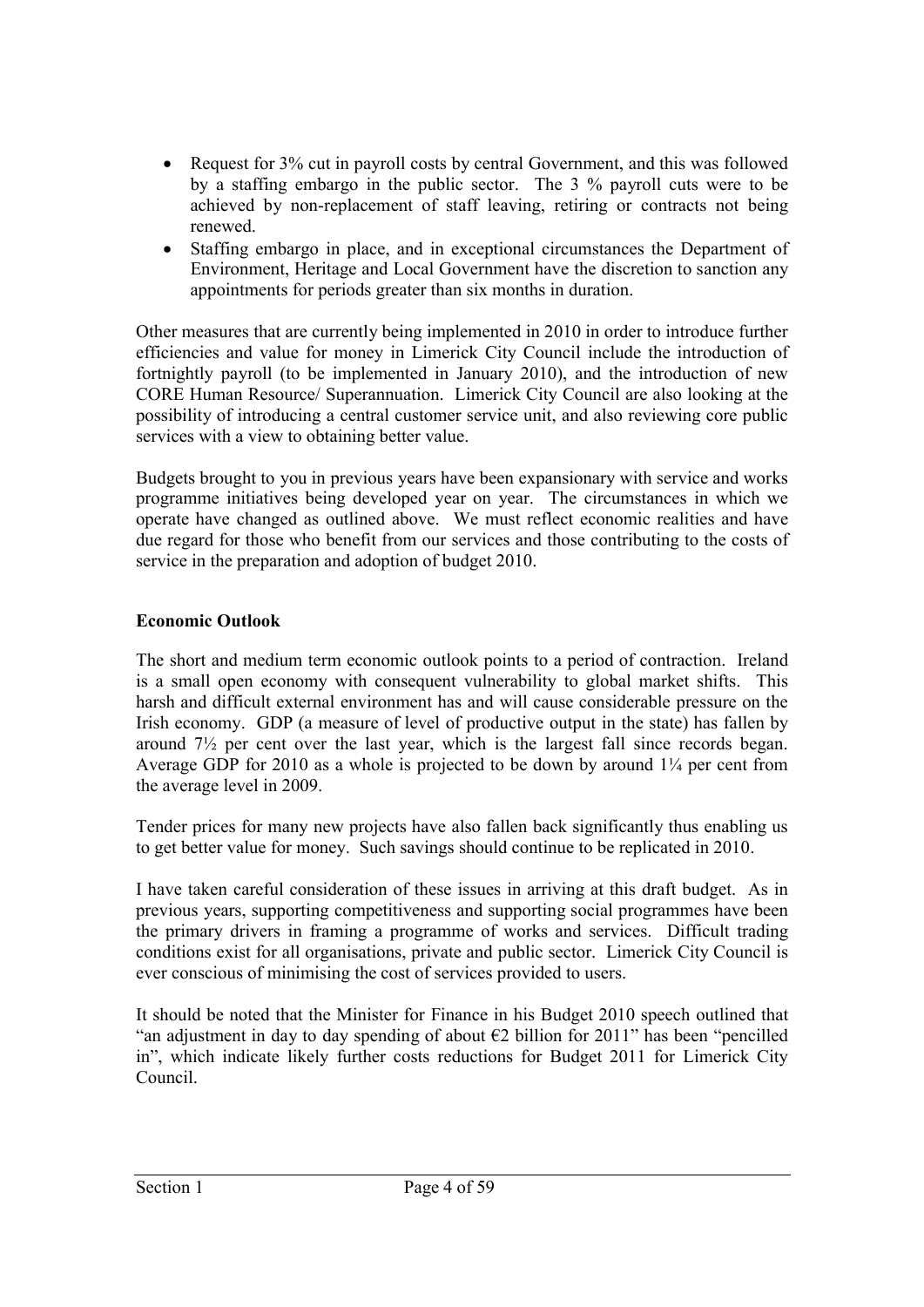- Request for 3% cut in payroll costs by central Government, and this was followed by a staffing embargo in the public sector. The 3 % payroll cuts were to be achieved by non-replacement of staff leaving, retiring or contracts not being renewed.
- Staffing embargo in place, and in exceptional circumstances the Department of Environment, Heritage and Local Government have the discretion to sanction any appointments for periods greater than six months in duration.

Other measures that are currently being implemented in 2010 in order to introduce further efficiencies and value for money in Limerick City Council include the introduction of fortnightly payroll (to be implemented in January 2010), and the introduction of new CORE Human Resource/ Superannuation. Limerick City Council are also looking at the possibility of introducing a central customer service unit, and also reviewing core public services with a view to obtaining better value.

Budgets brought to you in previous years have been expansionary with service and works programme initiatives being developed year on year. The circumstances in which we operate have changed as outlined above. We must reflect economic realities and have due regard for those who benefit from our services and those contributing to the costs of service in the preparation and adoption of budget 2010.

**Economic Outlook**

The short and medium term economic outlook points to a period of contraction. Ireland is a small open economy with consequent vulnerability to global market shifts. This harsh and difficult external environment has and will cause considerable pressure on the Irish economy. GDP (a measure of level of productive output in the state) has fallen by around 7½ per cent over the last year, which is the largest fall since records began. Average GDP for 2010 as a whole is projected to be down by around 1¼ per cent from the average level in 2009.

Tender prices for many new projects have also fallen back significantly thus enabling us to get better value for money. Such savings should continue to be replicated in 2010.

I have taken careful consideration of these issues in arriving at this draft budget. As in previous years, supporting competitiveness and supporting social programmes have been the primary drivers in framing a programme of works and services. Difficult trading conditions exist for all organisations, private and public sector. Limerick City Council is ever conscious of minimising the cost of services provided to users.

It should be noted that the Minister for Finance in his Budget 2010 speech outlined that "an adjustment in day to day spending of about €2 billion for 2011" has been "pencilled in", which indicate likely further costs reductions for Budget 2011 for Limerick City Council.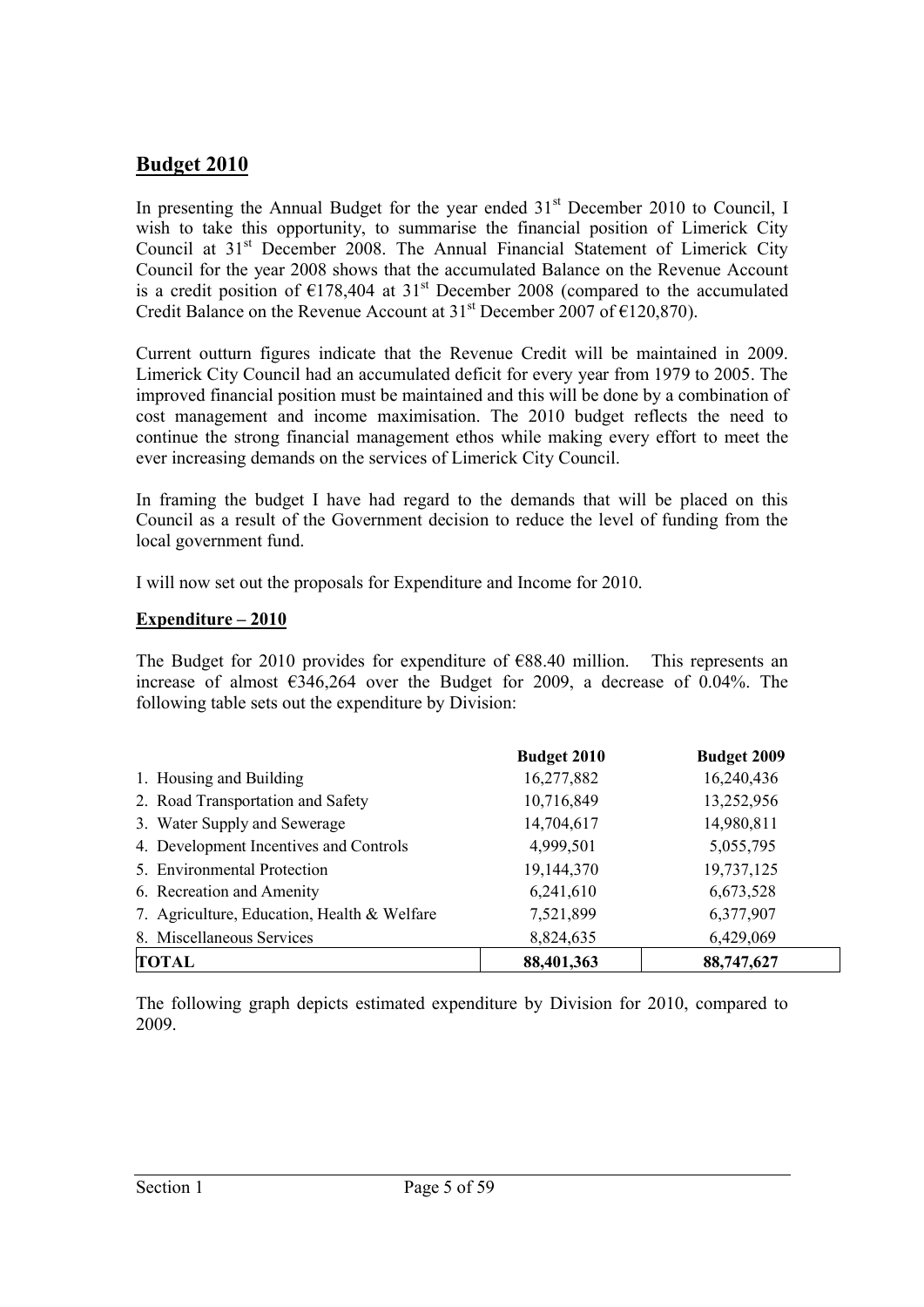## Budget 2010

In presenting the Annual Budget for the year ended 31st December 2010 to Council, I wish to take this opportunity, to summarise the financial position of Limerick City Council at 31st December 2008. The Annual Financial Statement of Limerick City Council for the year 2008 shows that the accumulated Balance on the Revenue Account is a credit position of €178,404 at 31st December 2008 (compared to the accumulated Credit Balance on the Revenue Account at 31st December 2007 of €120,870).

Current outturn figures indicate that the Revenue Credit will be maintained in 2009. Limerick City Council had an accumulated deficit for every year from 1979 to 2005. The improved financial position must be maintained and this will be done by a combination of cost management and income maximisation. The 2010 budget reflects the need to continue the strong financial management ethos while making every effort to meet the ever increasing demands on the services of Limerick City Council.

In framing the budget I have had regard to the demands that will be placed on this Council as a result of the Government decision to reduce the level of funding from the local government fund.

I will now set out the proposals for Expenditure and Income for 2010.

### Expenditure – 2010

The Budget for 2010 provides for expenditure of €88.40 million. This represents an increase of almost €346,264 over the Budget for 2009, a decrease of 0.04%. The following table sets out the expenditure by Division:

| | Budget 2010 | Budget 2009 |
|---|---|---|
| 1. Housing and Building | 16,277,882 | 16,240,436 |
| 2. Road Transportation and Safety | 10,716,849 | 13,252,956 |
| 3. Water Supply and Sewerage | 14,704,617 | 14,980,811 |
| 4. Development Incentives and Controls | 4,999,501 | 5,055,795 |
| 5. Environmental Protection | 19,144,370 | 19,737,125 |
| 6. Recreation and Amenity | 6,241,610 | 6,673,528 |
| 7. Agriculture, Education, Health & Welfare | 7,521,899 | 6,377,907 |
| 8. Miscellaneous Services | 8,824,635 | 6,429,069 |
| **TOTAL** | **88,401,363** | **88,747,627** |

The following graph depicts estimated expenditure by Division for 2010, compared to 2009.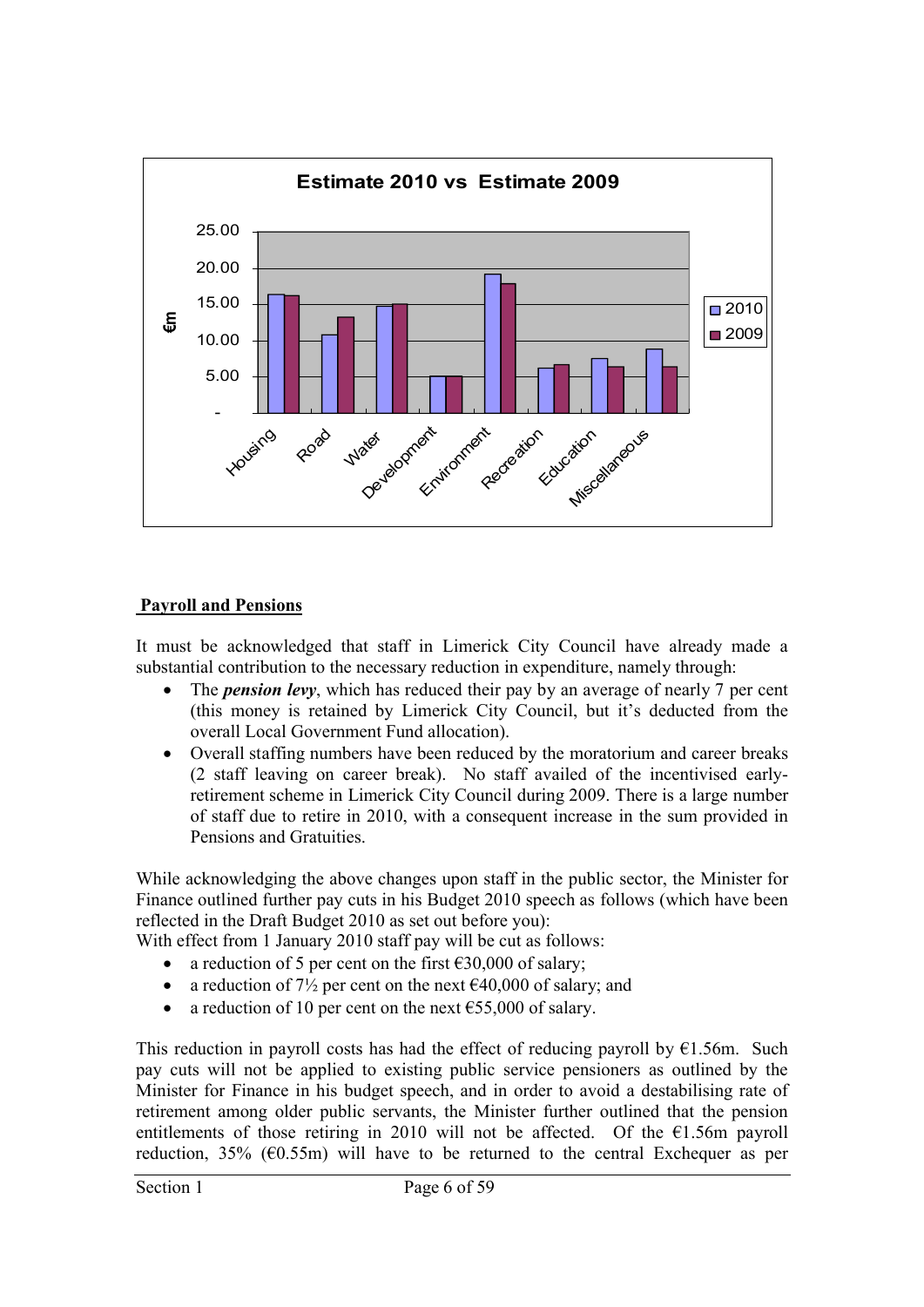**Estimate 2010 vs Estimate 2009**

## Payroll and Pensions

It must be acknowledged that staff in Limerick City Council have already made a substantial contribution to the necessary reduction in expenditure, namely through:

- The ***pension levy***, which has reduced their pay by an average of nearly 7 per cent (this money is retained by Limerick City Council, but it's deducted from the overall Local Government Fund allocation).
- Overall staffing numbers have been reduced by the moratorium and career breaks (2 staff leaving on career break). No staff availed of the incentivised early-retirement scheme in Limerick City Council during 2009. There is a large number of staff due to retire in 2010, with a consequent increase in the sum provided in Pensions and Gratuities.

While acknowledging the above changes upon staff in the public sector, the Minister for Finance outlined further pay cuts in his Budget 2010 speech as follows (which have been reflected in the Draft Budget 2010 as set out before you):
With effect from 1 January 2010 staff pay will be cut as follows:

- a reduction of 5 per cent on the first €30,000 of salary;
- a reduction of 7½ per cent on the next €40,000 of salary; and
- a reduction of 10 per cent on the next €55,000 of salary.

This reduction in payroll costs has had the effect of reducing payroll by €1.56m. Such pay cuts will not be applied to existing public service pensioners as outlined by the Minister for Finance in his budget speech, and in order to avoid a destabilising rate of retirement among older public servants, the Minister further outlined that the pension entitlements of those retiring in 2010 will not be affected. Of the €1.56m payroll reduction, 35% (€0.55m) will have to be returned to the central Exchequer as per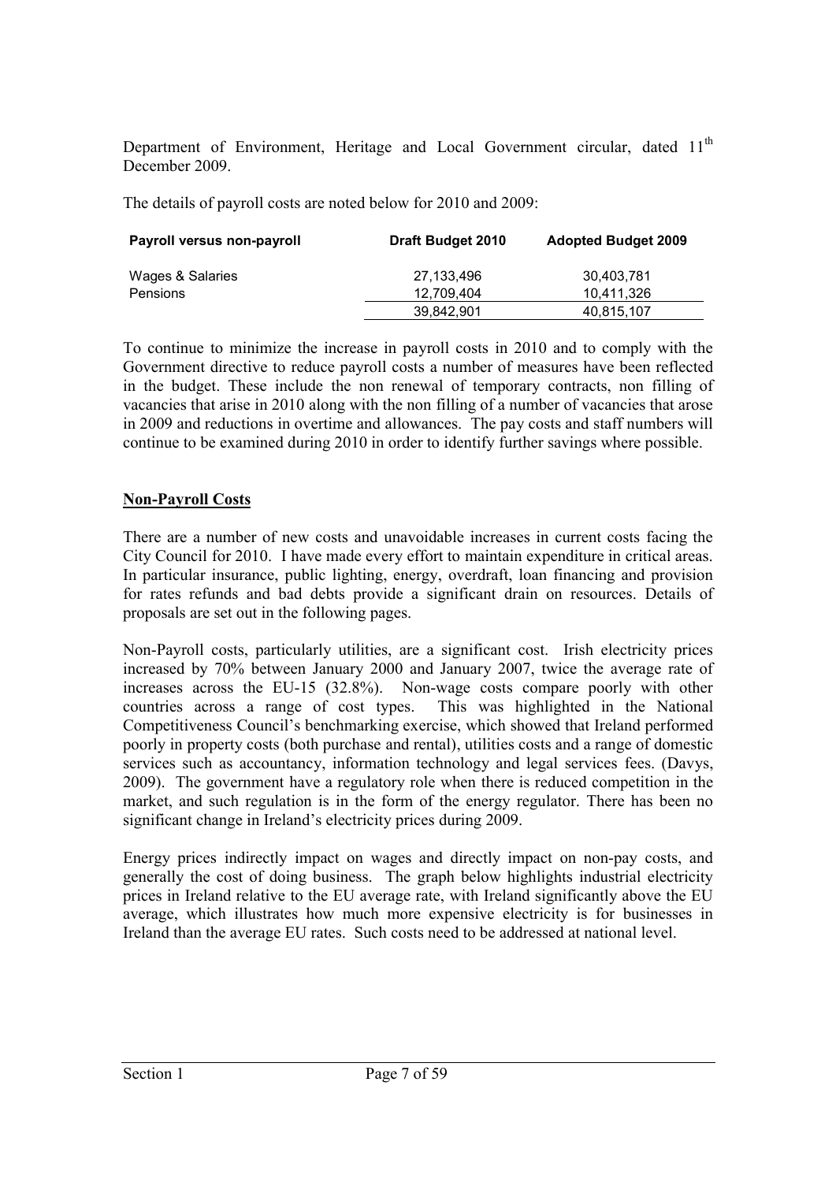Department of Environment, Heritage and Local Government circular, dated 11th December 2009.

The details of payroll costs are noted below for 2010 and 2009:

| Payroll versus non-payroll | Draft Budget 2010 | Adopted Budget 2009 |
|---|---|---|
| Wages & Salaries | 27,133,496 | 30,403,781 |
| Pensions | 12,709,404 | 10,411,326 |
| | 39,842,901 | 40,815,107 |

To continue to minimize the increase in payroll costs in 2010 and to comply with the Government directive to reduce payroll costs a number of measures have been reflected in the budget. These include the non renewal of temporary contracts, non filling of vacancies that arise in 2010 along with the non filling of a number of vacancies that arose in 2009 and reductions in overtime and allowances. The pay costs and staff numbers will continue to be examined during 2010 in order to identify further savings where possible.

## Non-Payroll Costs

There are a number of new costs and unavoidable increases in current costs facing the City Council for 2010. I have made every effort to maintain expenditure in critical areas. In particular insurance, public lighting, energy, overdraft, loan financing and provision for rates refunds and bad debts provide a significant drain on resources. Details of proposals are set out in the following pages.

Non-Payroll costs, particularly utilities, are a significant cost. Irish electricity prices increased by 70% between January 2000 and January 2007, twice the average rate of increases across the EU-15 (32.8%). Non-wage costs compare poorly with other countries across a range of cost types. This was highlighted in the National Competitiveness Council's benchmarking exercise, which showed that Ireland performed poorly in property costs (both purchase and rental), utilities costs and a range of domestic services such as accountancy, information technology and legal services fees. (Davys, 2009). The government have a regulatory role when there is reduced competition in the market, and such regulation is in the form of the energy regulator. There has been no significant change in Ireland's electricity prices during 2009.

Energy prices indirectly impact on wages and directly impact on non-pay costs, and generally the cost of doing business. The graph below highlights industrial electricity prices in Ireland relative to the EU average rate, with Ireland significantly above the EU average, which illustrates how much more expensive electricity is for businesses in Ireland than the average EU rates. Such costs need to be addressed at national level.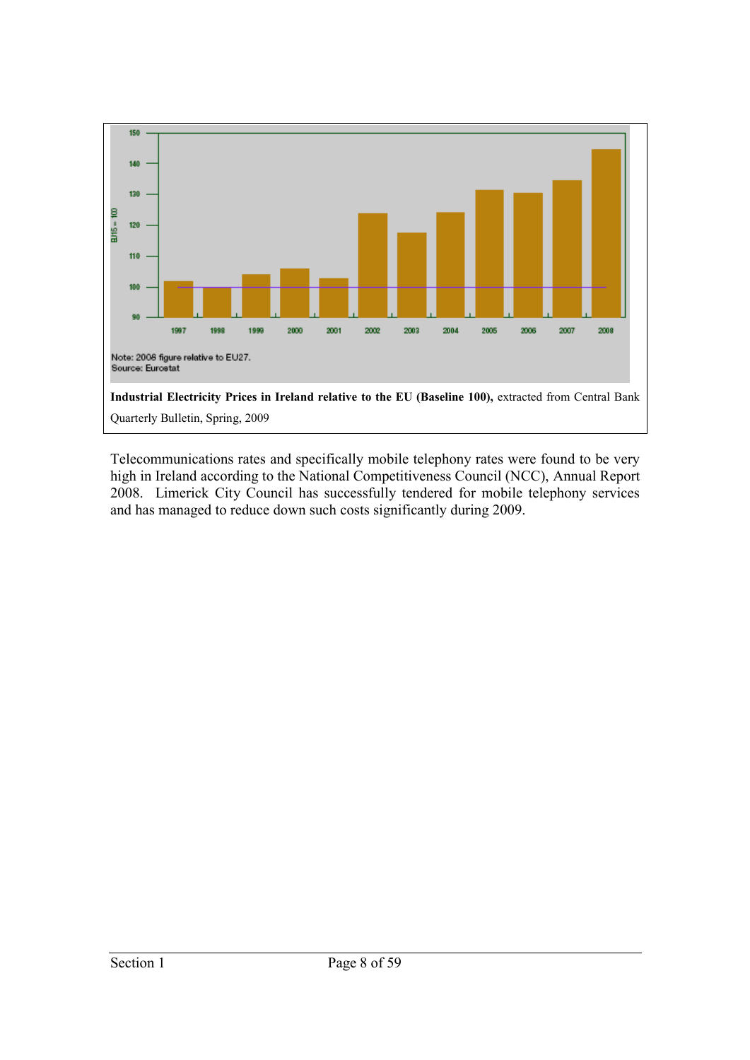Note: 2008 figure relative to EU27.
Source: Eurostat

**Industrial Electricity Prices in Ireland relative to the EU (Baseline 100),** extracted from Central Bank Quarterly Bulletin, Spring, 2009

Telecommunications rates and specifically mobile telephony rates were found to be very high in Ireland according to the National Competitiveness Council (NCC), Annual Report 2008. Limerick City Council has successfully tendered for mobile telephony services and has managed to reduce down such costs significantly during 2009.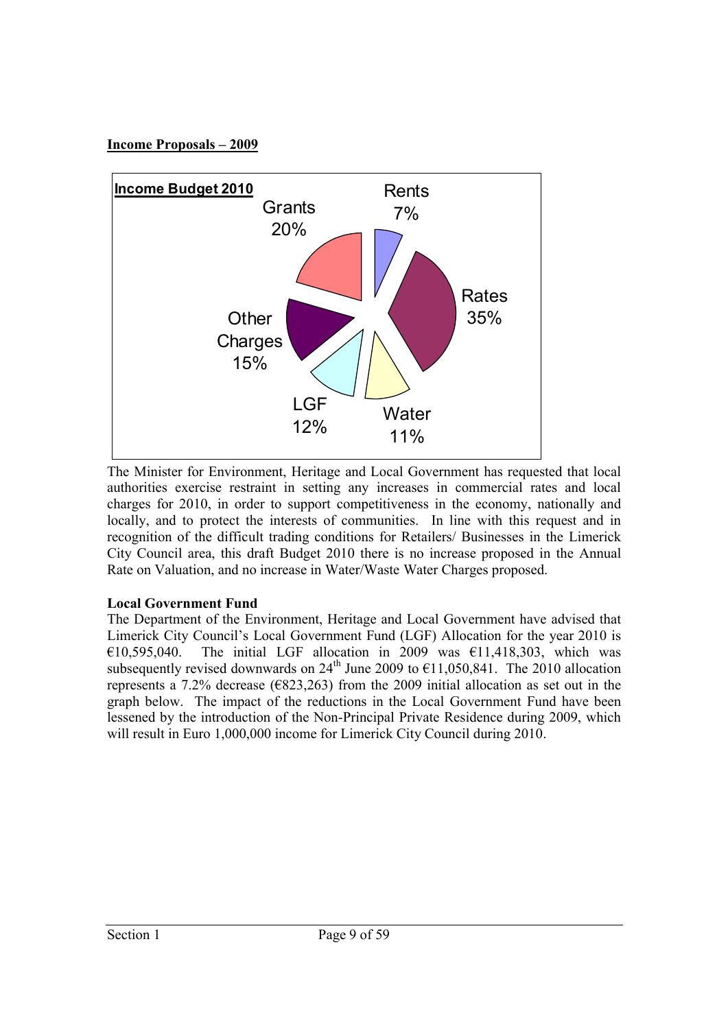**Income Proposals – 2009**

**Income Budget 2010**

| Category | % |
|---|---|
| Rents | 7% |
| Rates | 35% |
| Water | 11% |
| LGF | 12% |
| Other Charges | 15% |
| Grants | 20% |

The Minister for Environment, Heritage and Local Government has requested that local authorities exercise restraint in setting any increases in commercial rates and local charges for 2010, in order to support competitiveness in the economy, nationally and locally, and to protect the interests of communities. In line with this request and in recognition of the difficult trading conditions for Retailers/ Businesses in the Limerick City Council area, this draft Budget 2010 there is no increase proposed in the Annual Rate on Valuation, and no increase in Water/Waste Water Charges proposed.

**Local Government Fund**

The Department of the Environment, Heritage and Local Government have advised that Limerick City Council's Local Government Fund (LGF) Allocation for the year 2010 is €10,595,040. The initial LGF allocation in 2009 was €11,418,303, which was subsequently revised downwards on 24th June 2009 to €11,050,841. The 2010 allocation represents a 7.2% decrease (€823,263) from the 2009 initial allocation as set out in the graph below. The impact of the reductions in the Local Government Fund have been lessened by the introduction of the Non-Principal Private Residence during 2009, which will result in Euro 1,000,000 income for Limerick City Council during 2010.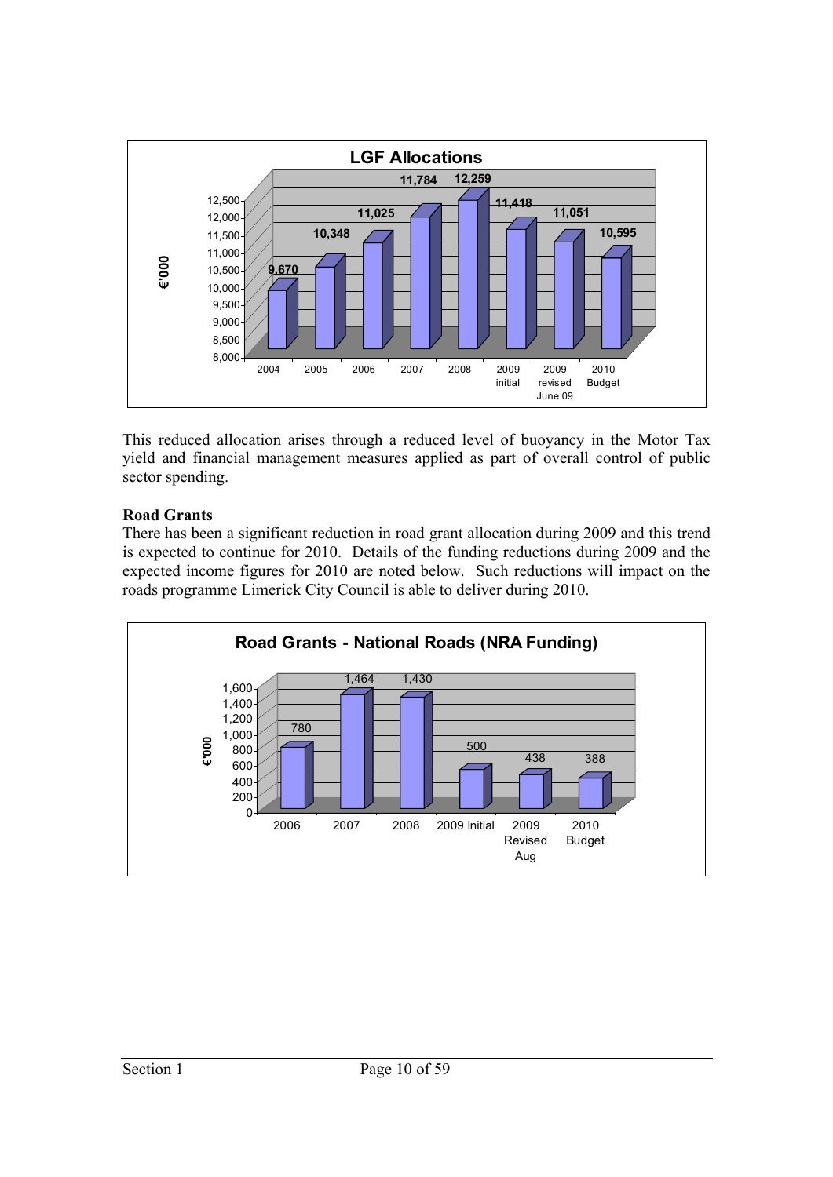**LGF Allocations**

| | 2004 | 2005 | 2006 | 2007 | 2008 | 2009 initial | 2009 revised June 09 | 2010 Budget |
|---|---|---|---|---|---|---|---|---|
| €'000 | 9,670 | 10,348 | 11,025 | 11,784 | 12,259 | 11,418 | 11,051 | 10,595 |

This reduced allocation arises through a reduced level of buoyancy in the Motor Tax yield and financial management measures applied as part of overall control of public sector spending.

**Road Grants**

There has been a significant reduction in road grant allocation during 2009 and this trend is expected to continue for 2010. Details of the funding reductions during 2009 and the expected income figures for 2010 are noted below. Such reductions will impact on the roads programme Limerick City Council is able to deliver during 2010.

**Road Grants - National Roads (NRA Funding)**

| | 2006 | 2007 | 2008 | 2009 Initial | 2009 Revised Aug | 2010 Budget |
|---|---|---|---|---|---|---|
| €'000 | 780 | 1,464 | 1,430 | 500 | 438 | 388 |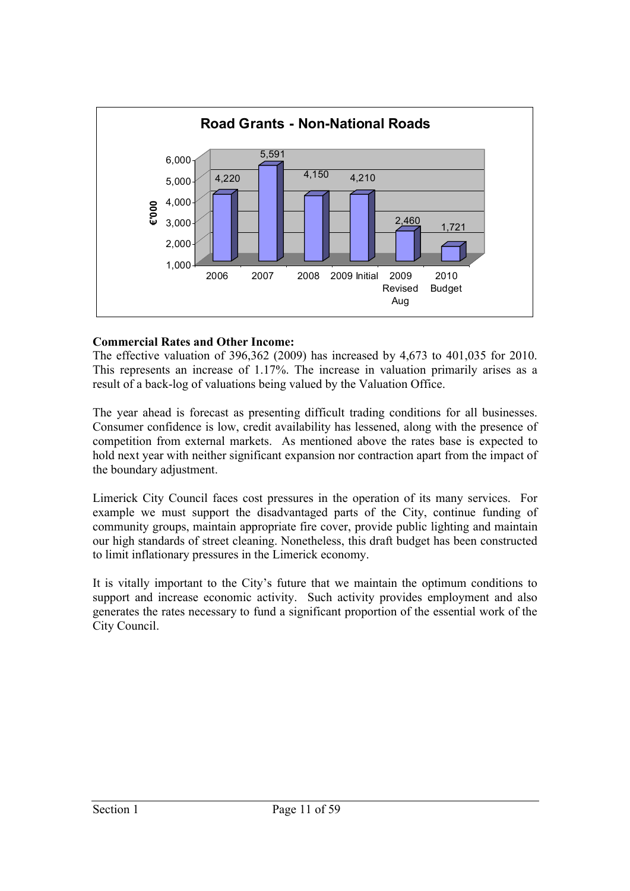**Road Grants - Non-National Roads**

| Year | €'000 |
| --- | --- |
| 2006 | 4,220 |
| 2007 | 5,591 |
| 2008 | 4,150 |
| 2009 Initial | 4,210 |
| 2009 Revised Aug | 2,460 |
| 2010 Budget | 1,721 |

**Commercial Rates and Other Income:**

The effective valuation of 396,362 (2009) has increased by 4,673 to 401,035 for 2010. This represents an increase of 1.17%. The increase in valuation primarily arises as a result of a back-log of valuations being valued by the Valuation Office.

The year ahead is forecast as presenting difficult trading conditions for all businesses. Consumer confidence is low, credit availability has lessened, along with the presence of competition from external markets. As mentioned above the rates base is expected to hold next year with neither significant expansion nor contraction apart from the impact of the boundary adjustment.

Limerick City Council faces cost pressures in the operation of its many services. For example we must support the disadvantaged parts of the City, continue funding of community groups, maintain appropriate fire cover, provide public lighting and maintain our high standards of street cleaning. Nonetheless, this draft budget has been constructed to limit inflationary pressures in the Limerick economy.

It is vitally important to the City's future that we maintain the optimum conditions to support and increase economic activity. Such activity provides employment and also generates the rates necessary to fund a significant proportion of the essential work of the City Council.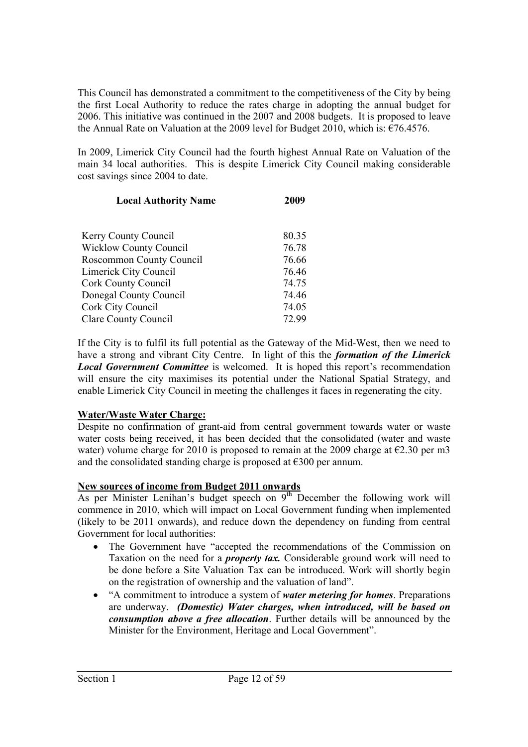This Council has demonstrated a commitment to the competitiveness of the City by being the first Local Authority to reduce the rates charge in adopting the annual budget for 2006. This initiative was continued in the 2007 and 2008 budgets. It is proposed to leave the Annual Rate on Valuation at the 2009 level for Budget 2010, which is: €76.4576.

In 2009, Limerick City Council had the fourth highest Annual Rate on Valuation of the main 34 local authorities. This is despite Limerick City Council making considerable cost savings since 2004 to date.

| **Local Authority Name** | **2009** |
|---|---|
| Kerry County Council | 80.35 |
| Wicklow County Council | 76.78 |
| Roscommon County Council | 76.66 |
| Limerick City Council | 76.46 |
| Cork County Council | 74.75 |
| Donegal County Council | 74.46 |
| Cork City Council | 74.05 |
| Clare County Council | 72.99 |

If the City is to fulfil its full potential as the Gateway of the Mid-West, then we need to have a strong and vibrant City Centre. In light of this the ***formation of the Limerick Local Government Committee*** is welcomed. It is hoped this report's recommendation will ensure the city maximises its potential under the National Spatial Strategy, and enable Limerick City Council in meeting the challenges it faces in regenerating the city.

**Water/Waste Water Charge:**

Despite no confirmation of grant-aid from central government towards water or waste water costs being received, it has been decided that the consolidated (water and waste water) volume charge for 2010 is proposed to remain at the 2009 charge at €2.30 per m3 and the consolidated standing charge is proposed at €300 per annum.

**New sources of income from Budget 2011 onwards**

As per Minister Lenihan's budget speech on 9th December the following work will commence in 2010, which will impact on Local Government funding when implemented (likely to be 2011 onwards), and reduce down the dependency on funding from central Government for local authorities:

- The Government have "accepted the recommendations of the Commission on Taxation on the need for a ***property tax.*** Considerable ground work will need to be done before a Site Valuation Tax can be introduced. Work will shortly begin on the registration of ownership and the valuation of land".
- "A commitment to introduce a system of ***water metering for homes***. Preparations are underway. ***(Domestic) Water charges, when introduced, will be based on consumption above a free allocation***. Further details will be announced by the Minister for the Environment, Heritage and Local Government".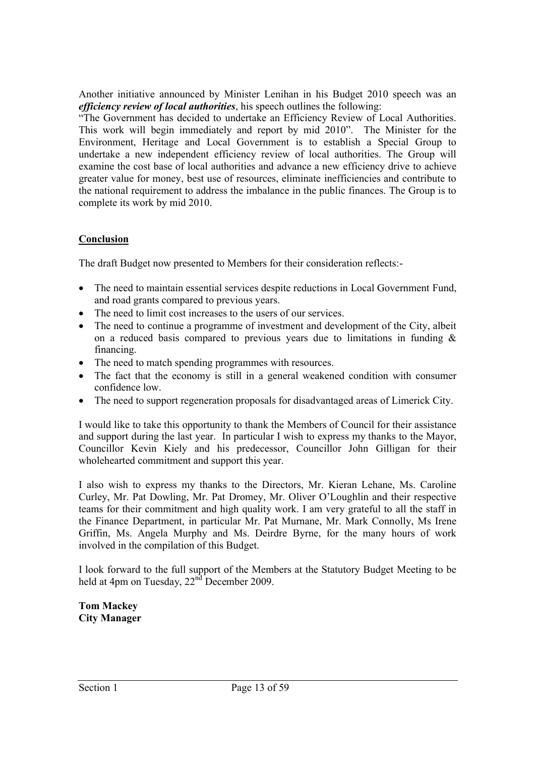Another initiative announced by Minister Lenihan in his Budget 2010 speech was an ***efficiency review of local authorities***, his speech outlines the following:

"The Government has decided to undertake an Efficiency Review of Local Authorities. This work will begin immediately and report by mid 2010". The Minister for the Environment, Heritage and Local Government is to establish a Special Group to undertake a new independent efficiency review of local authorities. The Group will examine the cost base of local authorities and advance a new efficiency drive to achieve greater value for money, best use of resources, eliminate inefficiencies and contribute to the national requirement to address the imbalance in the public finances. The Group is to complete its work by mid 2010.

## Conclusion

The draft Budget now presented to Members for their consideration reflects:-

- The need to maintain essential services despite reductions in Local Government Fund, and road grants compared to previous years.
- The need to limit cost increases to the users of our services.
- The need to continue a programme of investment and development of the City, albeit on a reduced basis compared to previous years due to limitations in funding & financing.
- The need to match spending programmes with resources.
- The fact that the economy is still in a general weakened condition with consumer confidence low.
- The need to support regeneration proposals for disadvantaged areas of Limerick City.

I would like to take this opportunity to thank the Members of Council for their assistance and support during the last year. In particular I wish to express my thanks to the Mayor, Councillor Kevin Kiely and his predecessor, Councillor John Gilligan for their wholehearted commitment and support this year.

I also wish to express my thanks to the Directors, Mr. Kieran Lehane, Ms. Caroline Curley, Mr. Pat Dowling, Mr. Pat Dromey, Mr. Oliver O'Loughlin and their respective teams for their commitment and high quality work. I am very grateful to all the staff in the Finance Department, in particular Mr. Pat Murnane, Mr. Mark Connolly, Ms Irene Griffin, Ms. Angela Murphy and Ms. Deirdre Byrne, for the many hours of work involved in the compilation of this Budget.

I look forward to the full support of the Members at the Statutory Budget Meeting to be held at 4pm on Tuesday, 22nd December 2009.

**Tom Mackey**
**City Manager**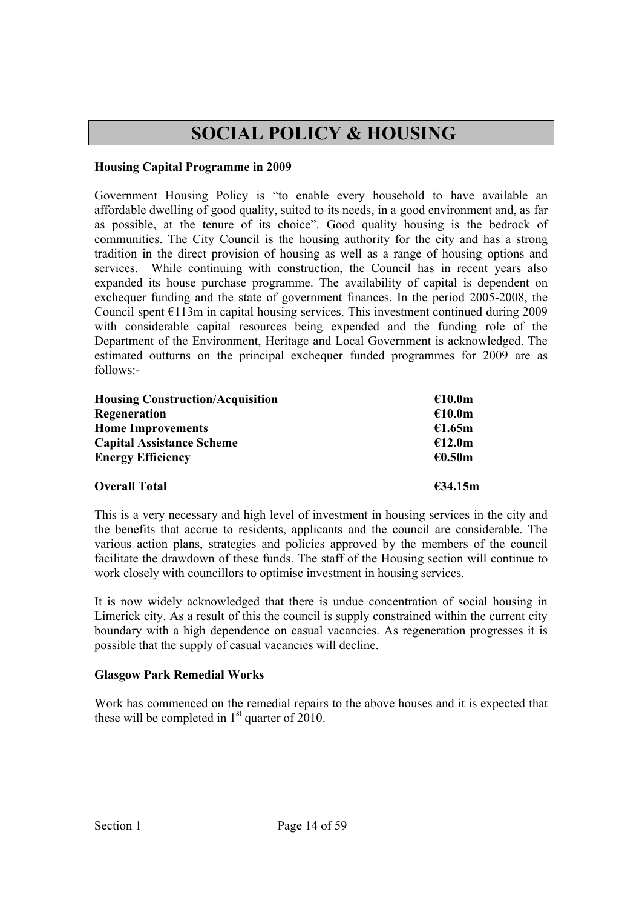# SOCIAL POLICY & HOUSING

**Housing Capital Programme in 2009**

Government Housing Policy is "to enable every household to have available an affordable dwelling of good quality, suited to its needs, in a good environment and, as far as possible, at the tenure of its choice". Good quality housing is the bedrock of communities. The City Council is the housing authority for the city and has a strong tradition in the direct provision of housing as well as a range of housing options and services. While continuing with construction, the Council has in recent years also expanded its house purchase programme. The availability of capital is dependent on exchequer funding and the state of government finances. In the period 2005-2008, the Council spent €113m in capital housing services. This investment continued during 2009 with considerable capital resources being expended and the funding role of the Department of the Environment, Heritage and Local Government is acknowledged. The estimated outturns on the principal exchequer funded programmes for 2009 are as follows:-

| | |
|---|---|
| **Housing Construction/Acquisition** | **€10.0m** |
| **Regeneration** | **€10.0m** |
| **Home Improvements** | **€1.65m** |
| **Capital Assistance Scheme** | **€12.0m** |
| **Energy Efficiency** | **€0.50m** |
| **Overall Total** | **€34.15m** |

This is a very necessary and high level of investment in housing services in the city and the benefits that accrue to residents, applicants and the council are considerable. The various action plans, strategies and policies approved by the members of the council facilitate the drawdown of these funds. The staff of the Housing section will continue to work closely with councillors to optimise investment in housing services.

It is now widely acknowledged that there is undue concentration of social housing in Limerick city. As a result of this the council is supply constrained within the current city boundary with a high dependence on casual vacancies. As regeneration progresses it is possible that the supply of casual vacancies will decline.

**Glasgow Park Remedial Works**

Work has commenced on the remedial repairs to the above houses and it is expected that these will be completed in 1st quarter of 2010.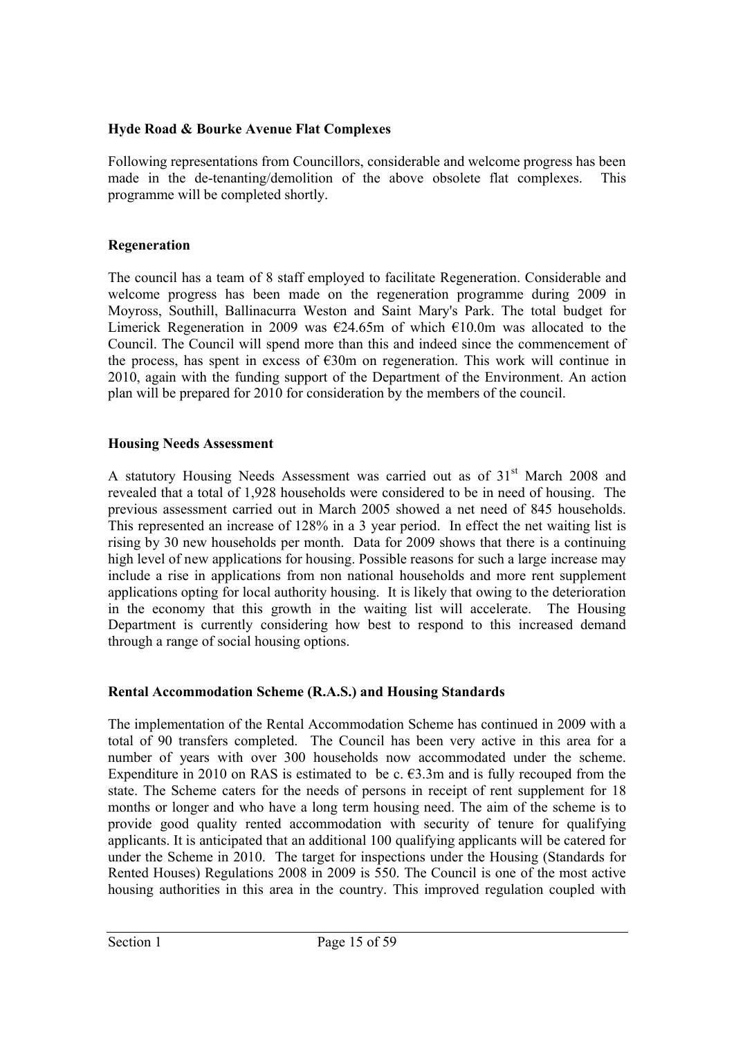**Hyde Road & Bourke Avenue Flat Complexes**

Following representations from Councillors, considerable and welcome progress has been made in the de-tenanting/demolition of the above obsolete flat complexes. This programme will be completed shortly.

**Regeneration**

The council has a team of 8 staff employed to facilitate Regeneration. Considerable and welcome progress has been made on the regeneration programme during 2009 in Moyross, Southill, Ballinacurra Weston and Saint Mary's Park. The total budget for Limerick Regeneration in 2009 was €24.65m of which €10.0m was allocated to the Council. The Council will spend more than this and indeed since the commencement of the process, has spent in excess of €30m on regeneration. This work will continue in 2010, again with the funding support of the Department of the Environment. An action plan will be prepared for 2010 for consideration by the members of the council.

**Housing Needs Assessment**

A statutory Housing Needs Assessment was carried out as of 31st March 2008 and revealed that a total of 1,928 households were considered to be in need of housing. The previous assessment carried out in March 2005 showed a net need of 845 households. This represented an increase of 128% in a 3 year period. In effect the net waiting list is rising by 30 new households per month. Data for 2009 shows that there is a continuing high level of new applications for housing. Possible reasons for such a large increase may include a rise in applications from non national households and more rent supplement applications opting for local authority housing. It is likely that owing to the deterioration in the economy that this growth in the waiting list will accelerate. The Housing Department is currently considering how best to respond to this increased demand through a range of social housing options.

**Rental Accommodation Scheme (R.A.S.) and Housing Standards**

The implementation of the Rental Accommodation Scheme has continued in 2009 with a total of 90 transfers completed. The Council has been very active in this area for a number of years with over 300 households now accommodated under the scheme. Expenditure in 2010 on RAS is estimated to be c. €3.3m and is fully recouped from the state. The Scheme caters for the needs of persons in receipt of rent supplement for 18 months or longer and who have a long term housing need. The aim of the scheme is to provide good quality rented accommodation with security of tenure for qualifying applicants. It is anticipated that an additional 100 qualifying applicants will be catered for under the Scheme in 2010. The target for inspections under the Housing (Standards for Rented Houses) Regulations 2008 in 2009 is 550. The Council is one of the most active housing authorities in this area in the country. This improved regulation coupled with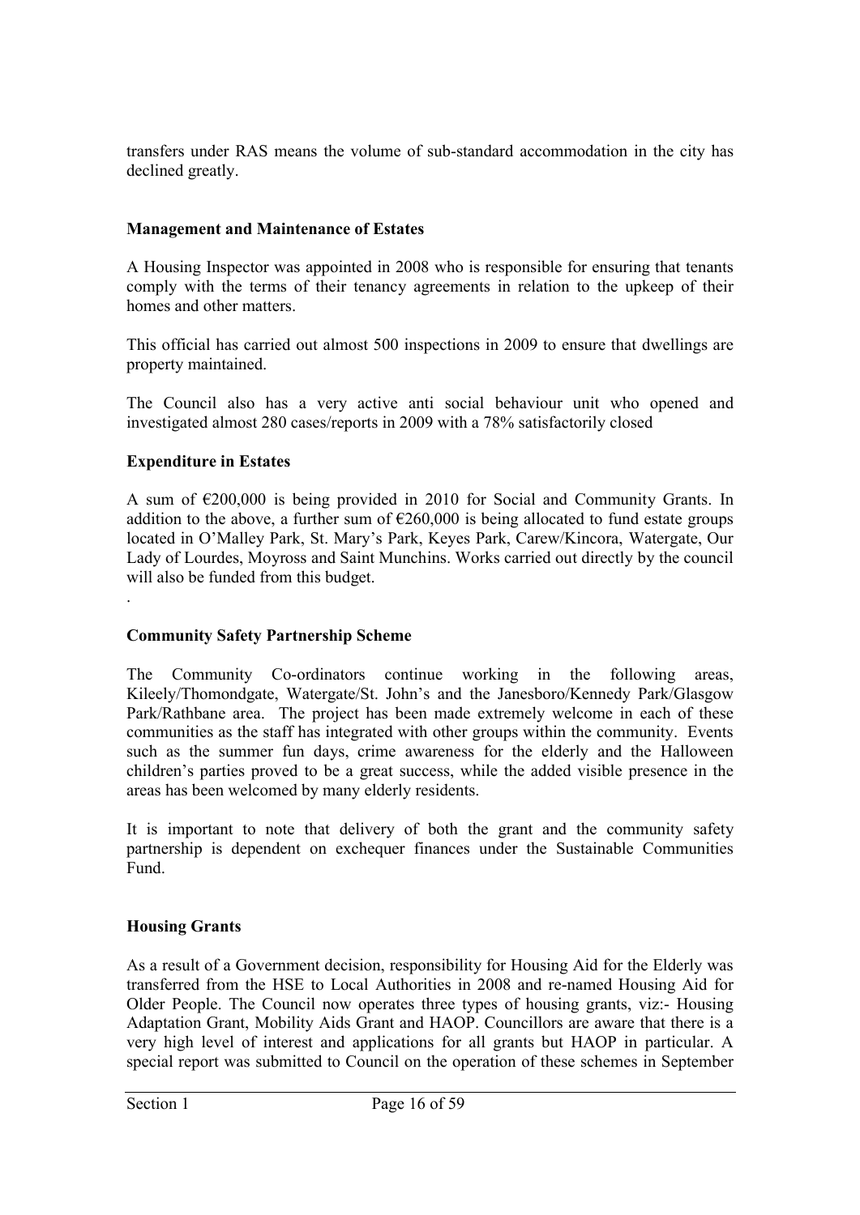transfers under RAS means the volume of sub-standard accommodation in the city has declined greatly.

**Management and Maintenance of Estates**

A Housing Inspector was appointed in 2008 who is responsible for ensuring that tenants comply with the terms of their tenancy agreements in relation to the upkeep of their homes and other matters.

This official has carried out almost 500 inspections in 2009 to ensure that dwellings are property maintained.

The Council also has a very active anti social behaviour unit who opened and investigated almost 280 cases/reports in 2009 with a 78% satisfactorily closed

**Expenditure in Estates**

A sum of €200,000 is being provided in 2010 for Social and Community Grants. In addition to the above, a further sum of €260,000 is being allocated to fund estate groups located in O'Malley Park, St. Mary's Park, Keyes Park, Carew/Kincora, Watergate, Our Lady of Lourdes, Moyross and Saint Munchins. Works carried out directly by the council will also be funded from this budget.

.

**Community Safety Partnership Scheme**

The Community Co-ordinators continue working in the following areas, Kileely/Thomondgate, Watergate/St. John's and the Janesboro/Kennedy Park/Glasgow Park/Rathbane area. The project has been made extremely welcome in each of these communities as the staff has integrated with other groups within the community. Events such as the summer fun days, crime awareness for the elderly and the Halloween children's parties proved to be a great success, while the added visible presence in the areas has been welcomed by many elderly residents.

It is important to note that delivery of both the grant and the community safety partnership is dependent on exchequer finances under the Sustainable Communities Fund.

**Housing Grants**

As a result of a Government decision, responsibility for Housing Aid for the Elderly was transferred from the HSE to Local Authorities in 2008 and re-named Housing Aid for Older People. The Council now operates three types of housing grants, viz:- Housing Adaptation Grant, Mobility Aids Grant and HAOP. Councillors are aware that there is a very high level of interest and applications for all grants but HAOP in particular. A special report was submitted to Council on the operation of these schemes in September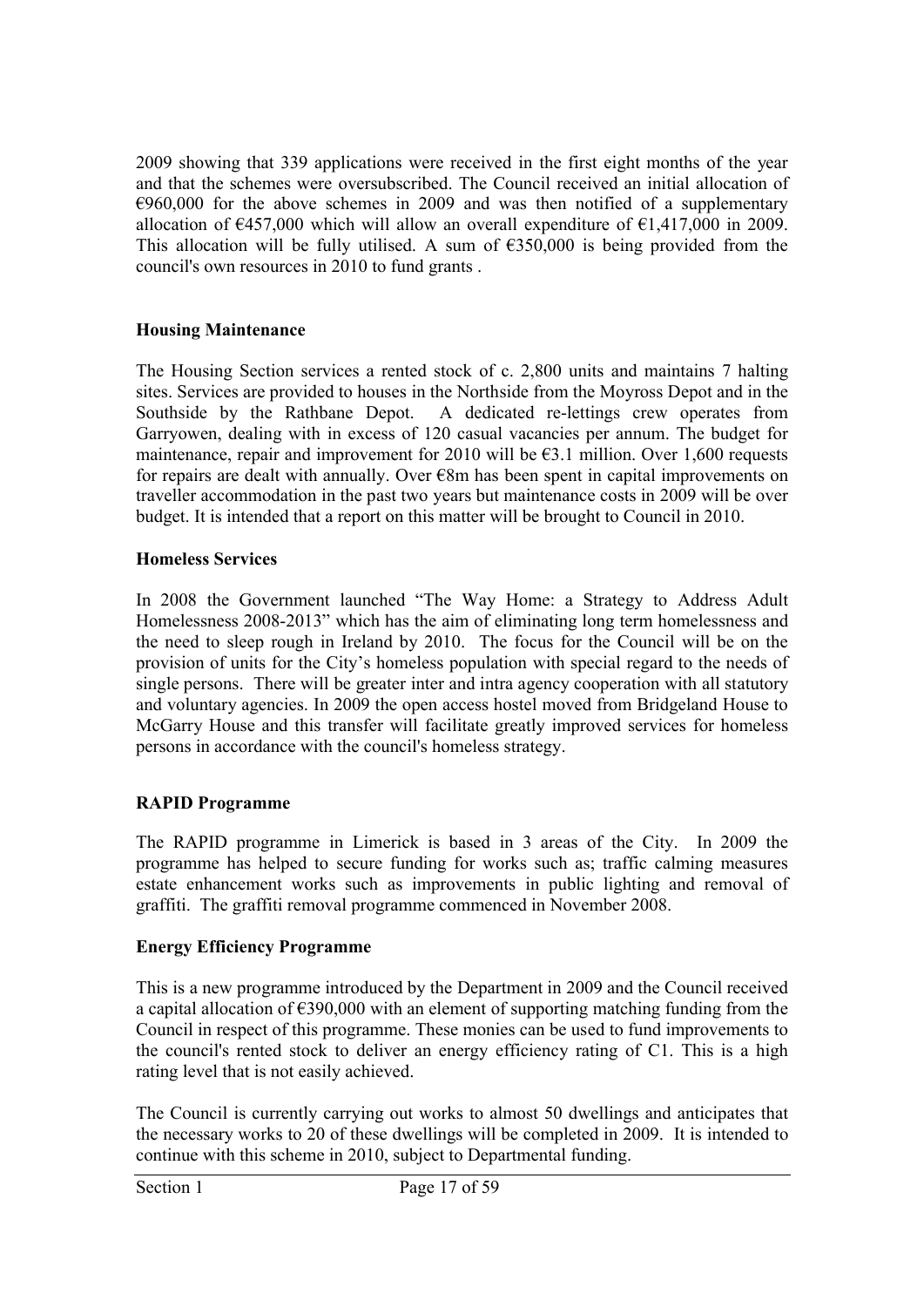2009 showing that 339 applications were received in the first eight months of the year and that the schemes were oversubscribed. The Council received an initial allocation of €960,000 for the above schemes in 2009 and was then notified of a supplementary allocation of €457,000 which will allow an overall expenditure of €1,417,000 in 2009. This allocation will be fully utilised. A sum of €350,000 is being provided from the council's own resources in 2010 to fund grants .

**Housing Maintenance**

The Housing Section services a rented stock of c. 2,800 units and maintains 7 halting sites. Services are provided to houses in the Northside from the Moyross Depot and in the Southside by the Rathbane Depot. A dedicated re-lettings crew operates from Garryowen, dealing with in excess of 120 casual vacancies per annum. The budget for maintenance, repair and improvement for 2010 will be €3.1 million. Over 1,600 requests for repairs are dealt with annually. Over €8m has been spent in capital improvements on traveller accommodation in the past two years but maintenance costs in 2009 will be over budget. It is intended that a report on this matter will be brought to Council in 2010.

**Homeless Services**

In 2008 the Government launched "The Way Home: a Strategy to Address Adult Homelessness 2008-2013" which has the aim of eliminating long term homelessness and the need to sleep rough in Ireland by 2010. The focus for the Council will be on the provision of units for the City's homeless population with special regard to the needs of single persons. There will be greater inter and intra agency cooperation with all statutory and voluntary agencies. In 2009 the open access hostel moved from Bridgeland House to McGarry House and this transfer will facilitate greatly improved services for homeless persons in accordance with the council's homeless strategy.

**RAPID Programme**

The RAPID programme in Limerick is based in 3 areas of the City. In 2009 the programme has helped to secure funding for works such as; traffic calming measures estate enhancement works such as improvements in public lighting and removal of graffiti. The graffiti removal programme commenced in November 2008.

**Energy Efficiency Programme**

This is a new programme introduced by the Department in 2009 and the Council received a capital allocation of €390,000 with an element of supporting matching funding from the Council in respect of this programme. These monies can be used to fund improvements to the council's rented stock to deliver an energy efficiency rating of C1. This is a high rating level that is not easily achieved.

The Council is currently carrying out works to almost 50 dwellings and anticipates that the necessary works to 20 of these dwellings will be completed in 2009. It is intended to continue with this scheme in 2010, subject to Departmental funding.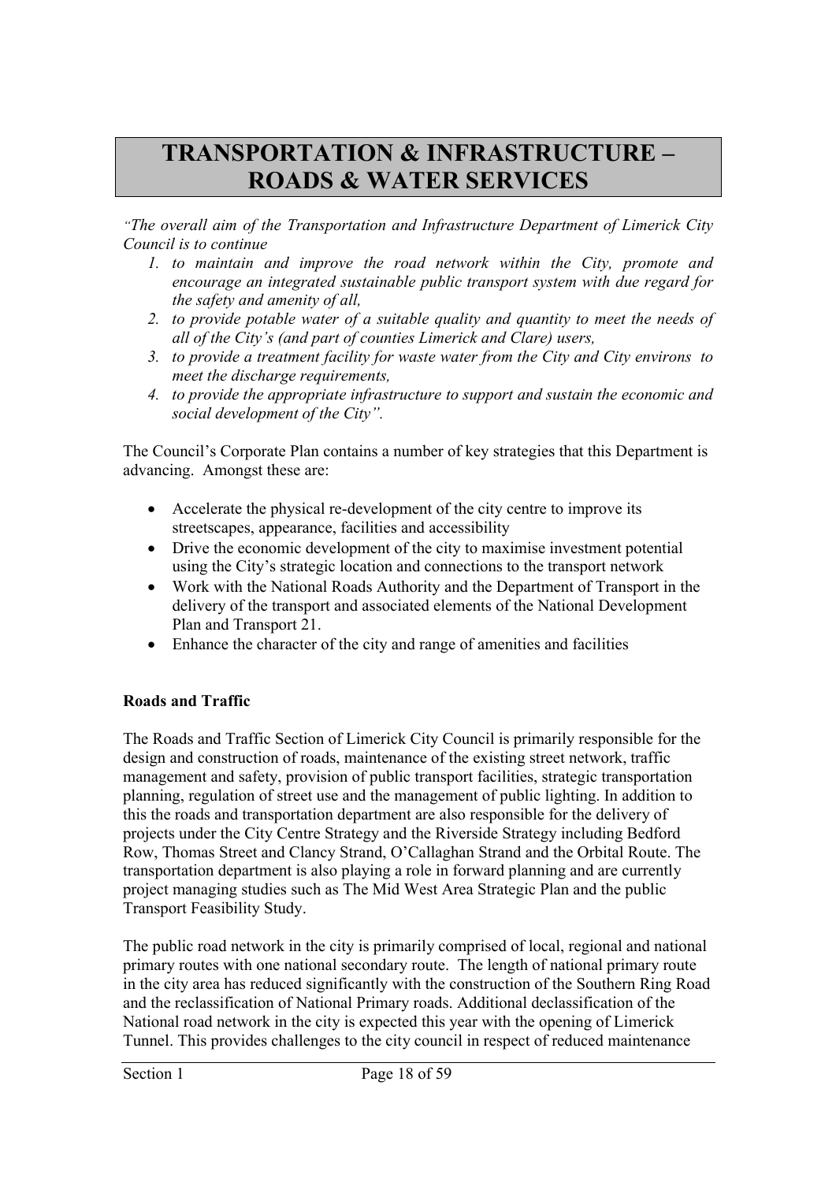# TRANSPORTATION & INFRASTRUCTURE – ROADS & WATER SERVICES

*"The overall aim of the Transportation and Infrastructure Department of Limerick City Council is to continue*

1. *to maintain and improve the road network within the City, promote and encourage an integrated sustainable public transport system with due regard for the safety and amenity of all,*
2. *to provide potable water of a suitable quality and quantity to meet the needs of all of the City's (and part of counties Limerick and Clare) users,*
3. *to provide a treatment facility for waste water from the City and City environs to meet the discharge requirements,*
4. *to provide the appropriate infrastructure to support and sustain the economic and social development of the City".*

The Council's Corporate Plan contains a number of key strategies that this Department is advancing. Amongst these are:

- Accelerate the physical re-development of the city centre to improve its streetscapes, appearance, facilities and accessibility
- Drive the economic development of the city to maximise investment potential using the City's strategic location and connections to the transport network
- Work with the National Roads Authority and the Department of Transport in the delivery of the transport and associated elements of the National Development Plan and Transport 21.
- Enhance the character of the city and range of amenities and facilities

**Roads and Traffic**

The Roads and Traffic Section of Limerick City Council is primarily responsible for the design and construction of roads, maintenance of the existing street network, traffic management and safety, provision of public transport facilities, strategic transportation planning, regulation of street use and the management of public lighting. In addition to this the roads and transportation department are also responsible for the delivery of projects under the City Centre Strategy and the Riverside Strategy including Bedford Row, Thomas Street and Clancy Strand, O'Callaghan Strand and the Orbital Route. The transportation department is also playing a role in forward planning and are currently project managing studies such as The Mid West Area Strategic Plan and the public Transport Feasibility Study.

The public road network in the city is primarily comprised of local, regional and national primary routes with one national secondary route. The length of national primary route in the city area has reduced significantly with the construction of the Southern Ring Road and the reclassification of National Primary roads. Additional declassification of the National road network in the city is expected this year with the opening of Limerick Tunnel. This provides challenges to the city council in respect of reduced maintenance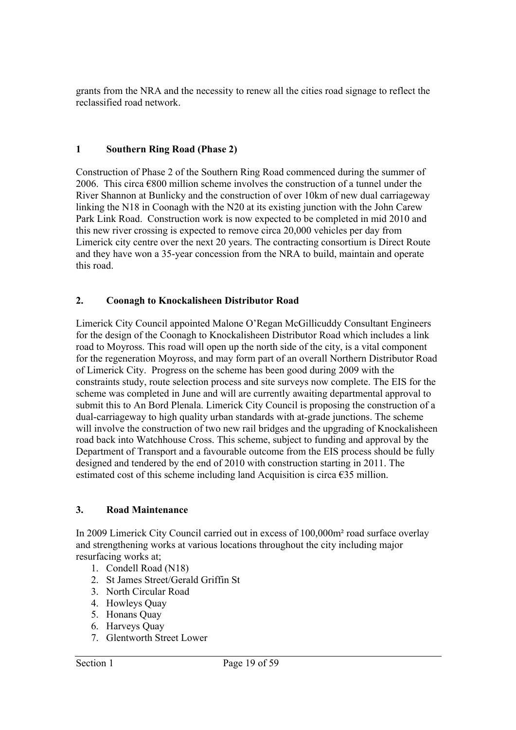grants from the NRA and the necessity to renew all the cities road signage to reflect the reclassified road network.

## 1 Southern Ring Road (Phase 2)

Construction of Phase 2 of the Southern Ring Road commenced during the summer of 2006. This circa €800 million scheme involves the construction of a tunnel under the River Shannon at Bunlicky and the construction of over 10km of new dual carriageway linking the N18 in Coonagh with the N20 at its existing junction with the John Carew Park Link Road. Construction work is now expected to be completed in mid 2010 and this new river crossing is expected to remove circa 20,000 vehicles per day from Limerick city centre over the next 20 years. The contracting consortium is Direct Route and they have won a 35-year concession from the NRA to build, maintain and operate this road.

## 2. Coonagh to Knockalisheen Distributor Road

Limerick City Council appointed Malone O'Regan McGillicuddy Consultant Engineers for the design of the Coonagh to Knockalisheen Distributor Road which includes a link road to Moyross. This road will open up the north side of the city, is a vital component for the regeneration Moyross, and may form part of an overall Northern Distributor Road of Limerick City. Progress on the scheme has been good during 2009 with the constraints study, route selection process and site surveys now complete. The EIS for the scheme was completed in June and will are currently awaiting departmental approval to submit this to An Bord Plenala. Limerick City Council is proposing the construction of a dual-carriageway to high quality urban standards with at-grade junctions. The scheme will involve the construction of two new rail bridges and the upgrading of Knockalisheen road back into Watchhouse Cross. This scheme, subject to funding and approval by the Department of Transport and a favourable outcome from the EIS process should be fully designed and tendered by the end of 2010 with construction starting in 2011. The estimated cost of this scheme including land Acquisition is circa €35 million.

## 3. Road Maintenance

In 2009 Limerick City Council carried out in excess of 100,000m² road surface overlay and strengthening works at various locations throughout the city including major resurfacing works at;

1. Condell Road (N18)
2. St James Street/Gerald Griffin St
3. North Circular Road
4. Howleys Quay
5. Honans Quay
6. Harveys Quay
7. Glentworth Street Lower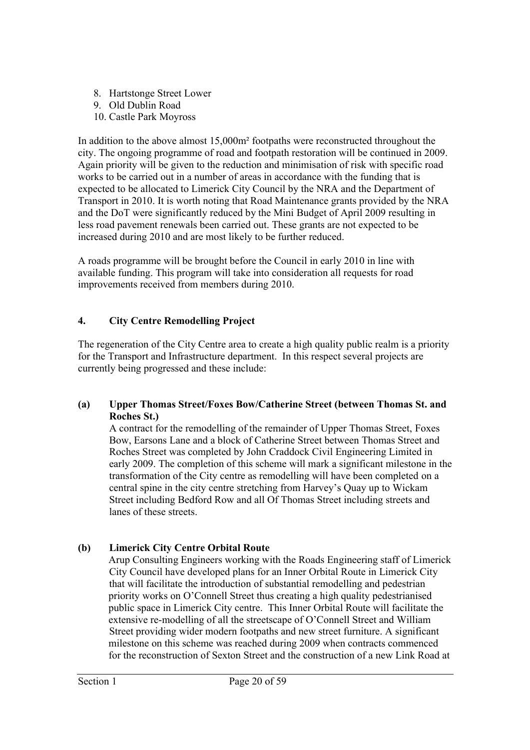8. Hartstonge Street Lower
9. Old Dublin Road
10. Castle Park Moyross

In addition to the above almost 15,000m² footpaths were reconstructed throughout the city. The ongoing programme of road and footpath restoration will be continued in 2009. Again priority will be given to the reduction and minimisation of risk with specific road works to be carried out in a number of areas in accordance with the funding that is expected to be allocated to Limerick City Council by the NRA and the Department of Transport in 2010. It is worth noting that Road Maintenance grants provided by the NRA and the DoT were significantly reduced by the Mini Budget of April 2009 resulting in less road pavement renewals been carried out. These grants are not expected to be increased during 2010 and are most likely to be further reduced.

A roads programme will be brought before the Council in early 2010 in line with available funding. This program will take into consideration all requests for road improvements received from members during 2010.

## 4. City Centre Remodelling Project

The regeneration of the City Centre area to create a high quality public realm is a priority for the Transport and Infrastructure department. In this respect several projects are currently being progressed and these include:

### (a) Upper Thomas Street/Foxes Bow/Catherine Street (between Thomas St. and Roches St.)

A contract for the remodelling of the remainder of Upper Thomas Street, Foxes Bow, Earsons Lane and a block of Catherine Street between Thomas Street and Roches Street was completed by John Craddock Civil Engineering Limited in early 2009. The completion of this scheme will mark a significant milestone in the transformation of the City centre as remodelling will have been completed on a central spine in the city centre stretching from Harvey's Quay up to Wickam Street including Bedford Row and all Of Thomas Street including streets and lanes of these streets.

### (b) Limerick City Centre Orbital Route

Arup Consulting Engineers working with the Roads Engineering staff of Limerick City Council have developed plans for an Inner Orbital Route in Limerick City that will facilitate the introduction of substantial remodelling and pedestrian priority works on O'Connell Street thus creating a high quality pedestrianised public space in Limerick City centre. This Inner Orbital Route will facilitate the extensive re-modelling of all the streetscape of O'Connell Street and William Street providing wider modern footpaths and new street furniture. A significant milestone on this scheme was reached during 2009 when contracts commenced for the reconstruction of Sexton Street and the construction of a new Link Road at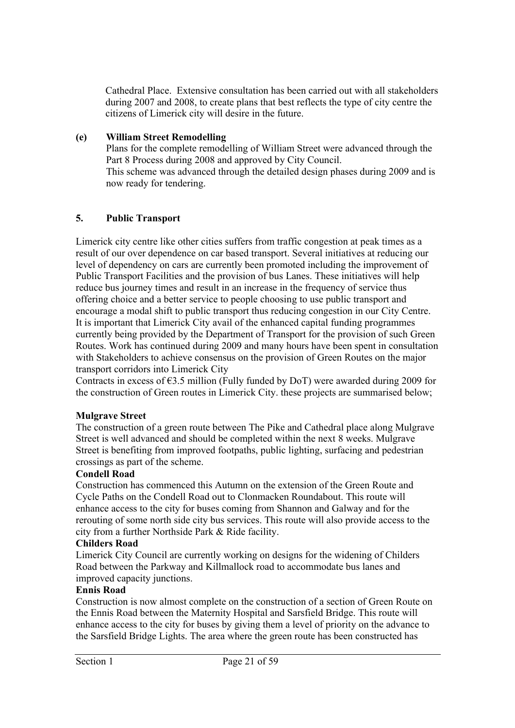Cathedral Place. Extensive consultation has been carried out with all stakeholders during 2007 and 2008, to create plans that best reflects the type of city centre the citizens of Limerick city will desire in the future.

**(e) William Street Remodelling**

Plans for the complete remodelling of William Street were advanced through the Part 8 Process during 2008 and approved by City Council.
This scheme was advanced through the detailed design phases during 2009 and is now ready for tendering.

## 5. Public Transport

Limerick city centre like other cities suffers from traffic congestion at peak times as a result of our over dependence on car based transport. Several initiatives at reducing our level of dependency on cars are currently been promoted including the improvement of Public Transport Facilities and the provision of bus Lanes. These initiatives will help reduce bus journey times and result in an increase in the frequency of service thus offering choice and a better service to people choosing to use public transport and encourage a modal shift to public transport thus reducing congestion in our City Centre. It is important that Limerick City avail of the enhanced capital funding programmes currently being provided by the Department of Transport for the provision of such Green Routes. Work has continued during 2009 and many hours have been spent in consultation with Stakeholders to achieve consensus on the provision of Green Routes on the major transport corridors into Limerick City
Contracts in excess of €3.5 million (Fully funded by DoT) were awarded during 2009 for the construction of Green routes in Limerick City. these projects are summarised below;

**Mulgrave Street**

The construction of a green route between The Pike and Cathedral place along Mulgrave Street is well advanced and should be completed within the next 8 weeks. Mulgrave Street is benefiting from improved footpaths, public lighting, surfacing and pedestrian crossings as part of the scheme.

**Condell Road**

Construction has commenced this Autumn on the extension of the Green Route and Cycle Paths on the Condell Road out to Clonmacken Roundabout. This route will enhance access to the city for buses coming from Shannon and Galway and for the rerouting of some north side city bus services. This route will also provide access to the city from a further Northside Park & Ride facility.

**Childers Road**

Limerick City Council are currently working on designs for the widening of Childers Road between the Parkway and Killmallock road to accommodate bus lanes and improved capacity junctions.

**Ennis Road**

Construction is now almost complete on the construction of a section of Green Route on the Ennis Road between the Maternity Hospital and Sarsfield Bridge. This route will enhance access to the city for buses by giving them a level of priority on the advance to the Sarsfield Bridge Lights. The area where the green route has been constructed has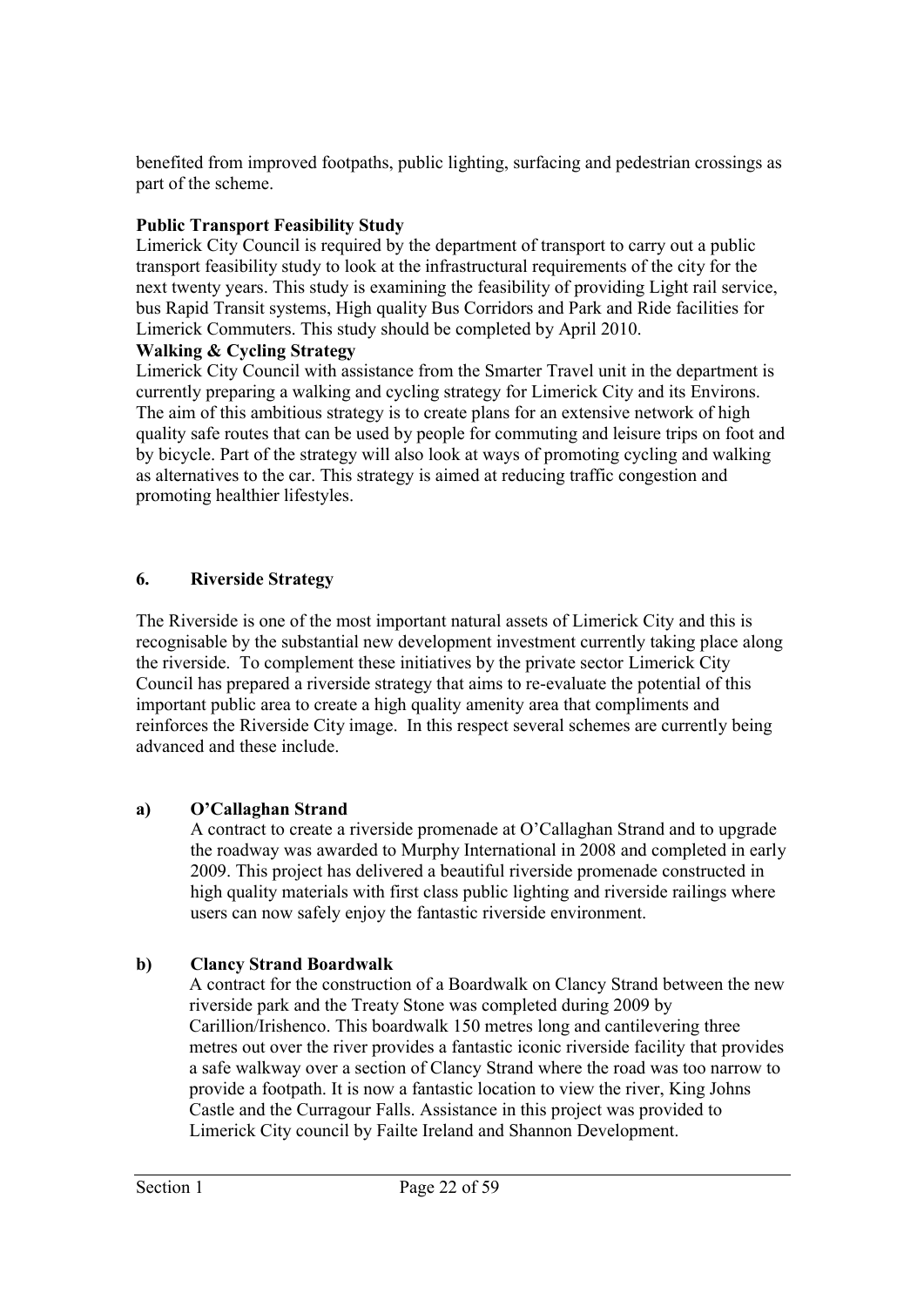benefited from improved footpaths, public lighting, surfacing and pedestrian crossings as part of the scheme.

**Public Transport Feasibility Study**

Limerick City Council is required by the department of transport to carry out a public transport feasibility study to look at the infrastructural requirements of the city for the next twenty years. This study is examining the feasibility of providing Light rail service, bus Rapid Transit systems, High quality Bus Corridors and Park and Ride facilities for Limerick Commuters. This study should be completed by April 2010.

**Walking & Cycling Strategy**

Limerick City Council with assistance from the Smarter Travel unit in the department is currently preparing a walking and cycling strategy for Limerick City and its Environs. The aim of this ambitious strategy is to create plans for an extensive network of high quality safe routes that can be used by people for commuting and leisure trips on foot and by bicycle. Part of the strategy will also look at ways of promoting cycling and walking as alternatives to the car. This strategy is aimed at reducing traffic congestion and promoting healthier lifestyles.

## 6. Riverside Strategy

The Riverside is one of the most important natural assets of Limerick City and this is recognisable by the substantial new development investment currently taking place along the riverside. To complement these initiatives by the private sector Limerick City Council has prepared a riverside strategy that aims to re-evaluate the potential of this important public area to create a high quality amenity area that compliments and reinforces the Riverside City image. In this respect several schemes are currently being advanced and these include.

### a) O'Callaghan Strand

A contract to create a riverside promenade at O'Callaghan Strand and to upgrade the roadway was awarded to Murphy International in 2008 and completed in early 2009. This project has delivered a beautiful riverside promenade constructed in high quality materials with first class public lighting and riverside railings where users can now safely enjoy the fantastic riverside environment.

### b) Clancy Strand Boardwalk

A contract for the construction of a Boardwalk on Clancy Strand between the new riverside park and the Treaty Stone was completed during 2009 by Carillion/Irishenco. This boardwalk 150 metres long and cantilevering three metres out over the river provides a fantastic iconic riverside facility that provides a safe walkway over a section of Clancy Strand where the road was too narrow to provide a footpath. It is now a fantastic location to view the river, King Johns Castle and the Curragour Falls. Assistance in this project was provided to Limerick City council by Failte Ireland and Shannon Development.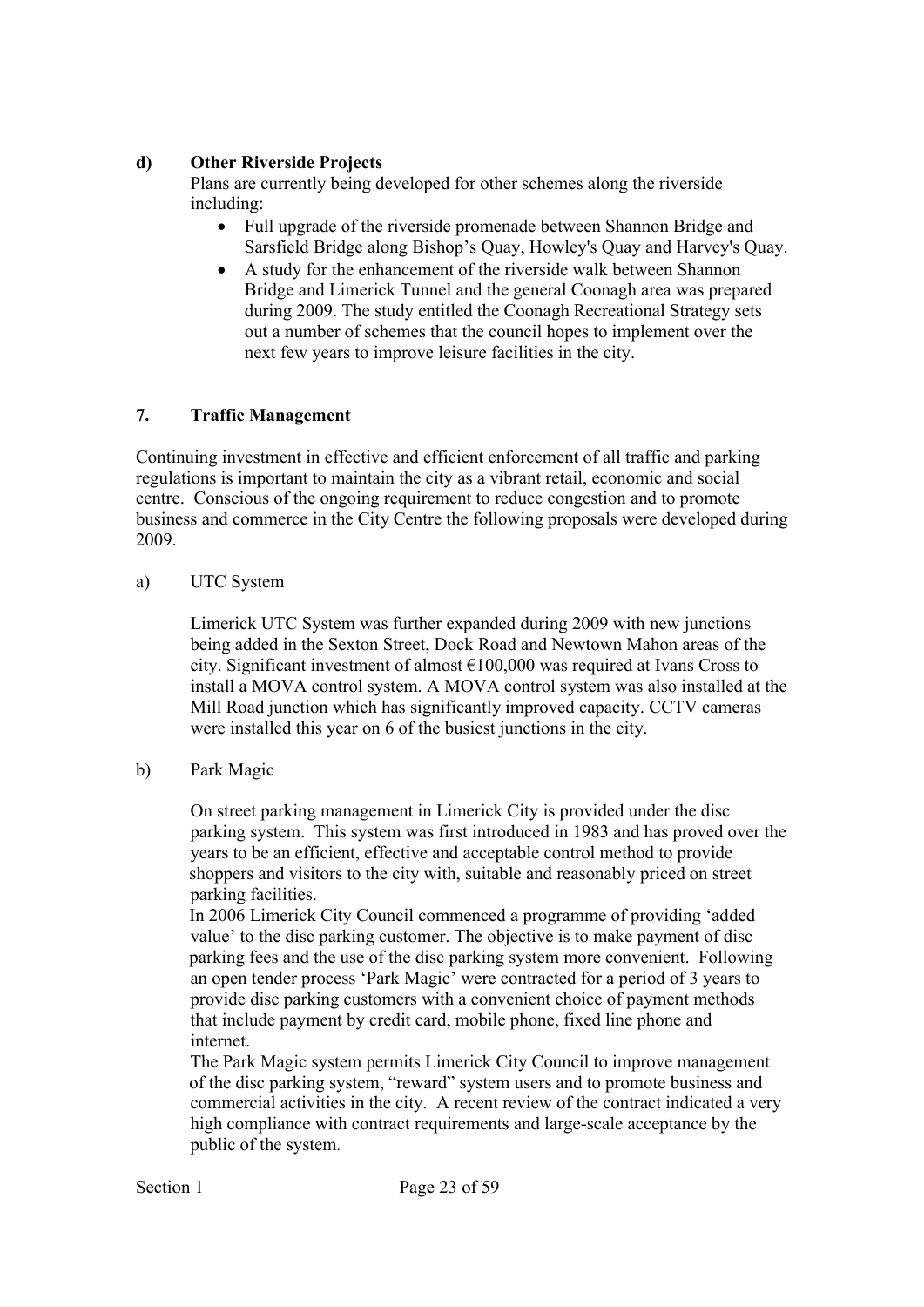**d) Other Riverside Projects**

Plans are currently being developed for other schemes along the riverside including:

- Full upgrade of the riverside promenade between Shannon Bridge and Sarsfield Bridge along Bishop's Quay, Howley's Quay and Harvey's Quay.
- A study for the enhancement of the riverside walk between Shannon Bridge and Limerick Tunnel and the general Coonagh area was prepared during 2009. The study entitled the Coonagh Recreational Strategy sets out a number of schemes that the council hopes to implement over the next few years to improve leisure facilities in the city.

## 7. Traffic Management

Continuing investment in effective and efficient enforcement of all traffic and parking regulations is important to maintain the city as a vibrant retail, economic and social centre. Conscious of the ongoing requirement to reduce congestion and to promote business and commerce in the City Centre the following proposals were developed during 2009.

a) UTC System

Limerick UTC System was further expanded during 2009 with new junctions being added in the Sexton Street, Dock Road and Newtown Mahon areas of the city. Significant investment of almost €100,000 was required at Ivans Cross to install a MOVA control system. A MOVA control system was also installed at the Mill Road junction which has significantly improved capacity. CCTV cameras were installed this year on 6 of the busiest junctions in the city.

b) Park Magic

On street parking management in Limerick City is provided under the disc parking system. This system was first introduced in 1983 and has proved over the years to be an efficient, effective and acceptable control method to provide shoppers and visitors to the city with, suitable and reasonably priced on street parking facilities.

In 2006 Limerick City Council commenced a programme of providing 'added value' to the disc parking customer. The objective is to make payment of disc parking fees and the use of the disc parking system more convenient. Following an open tender process 'Park Magic' were contracted for a period of 3 years to provide disc parking customers with a convenient choice of payment methods that include payment by credit card, mobile phone, fixed line phone and internet.

The Park Magic system permits Limerick City Council to improve management of the disc parking system, "reward" system users and to promote business and commercial activities in the city. A recent review of the contract indicated a very high compliance with contract requirements and large-scale acceptance by the public of the system.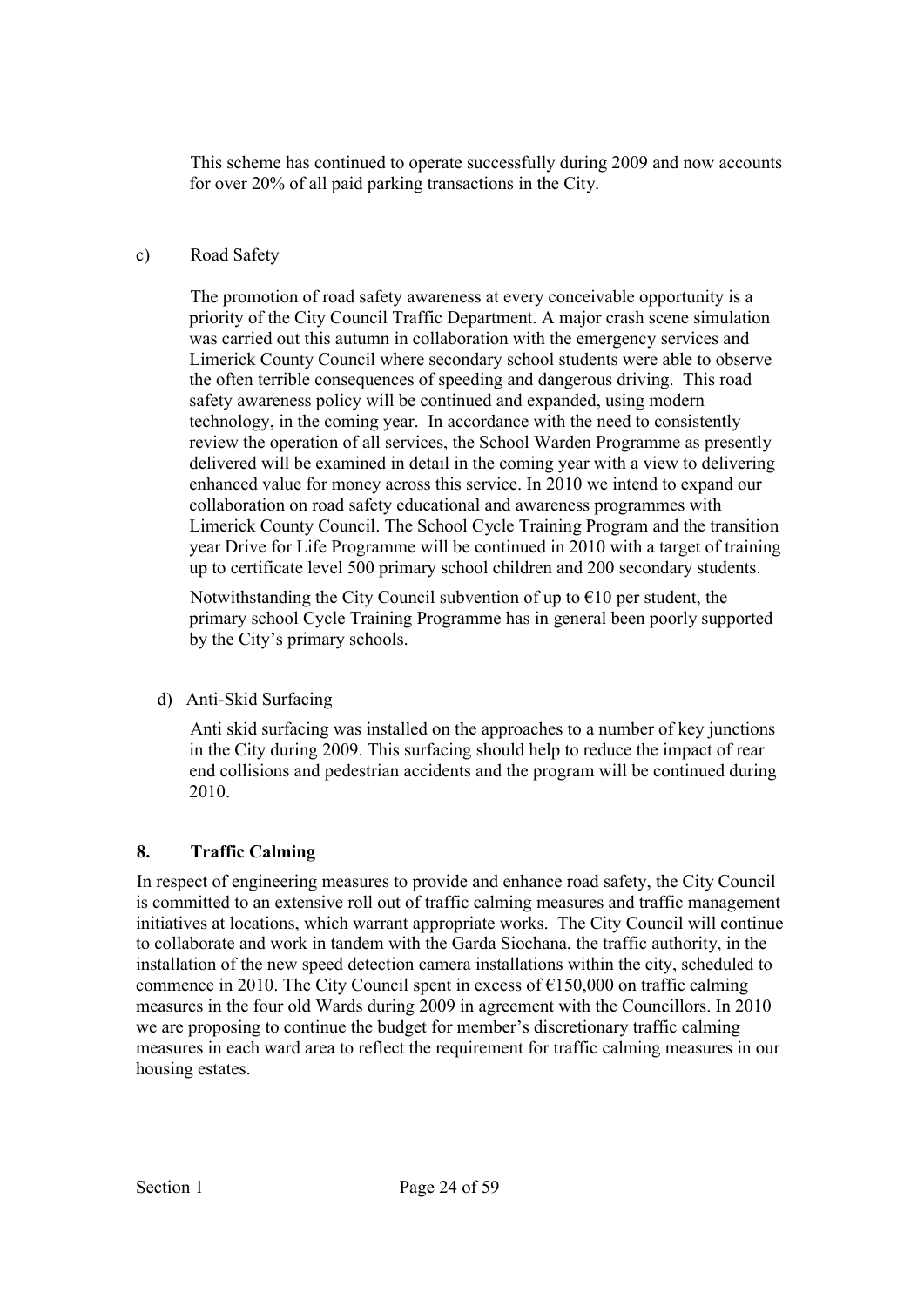This scheme has continued to operate successfully during 2009 and now accounts for over 20% of all paid parking transactions in the City.

c) Road Safety

The promotion of road safety awareness at every conceivable opportunity is a priority of the City Council Traffic Department. A major crash scene simulation was carried out this autumn in collaboration with the emergency services and Limerick County Council where secondary school students were able to observe the often terrible consequences of speeding and dangerous driving. This road safety awareness policy will be continued and expanded, using modern technology, in the coming year. In accordance with the need to consistently review the operation of all services, the School Warden Programme as presently delivered will be examined in detail in the coming year with a view to delivering enhanced value for money across this service. In 2010 we intend to expand our collaboration on road safety educational and awareness programmes with Limerick County Council. The School Cycle Training Program and the transition year Drive for Life Programme will be continued in 2010 with a target of training up to certificate level 500 primary school children and 200 secondary students.

Notwithstanding the City Council subvention of up to €10 per student, the primary school Cycle Training Programme has in general been poorly supported by the City's primary schools.

d) Anti-Skid Surfacing

Anti skid surfacing was installed on the approaches to a number of key junctions in the City during 2009. This surfacing should help to reduce the impact of rear end collisions and pedestrian accidents and the program will be continued during 2010.

## 8. Traffic Calming

In respect of engineering measures to provide and enhance road safety, the City Council is committed to an extensive roll out of traffic calming measures and traffic management initiatives at locations, which warrant appropriate works. The City Council will continue to collaborate and work in tandem with the Garda Siochana, the traffic authority, in the installation of the new speed detection camera installations within the city, scheduled to commence in 2010. The City Council spent in excess of €150,000 on traffic calming measures in the four old Wards during 2009 in agreement with the Councillors. In 2010 we are proposing to continue the budget for member's discretionary traffic calming measures in each ward area to reflect the requirement for traffic calming measures in our housing estates.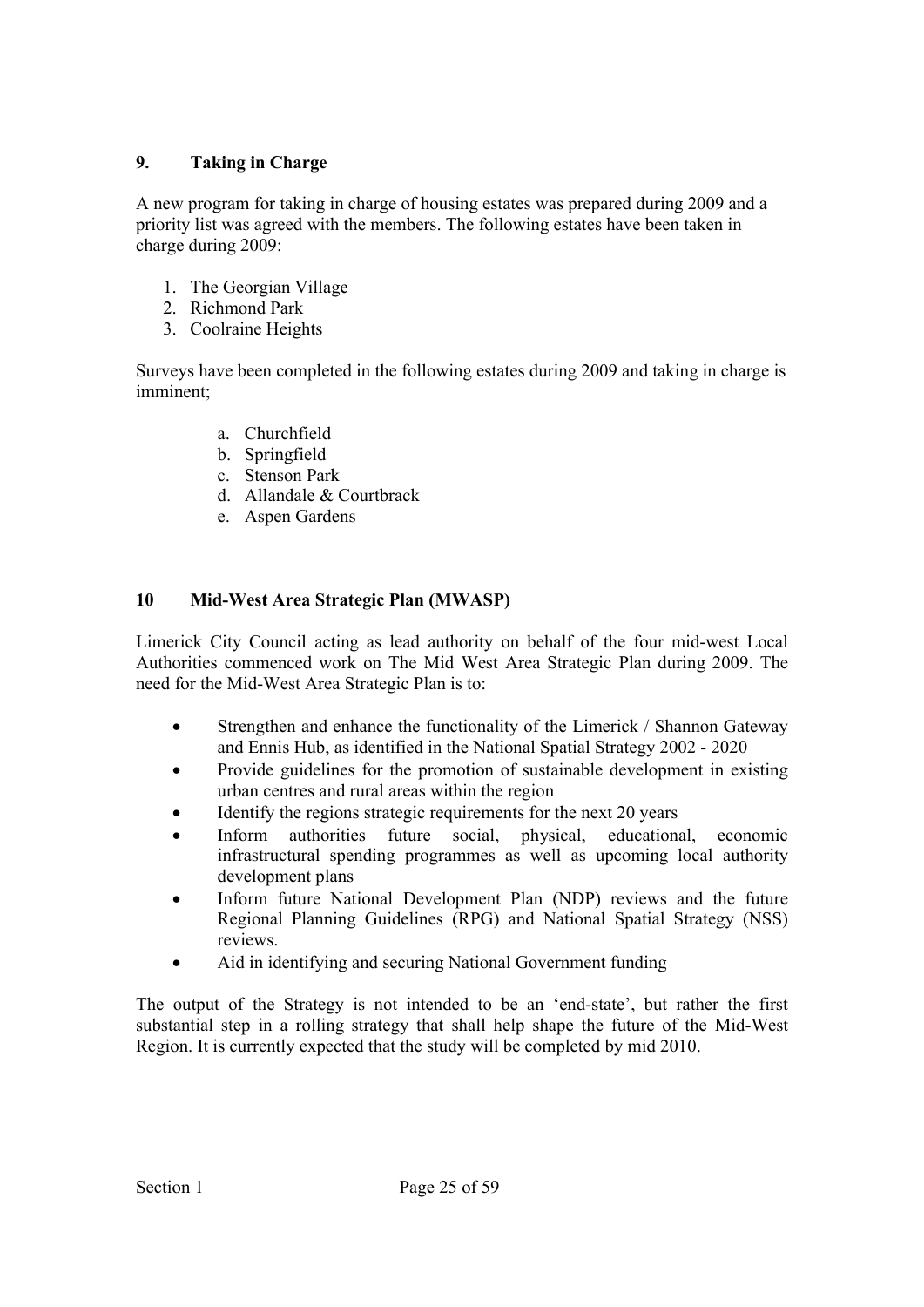## 9. Taking in Charge

A new program for taking in charge of housing estates was prepared during 2009 and a priority list was agreed with the members. The following estates have been taken in charge during 2009:

1. The Georgian Village
2. Richmond Park
3. Coolraine Heights

Surveys have been completed in the following estates during 2009 and taking in charge is imminent;

a. Churchfield
b. Springfield
c. Stenson Park
d. Allandale & Courtbrack
e. Aspen Gardens

## 10 Mid-West Area Strategic Plan (MWASP)

Limerick City Council acting as lead authority on behalf of the four mid-west Local Authorities commenced work on The Mid West Area Strategic Plan during 2009. The need for the Mid-West Area Strategic Plan is to:

- Strengthen and enhance the functionality of the Limerick / Shannon Gateway and Ennis Hub, as identified in the National Spatial Strategy 2002 - 2020
- Provide guidelines for the promotion of sustainable development in existing urban centres and rural areas within the region
- Identify the regions strategic requirements for the next 20 years
- Inform authorities future social, physical, educational, economic infrastructural spending programmes as well as upcoming local authority development plans
- Inform future National Development Plan (NDP) reviews and the future Regional Planning Guidelines (RPG) and National Spatial Strategy (NSS) reviews.
- Aid in identifying and securing National Government funding

The output of the Strategy is not intended to be an 'end-state', but rather the first substantial step in a rolling strategy that shall help shape the future of the Mid-West Region. It is currently expected that the study will be completed by mid 2010.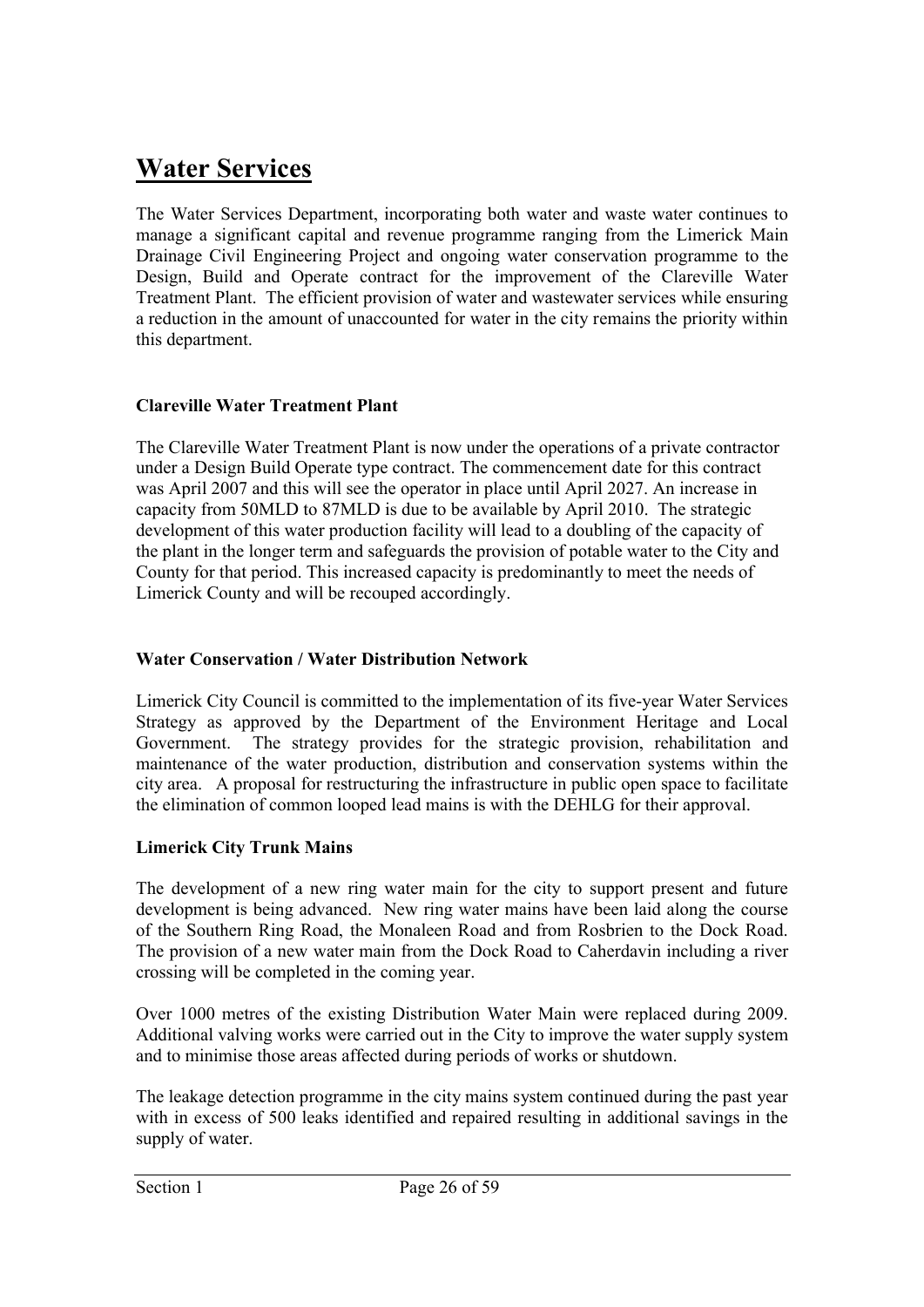# Water Services

The Water Services Department, incorporating both water and waste water continues to manage a significant capital and revenue programme ranging from the Limerick Main Drainage Civil Engineering Project and ongoing water conservation programme to the Design, Build and Operate contract for the improvement of the Clareville Water Treatment Plant. The efficient provision of water and wastewater services while ensuring a reduction in the amount of unaccounted for water in the city remains the priority within this department.

**Clareville Water Treatment Plant**

The Clareville Water Treatment Plant is now under the operations of a private contractor under a Design Build Operate type contract. The commencement date for this contract was April 2007 and this will see the operator in place until April 2027. An increase in capacity from 50MLD to 87MLD is due to be available by April 2010. The strategic development of this water production facility will lead to a doubling of the capacity of the plant in the longer term and safeguards the provision of potable water to the City and County for that period. This increased capacity is predominantly to meet the needs of Limerick County and will be recouped accordingly.

**Water Conservation / Water Distribution Network**

Limerick City Council is committed to the implementation of its five-year Water Services Strategy as approved by the Department of the Environment Heritage and Local Government. The strategy provides for the strategic provision, rehabilitation and maintenance of the water production, distribution and conservation systems within the city area. A proposal for restructuring the infrastructure in public open space to facilitate the elimination of common looped lead mains is with the DEHLG for their approval.

**Limerick City Trunk Mains**

The development of a new ring water main for the city to support present and future development is being advanced. New ring water mains have been laid along the course of the Southern Ring Road, the Monaleen Road and from Rosbrien to the Dock Road. The provision of a new water main from the Dock Road to Caherdavin including a river crossing will be completed in the coming year.

Over 1000 metres of the existing Distribution Water Main were replaced during 2009. Additional valving works were carried out in the City to improve the water supply system and to minimise those areas affected during periods of works or shutdown.

The leakage detection programme in the city mains system continued during the past year with in excess of 500 leaks identified and repaired resulting in additional savings in the supply of water.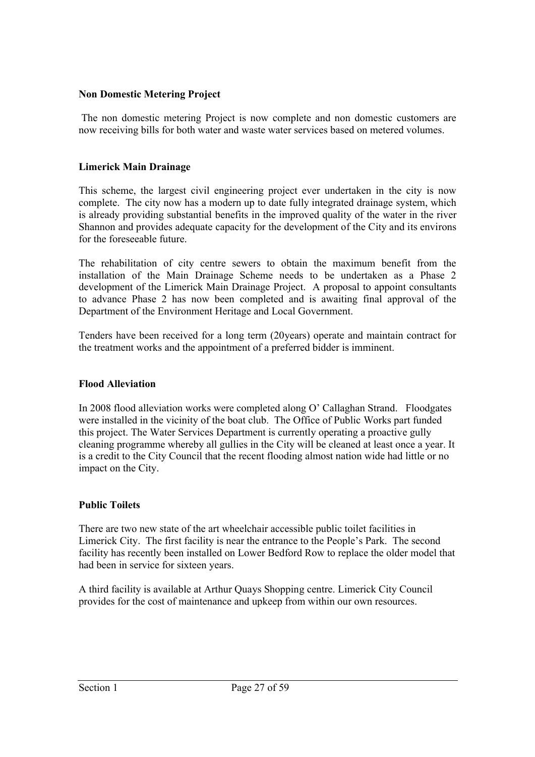**Non Domestic Metering Project**

The non domestic metering Project is now complete and non domestic customers are now receiving bills for both water and waste water services based on metered volumes.

**Limerick Main Drainage**

This scheme, the largest civil engineering project ever undertaken in the city is now complete. The city now has a modern up to date fully integrated drainage system, which is already providing substantial benefits in the improved quality of the water in the river Shannon and provides adequate capacity for the development of the City and its environs for the foreseeable future.

The rehabilitation of city centre sewers to obtain the maximum benefit from the installation of the Main Drainage Scheme needs to be undertaken as a Phase 2 development of the Limerick Main Drainage Project. A proposal to appoint consultants to advance Phase 2 has now been completed and is awaiting final approval of the Department of the Environment Heritage and Local Government.

Tenders have been received for a long term (20years) operate and maintain contract for the treatment works and the appointment of a preferred bidder is imminent.

**Flood Alleviation**

In 2008 flood alleviation works were completed along O' Callaghan Strand. Floodgates were installed in the vicinity of the boat club. The Office of Public Works part funded this project. The Water Services Department is currently operating a proactive gully cleaning programme whereby all gullies in the City will be cleaned at least once a year. It is a credit to the City Council that the recent flooding almost nation wide had little or no impact on the City.

**Public Toilets**

There are two new state of the art wheelchair accessible public toilet facilities in Limerick City. The first facility is near the entrance to the People's Park. The second facility has recently been installed on Lower Bedford Row to replace the older model that had been in service for sixteen years.

A third facility is available at Arthur Quays Shopping centre. Limerick City Council provides for the cost of maintenance and upkeep from within our own resources.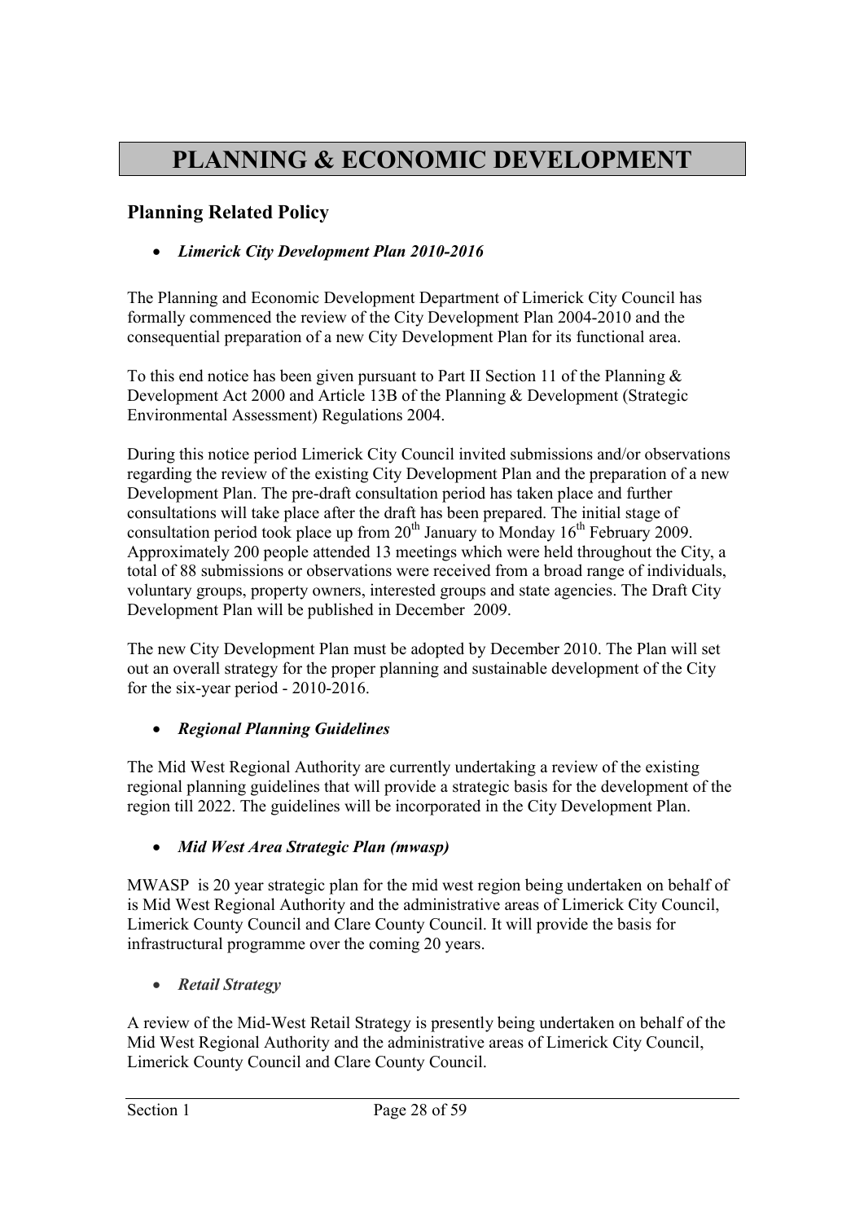# PLANNING & ECONOMIC DEVELOPMENT

## Planning Related Policy

- ***Limerick City Development Plan 2010-2016***

The Planning and Economic Development Department of Limerick City Council has formally commenced the review of the City Development Plan 2004-2010 and the consequential preparation of a new City Development Plan for its functional area.

To this end notice has been given pursuant to Part II Section 11 of the Planning & Development Act 2000 and Article 13B of the Planning & Development (Strategic Environmental Assessment) Regulations 2004.

During this notice period Limerick City Council invited submissions and/or observations regarding the review of the existing City Development Plan and the preparation of a new Development Plan. The pre-draft consultation period has taken place and further consultations will take place after the draft has been prepared. The initial stage of consultation period took place up from 20th January to Monday 16th February 2009. Approximately 200 people attended 13 meetings which were held throughout the City, a total of 88 submissions or observations were received from a broad range of individuals, voluntary groups, property owners, interested groups and state agencies. The Draft City Development Plan will be published in December 2009.

The new City Development Plan must be adopted by December 2010. The Plan will set out an overall strategy for the proper planning and sustainable development of the City for the six-year period - 2010-2016.

- ***Regional Planning Guidelines***

The Mid West Regional Authority are currently undertaking a review of the existing regional planning guidelines that will provide a strategic basis for the development of the region till 2022. The guidelines will be incorporated in the City Development Plan.

- ***Mid West Area Strategic Plan (mwasp)***

MWASP is 20 year strategic plan for the mid west region being undertaken on behalf of is Mid West Regional Authority and the administrative areas of Limerick City Council, Limerick County Council and Clare County Council. It will provide the basis for infrastructural programme over the coming 20 years.

- ***Retail Strategy***

A review of the Mid-West Retail Strategy is presently being undertaken on behalf of the Mid West Regional Authority and the administrative areas of Limerick City Council, Limerick County Council and Clare County Council.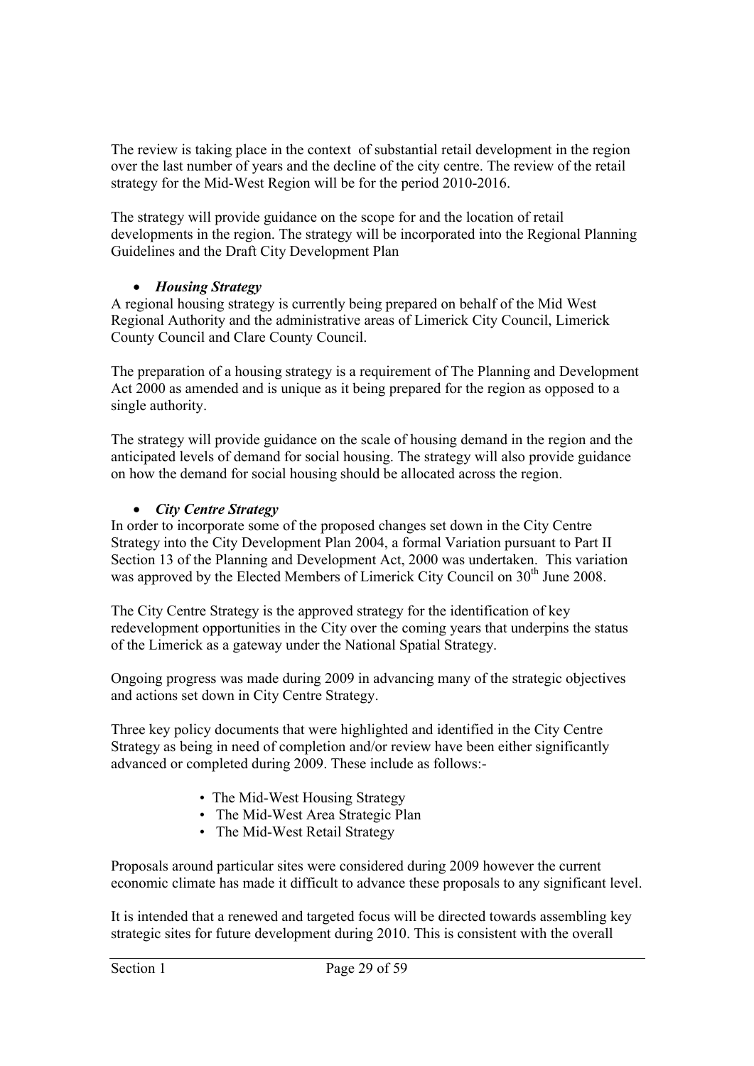The review is taking place in the context of substantial retail development in the region over the last number of years and the decline of the city centre. The review of the retail strategy for the Mid-West Region will be for the period 2010-2016.

The strategy will provide guidance on the scope for and the location of retail developments in the region. The strategy will be incorporated into the Regional Planning Guidelines and the Draft City Development Plan

- ***Housing Strategy***

A regional housing strategy is currently being prepared on behalf of the Mid West Regional Authority and the administrative areas of Limerick City Council, Limerick County Council and Clare County Council.

The preparation of a housing strategy is a requirement of The Planning and Development Act 2000 as amended and is unique as it being prepared for the region as opposed to a single authority.

The strategy will provide guidance on the scale of housing demand in the region and the anticipated levels of demand for social housing. The strategy will also provide guidance on how the demand for social housing should be allocated across the region.

- ***City Centre Strategy***

In order to incorporate some of the proposed changes set down in the City Centre Strategy into the City Development Plan 2004, a formal Variation pursuant to Part II Section 13 of the Planning and Development Act, 2000 was undertaken. This variation was approved by the Elected Members of Limerick City Council on 30th June 2008.

The City Centre Strategy is the approved strategy for the identification of key redevelopment opportunities in the City over the coming years that underpins the status of the Limerick as a gateway under the National Spatial Strategy.

Ongoing progress was made during 2009 in advancing many of the strategic objectives and actions set down in City Centre Strategy.

Three key policy documents that were highlighted and identified in the City Centre Strategy as being in need of completion and/or review have been either significantly advanced or completed during 2009. These include as follows:-

- The Mid-West Housing Strategy
- The Mid-West Area Strategic Plan
- The Mid-West Retail Strategy

Proposals around particular sites were considered during 2009 however the current economic climate has made it difficult to advance these proposals to any significant level.

It is intended that a renewed and targeted focus will be directed towards assembling key strategic sites for future development during 2010. This is consistent with the overall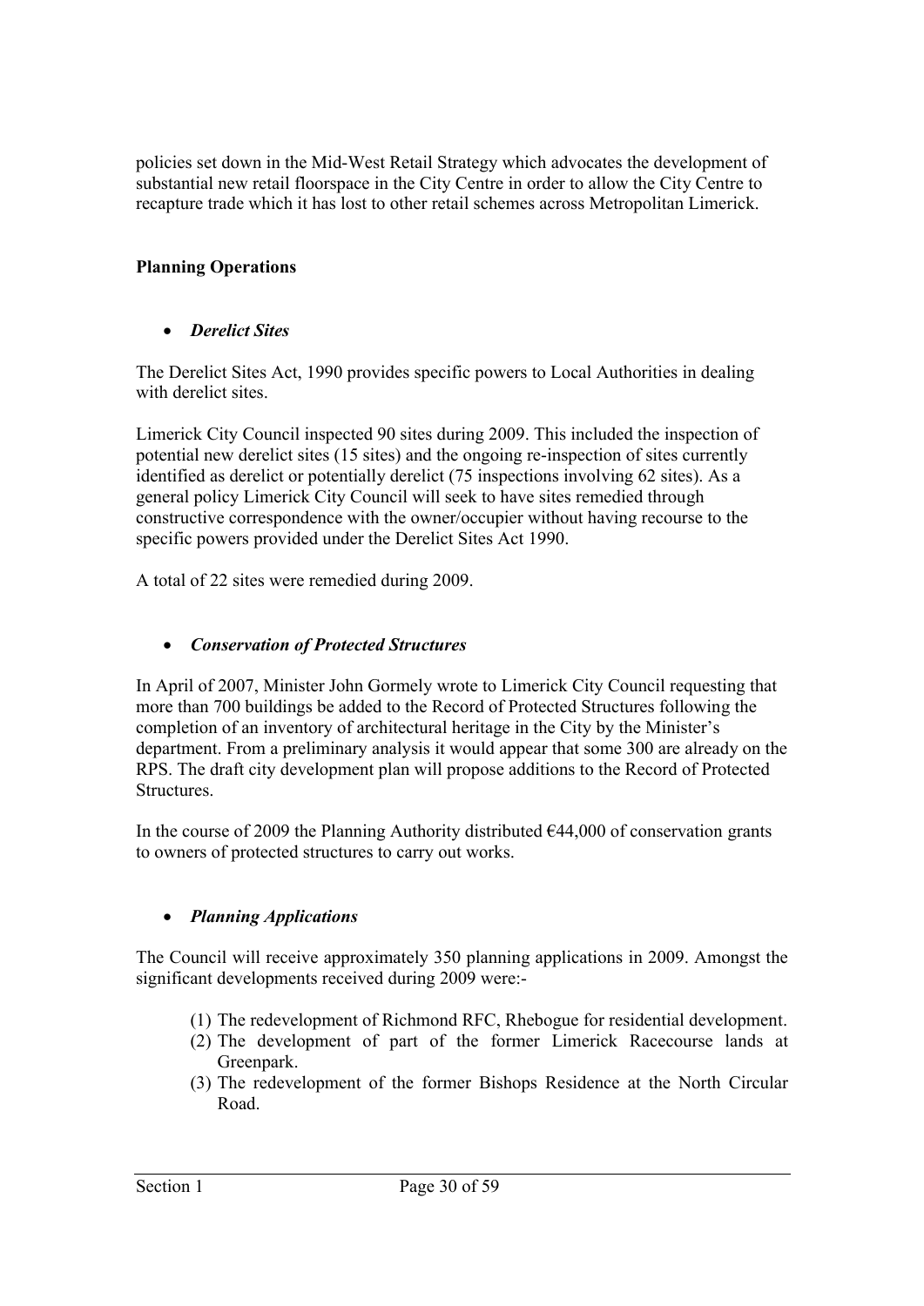policies set down in the Mid-West Retail Strategy which advocates the development of substantial new retail floorspace in the City Centre in order to allow the City Centre to recapture trade which it has lost to other retail schemes across Metropolitan Limerick.

**Planning Operations**

- ***Derelict Sites***

The Derelict Sites Act, 1990 provides specific powers to Local Authorities in dealing with derelict sites.

Limerick City Council inspected 90 sites during 2009. This included the inspection of potential new derelict sites (15 sites) and the ongoing re-inspection of sites currently identified as derelict or potentially derelict (75 inspections involving 62 sites). As a general policy Limerick City Council will seek to have sites remedied through constructive correspondence with the owner/occupier without having recourse to the specific powers provided under the Derelict Sites Act 1990.

A total of 22 sites were remedied during 2009.

- ***Conservation of Protected Structures***

In April of 2007, Minister John Gormely wrote to Limerick City Council requesting that more than 700 buildings be added to the Record of Protected Structures following the completion of an inventory of architectural heritage in the City by the Minister's department. From a preliminary analysis it would appear that some 300 are already on the RPS. The draft city development plan will propose additions to the Record of Protected Structures.

In the course of 2009 the Planning Authority distributed €44,000 of conservation grants to owners of protected structures to carry out works.

- ***Planning Applications***

The Council will receive approximately 350 planning applications in 2009. Amongst the significant developments received during 2009 were:-

(1) The redevelopment of Richmond RFC, Rhebogue for residential development.
(2) The development of part of the former Limerick Racecourse lands at Greenpark.
(3) The redevelopment of the former Bishops Residence at the North Circular Road.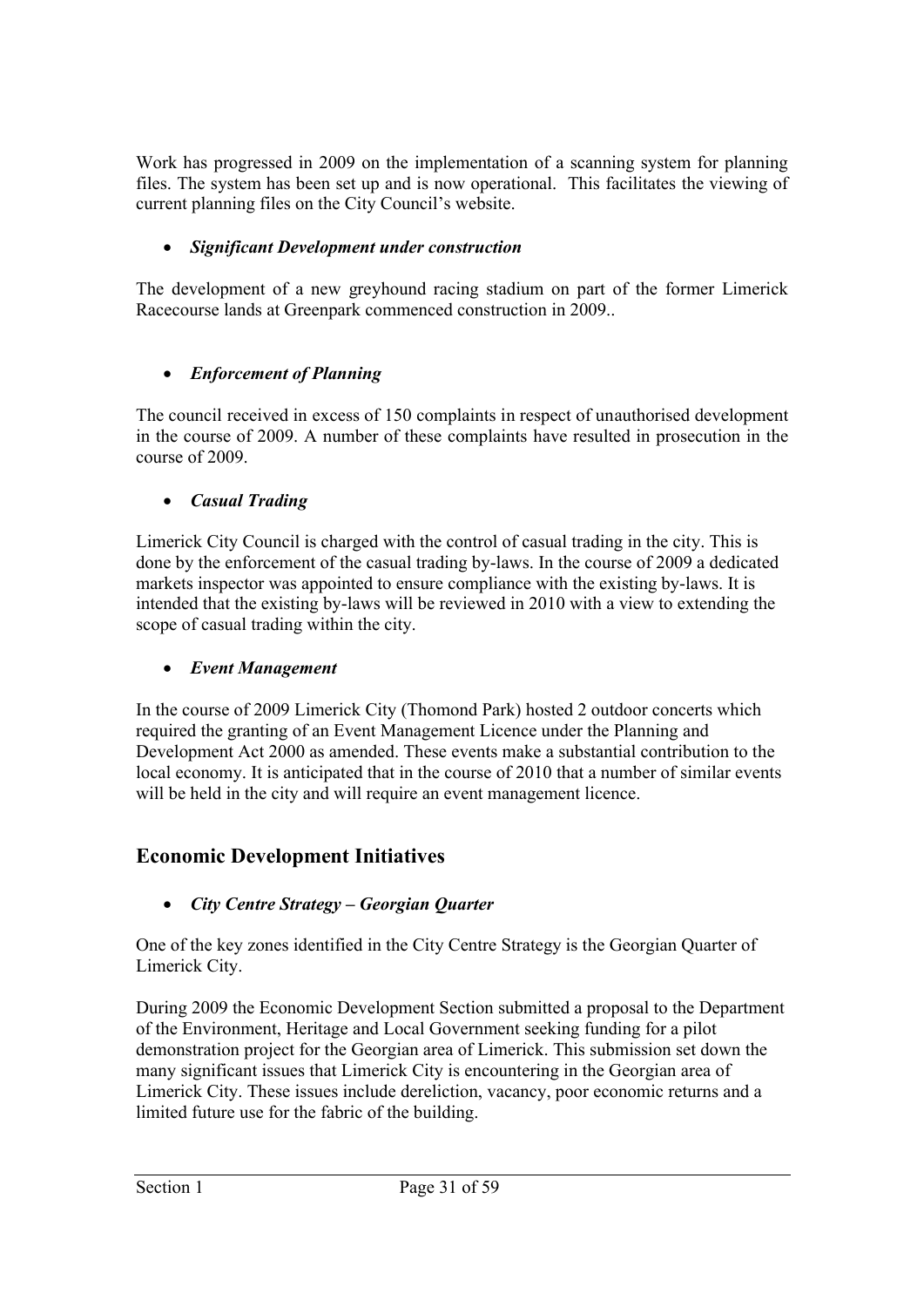Work has progressed in 2009 on the implementation of a scanning system for planning files. The system has been set up and is now operational. This facilitates the viewing of current planning files on the City Council's website.

- ***Significant Development under construction***

The development of a new greyhound racing stadium on part of the former Limerick Racecourse lands at Greenpark commenced construction in 2009..

- ***Enforcement of Planning***

The council received in excess of 150 complaints in respect of unauthorised development in the course of 2009. A number of these complaints have resulted in prosecution in the course of 2009.

- ***Casual Trading***

Limerick City Council is charged with the control of casual trading in the city. This is done by the enforcement of the casual trading by-laws. In the course of 2009 a dedicated markets inspector was appointed to ensure compliance with the existing by-laws. It is intended that the existing by-laws will be reviewed in 2010 with a view to extending the scope of casual trading within the city.

- ***Event Management***

In the course of 2009 Limerick City (Thomond Park) hosted 2 outdoor concerts which required the granting of an Event Management Licence under the Planning and Development Act 2000 as amended. These events make a substantial contribution to the local economy. It is anticipated that in the course of 2010 that a number of similar events will be held in the city and will require an event management licence.

## Economic Development Initiatives

- ***City Centre Strategy – Georgian Quarter***

One of the key zones identified in the City Centre Strategy is the Georgian Quarter of Limerick City.

During 2009 the Economic Development Section submitted a proposal to the Department of the Environment, Heritage and Local Government seeking funding for a pilot demonstration project for the Georgian area of Limerick. This submission set down the many significant issues that Limerick City is encountering in the Georgian area of Limerick City. These issues include dereliction, vacancy, poor economic returns and a limited future use for the fabric of the building.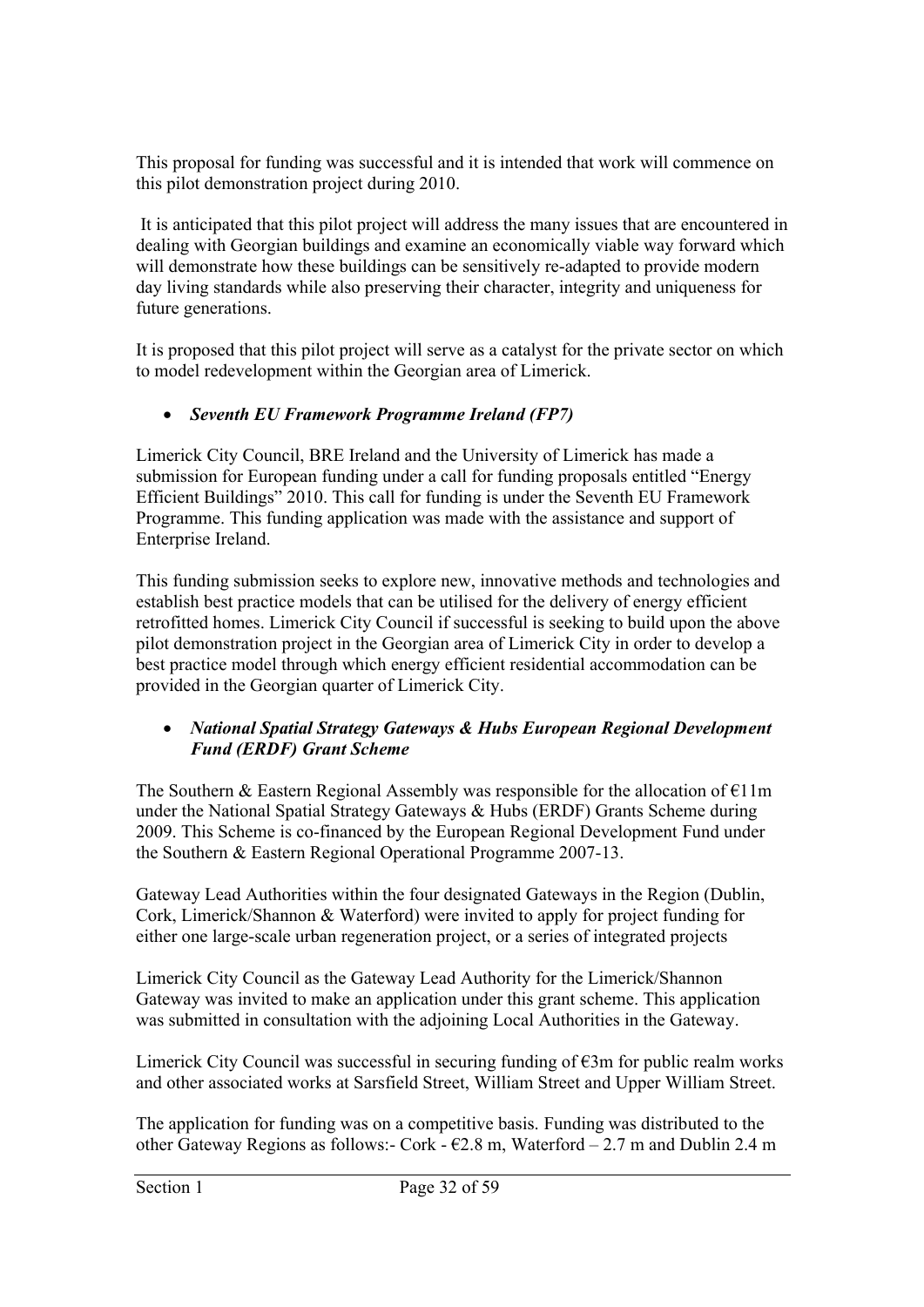This proposal for funding was successful and it is intended that work will commence on this pilot demonstration project during 2010.

It is anticipated that this pilot project will address the many issues that are encountered in dealing with Georgian buildings and examine an economically viable way forward which will demonstrate how these buildings can be sensitively re-adapted to provide modern day living standards while also preserving their character, integrity and uniqueness for future generations.

It is proposed that this pilot project will serve as a catalyst for the private sector on which to model redevelopment within the Georgian area of Limerick.

- ***Seventh EU Framework Programme Ireland (FP7)***

Limerick City Council, BRE Ireland and the University of Limerick has made a submission for European funding under a call for funding proposals entitled "Energy Efficient Buildings" 2010. This call for funding is under the Seventh EU Framework Programme. This funding application was made with the assistance and support of Enterprise Ireland.

This funding submission seeks to explore new, innovative methods and technologies and establish best practice models that can be utilised for the delivery of energy efficient retrofitted homes. Limerick City Council if successful is seeking to build upon the above pilot demonstration project in the Georgian area of Limerick City in order to develop a best practice model through which energy efficient residential accommodation can be provided in the Georgian quarter of Limerick City.

- ***National Spatial Strategy Gateways & Hubs European Regional Development Fund (ERDF) Grant Scheme***

The Southern & Eastern Regional Assembly was responsible for the allocation of €11m under the National Spatial Strategy Gateways & Hubs (ERDF) Grants Scheme during 2009. This Scheme is co-financed by the European Regional Development Fund under the Southern & Eastern Regional Operational Programme 2007-13.

Gateway Lead Authorities within the four designated Gateways in the Region (Dublin, Cork, Limerick/Shannon & Waterford) were invited to apply for project funding for either one large-scale urban regeneration project, or a series of integrated projects

Limerick City Council as the Gateway Lead Authority for the Limerick/Shannon Gateway was invited to make an application under this grant scheme. This application was submitted in consultation with the adjoining Local Authorities in the Gateway.

Limerick City Council was successful in securing funding of €3m for public realm works and other associated works at Sarsfield Street, William Street and Upper William Street.

The application for funding was on a competitive basis. Funding was distributed to the other Gateway Regions as follows:- Cork - €2.8 m, Waterford – 2.7 m and Dublin 2.4 m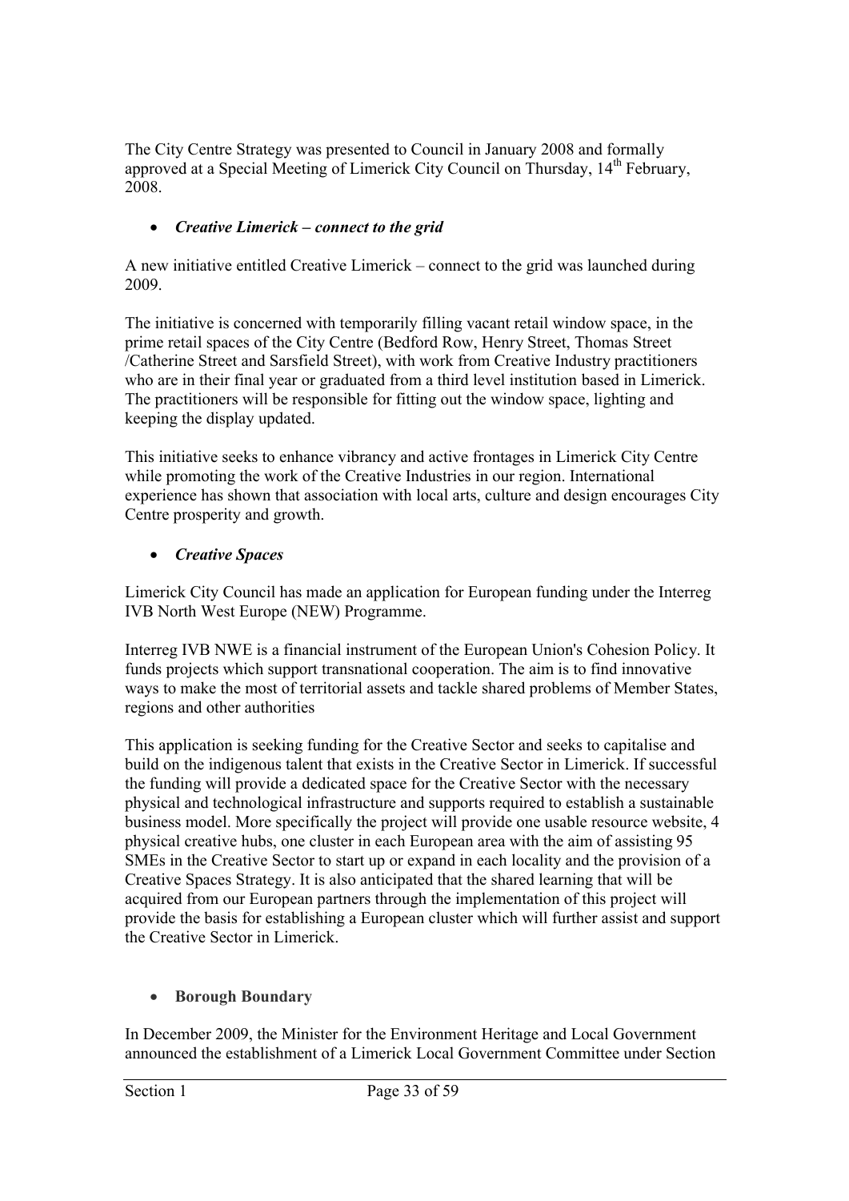The City Centre Strategy was presented to Council in January 2008 and formally approved at a Special Meeting of Limerick City Council on Thursday, 14th February, 2008.

- ***Creative Limerick – connect to the grid***

A new initiative entitled Creative Limerick – connect to the grid was launched during 2009.

The initiative is concerned with temporarily filling vacant retail window space, in the prime retail spaces of the City Centre (Bedford Row, Henry Street, Thomas Street /Catherine Street and Sarsfield Street), with work from Creative Industry practitioners who are in their final year or graduated from a third level institution based in Limerick. The practitioners will be responsible for fitting out the window space, lighting and keeping the display updated.

This initiative seeks to enhance vibrancy and active frontages in Limerick City Centre while promoting the work of the Creative Industries in our region. International experience has shown that association with local arts, culture and design encourages City Centre prosperity and growth.

- ***Creative Spaces***

Limerick City Council has made an application for European funding under the Interreg IVB North West Europe (NEW) Programme.

Interreg IVB NWE is a financial instrument of the European Union's Cohesion Policy. It funds projects which support transnational cooperation. The aim is to find innovative ways to make the most of territorial assets and tackle shared problems of Member States, regions and other authorities

This application is seeking funding for the Creative Sector and seeks to capitalise and build on the indigenous talent that exists in the Creative Sector in Limerick. If successful the funding will provide a dedicated space for the Creative Sector with the necessary physical and technological infrastructure and supports required to establish a sustainable business model. More specifically the project will provide one usable resource website, 4 physical creative hubs, one cluster in each European area with the aim of assisting 95 SMEs in the Creative Sector to start up or expand in each locality and the provision of a Creative Spaces Strategy. It is also anticipated that the shared learning that will be acquired from our European partners through the implementation of this project will provide the basis for establishing a European cluster which will further assist and support the Creative Sector in Limerick.

- **Borough Boundary**

In December 2009, the Minister for the Environment Heritage and Local Government announced the establishment of a Limerick Local Government Committee under Section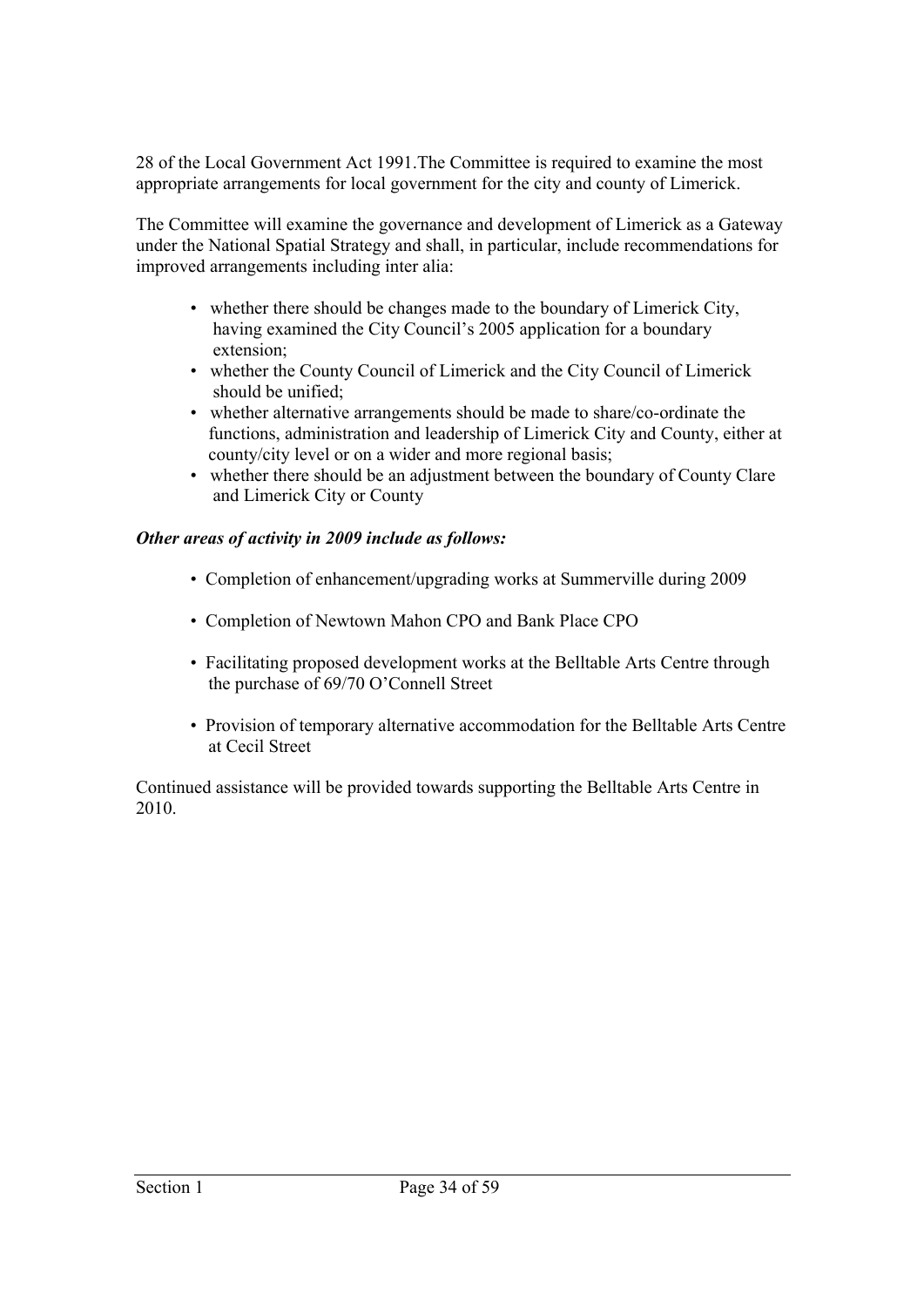28 of the Local Government Act 1991.The Committee is required to examine the most appropriate arrangements for local government for the city and county of Limerick.

The Committee will examine the governance and development of Limerick as a Gateway under the National Spatial Strategy and shall, in particular, include recommendations for improved arrangements including inter alia:

- whether there should be changes made to the boundary of Limerick City, having examined the City Council's 2005 application for a boundary extension;
- whether the County Council of Limerick and the City Council of Limerick should be unified;
- whether alternative arrangements should be made to share/co-ordinate the functions, administration and leadership of Limerick City and County, either at county/city level or on a wider and more regional basis;
- whether there should be an adjustment between the boundary of County Clare and Limerick City or County

***Other areas of activity in 2009 include as follows:***

- Completion of enhancement/upgrading works at Summerville during 2009
- Completion of Newtown Mahon CPO and Bank Place CPO
- Facilitating proposed development works at the Belltable Arts Centre through the purchase of 69/70 O'Connell Street
- Provision of temporary alternative accommodation for the Belltable Arts Centre at Cecil Street

Continued assistance will be provided towards supporting the Belltable Arts Centre in 2010.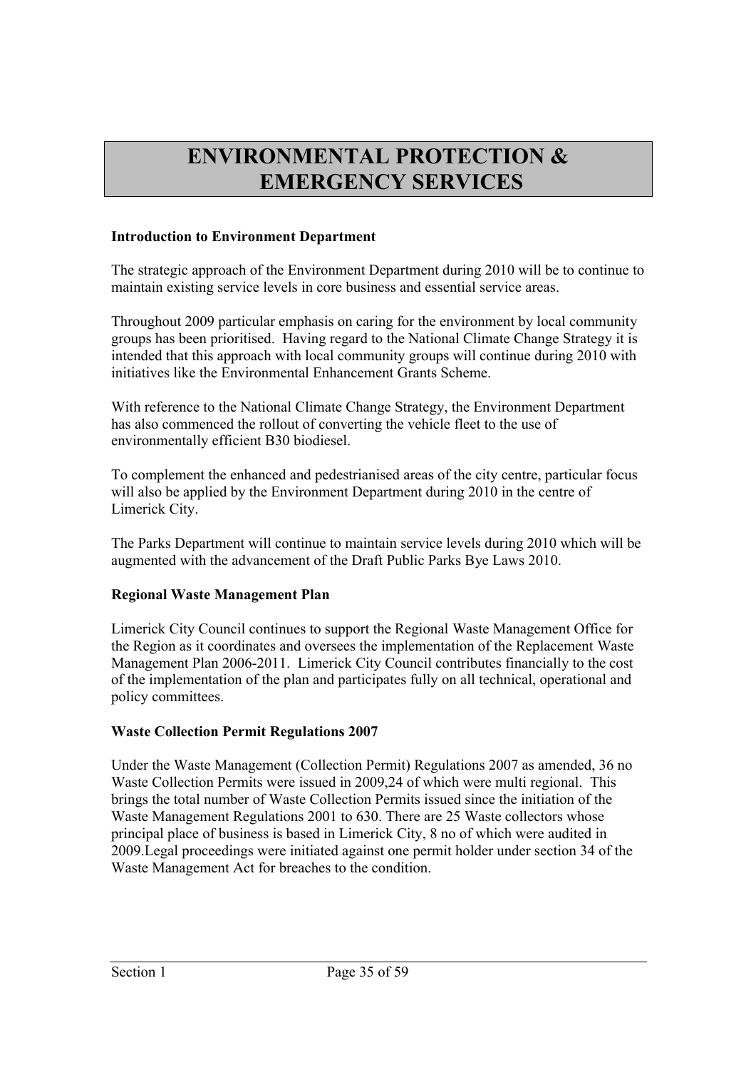# ENVIRONMENTAL PROTECTION & EMERGENCY SERVICES

**Introduction to Environment Department**

The strategic approach of the Environment Department during 2010 will be to continue to maintain existing service levels in core business and essential service areas.

Throughout 2009 particular emphasis on caring for the environment by local community groups has been prioritised. Having regard to the National Climate Change Strategy it is intended that this approach with local community groups will continue during 2010 with initiatives like the Environmental Enhancement Grants Scheme.

With reference to the National Climate Change Strategy, the Environment Department has also commenced the rollout of converting the vehicle fleet to the use of environmentally efficient B30 biodiesel.

To complement the enhanced and pedestrianised areas of the city centre, particular focus will also be applied by the Environment Department during 2010 in the centre of Limerick City.

The Parks Department will continue to maintain service levels during 2010 which will be augmented with the advancement of the Draft Public Parks Bye Laws 2010.

**Regional Waste Management Plan**

Limerick City Council continues to support the Regional Waste Management Office for the Region as it coordinates and oversees the implementation of the Replacement Waste Management Plan 2006-2011. Limerick City Council contributes financially to the cost of the implementation of the plan and participates fully on all technical, operational and policy committees.

**Waste Collection Permit Regulations 2007**

Under the Waste Management (Collection Permit) Regulations 2007 as amended, 36 no Waste Collection Permits were issued in 2009,24 of which were multi regional. This brings the total number of Waste Collection Permits issued since the initiation of the Waste Management Regulations 2001 to 630. There are 25 Waste collectors whose principal place of business is based in Limerick City, 8 no of which were audited in 2009.Legal proceedings were initiated against one permit holder under section 34 of the Waste Management Act for breaches to the condition.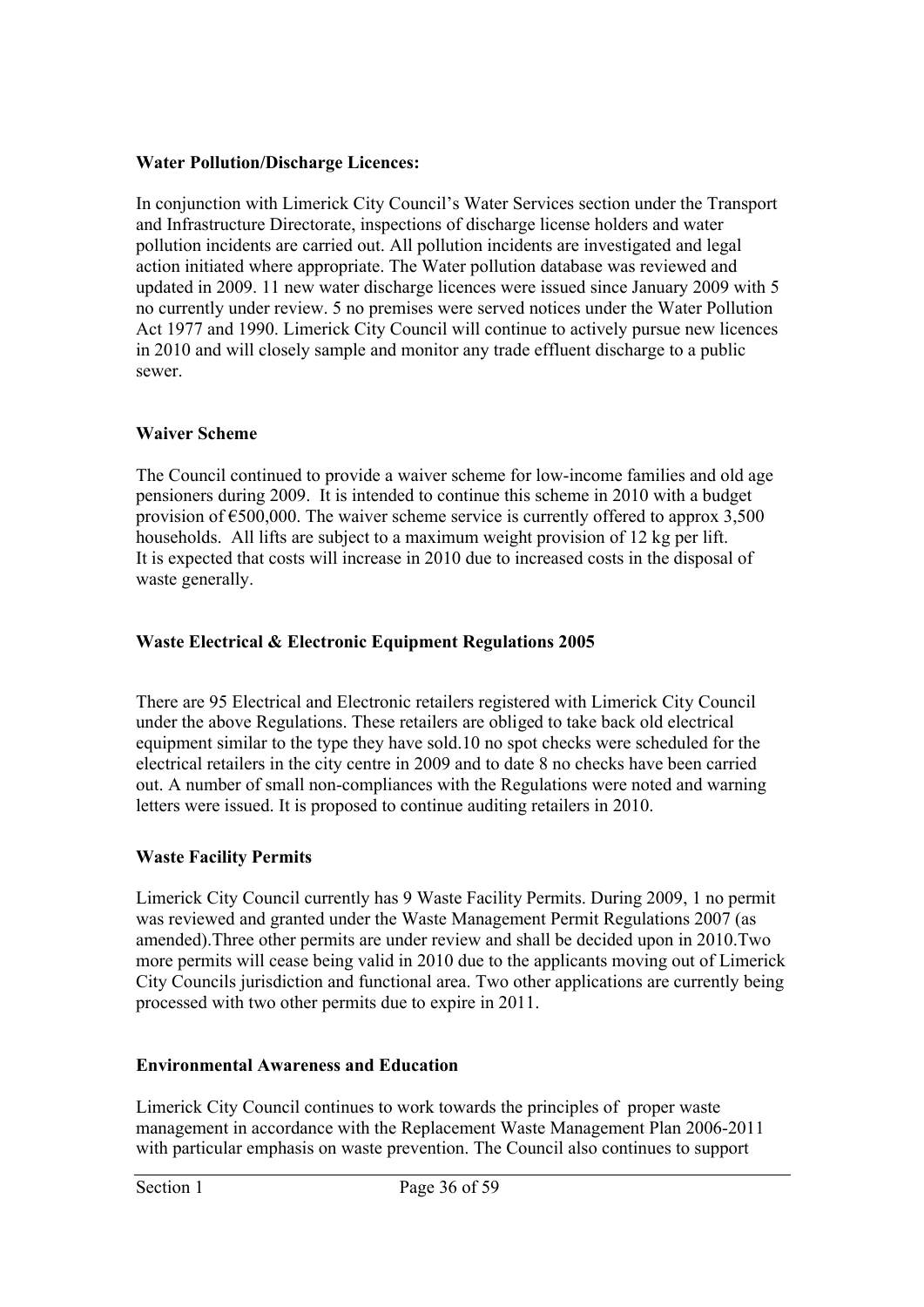**Water Pollution/Discharge Licences:**

In conjunction with Limerick City Council's Water Services section under the Transport and Infrastructure Directorate, inspections of discharge license holders and water pollution incidents are carried out. All pollution incidents are investigated and legal action initiated where appropriate. The Water pollution database was reviewed and updated in 2009. 11 new water discharge licences were issued since January 2009 with 5 no currently under review. 5 no premises were served notices under the Water Pollution Act 1977 and 1990. Limerick City Council will continue to actively pursue new licences in 2010 and will closely sample and monitor any trade effluent discharge to a public sewer.

**Waiver Scheme**

The Council continued to provide a waiver scheme for low-income families and old age pensioners during 2009. It is intended to continue this scheme in 2010 with a budget provision of €500,000. The waiver scheme service is currently offered to approx 3,500 households. All lifts are subject to a maximum weight provision of 12 kg per lift. It is expected that costs will increase in 2010 due to increased costs in the disposal of waste generally.

**Waste Electrical & Electronic Equipment Regulations 2005**

There are 95 Electrical and Electronic retailers registered with Limerick City Council under the above Regulations. These retailers are obliged to take back old electrical equipment similar to the type they have sold.10 no spot checks were scheduled for the electrical retailers in the city centre in 2009 and to date 8 no checks have been carried out. A number of small non-compliances with the Regulations were noted and warning letters were issued. It is proposed to continue auditing retailers in 2010.

**Waste Facility Permits**

Limerick City Council currently has 9 Waste Facility Permits. During 2009, 1 no permit was reviewed and granted under the Waste Management Permit Regulations 2007 (as amended).Three other permits are under review and shall be decided upon in 2010.Two more permits will cease being valid in 2010 due to the applicants moving out of Limerick City Councils jurisdiction and functional area. Two other applications are currently being processed with two other permits due to expire in 2011.

**Environmental Awareness and Education**

Limerick City Council continues to work towards the principles of proper waste management in accordance with the Replacement Waste Management Plan 2006-2011 with particular emphasis on waste prevention. The Council also continues to support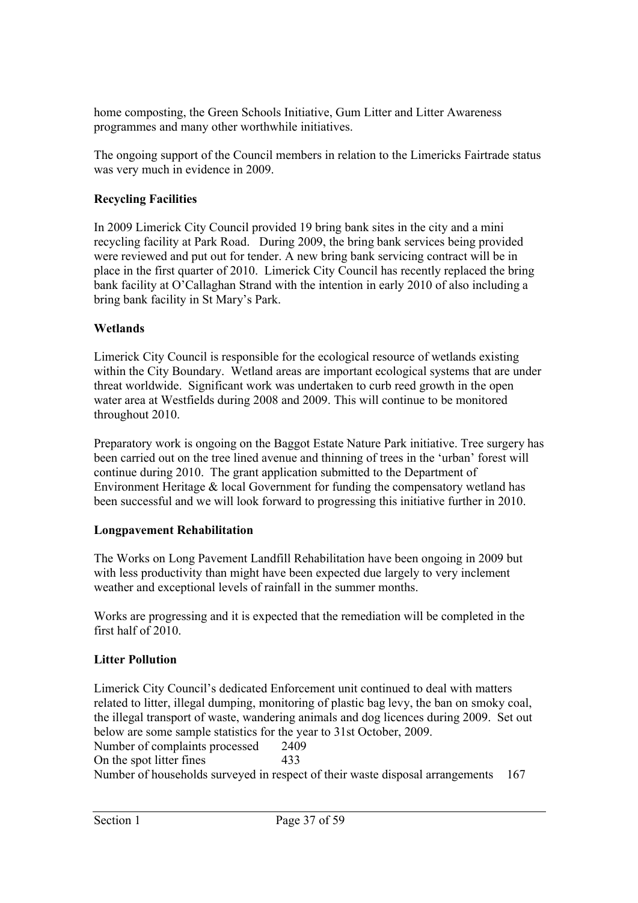home composting, the Green Schools Initiative, Gum Litter and Litter Awareness programmes and many other worthwhile initiatives.

The ongoing support of the Council members in relation to the Limericks Fairtrade status was very much in evidence in 2009.

**Recycling Facilities**

In 2009 Limerick City Council provided 19 bring bank sites in the city and a mini recycling facility at Park Road. During 2009, the bring bank services being provided were reviewed and put out for tender. A new bring bank servicing contract will be in place in the first quarter of 2010. Limerick City Council has recently replaced the bring bank facility at O'Callaghan Strand with the intention in early 2010 of also including a bring bank facility in St Mary's Park.

**Wetlands**

Limerick City Council is responsible for the ecological resource of wetlands existing within the City Boundary. Wetland areas are important ecological systems that are under threat worldwide. Significant work was undertaken to curb reed growth in the open water area at Westfields during 2008 and 2009. This will continue to be monitored throughout 2010.

Preparatory work is ongoing on the Baggot Estate Nature Park initiative. Tree surgery has been carried out on the tree lined avenue and thinning of trees in the 'urban' forest will continue during 2010. The grant application submitted to the Department of Environment Heritage & local Government for funding the compensatory wetland has been successful and we will look forward to progressing this initiative further in 2010.

**Longpavement Rehabilitation**

The Works on Long Pavement Landfill Rehabilitation have been ongoing in 2009 but with less productivity than might have been expected due largely to very inclement weather and exceptional levels of rainfall in the summer months.

Works are progressing and it is expected that the remediation will be completed in the first half of 2010.

**Litter Pollution**

Limerick City Council's dedicated Enforcement unit continued to deal with matters related to litter, illegal dumping, monitoring of plastic bag levy, the ban on smoky coal, the illegal transport of waste, wandering animals and dog licences during 2009. Set out below are some sample statistics for the year to 31st October, 2009.

Number of complaints processed 2409
On the spot litter fines 433
Number of households surveyed in respect of their waste disposal arrangements 167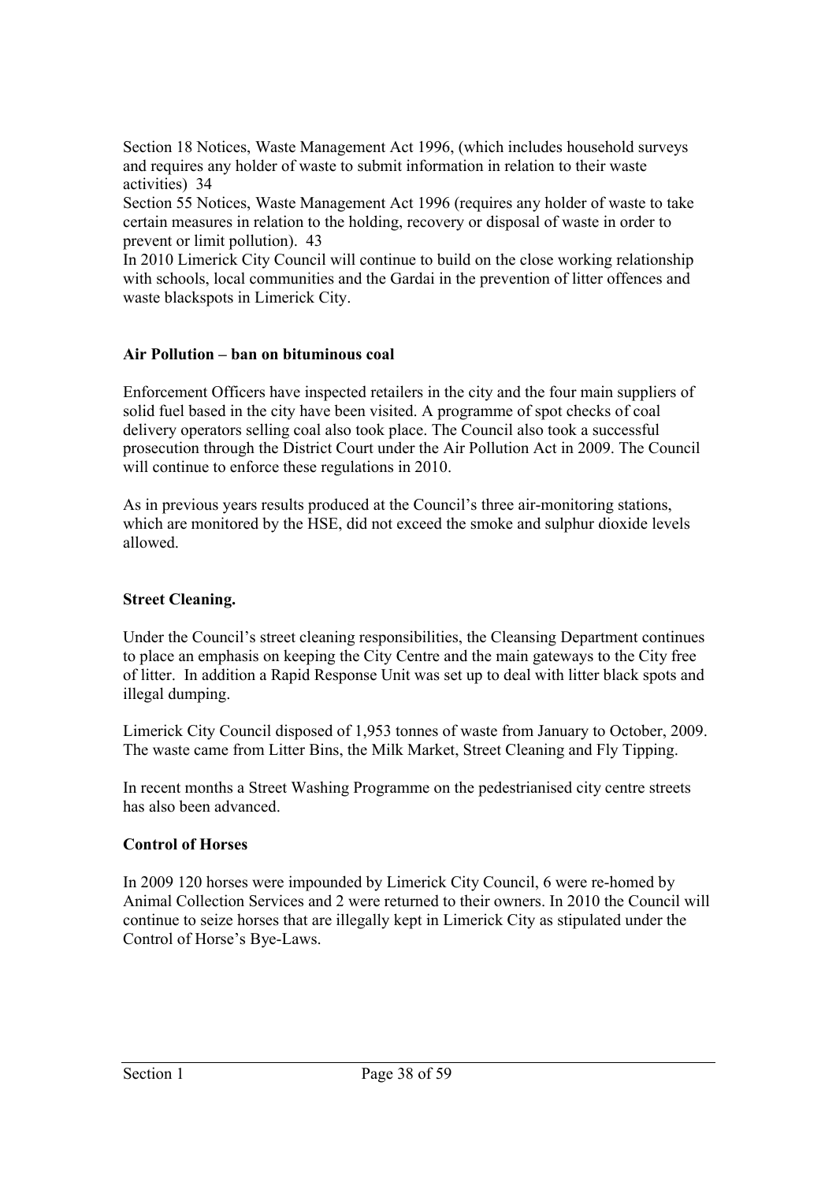Section 18 Notices, Waste Management Act 1996, (which includes household surveys and requires any holder of waste to submit information in relation to their waste activities) 34

Section 55 Notices, Waste Management Act 1996 (requires any holder of waste to take certain measures in relation to the holding, recovery or disposal of waste in order to prevent or limit pollution). 43

In 2010 Limerick City Council will continue to build on the close working relationship with schools, local communities and the Gardai in the prevention of litter offences and waste blackspots in Limerick City.

**Air Pollution – ban on bituminous coal**

Enforcement Officers have inspected retailers in the city and the four main suppliers of solid fuel based in the city have been visited. A programme of spot checks of coal delivery operators selling coal also took place. The Council also took a successful prosecution through the District Court under the Air Pollution Act in 2009. The Council will continue to enforce these regulations in 2010.

As in previous years results produced at the Council's three air-monitoring stations, which are monitored by the HSE, did not exceed the smoke and sulphur dioxide levels allowed.

**Street Cleaning.**

Under the Council's street cleaning responsibilities, the Cleansing Department continues to place an emphasis on keeping the City Centre and the main gateways to the City free of litter. In addition a Rapid Response Unit was set up to deal with litter black spots and illegal dumping.

Limerick City Council disposed of 1,953 tonnes of waste from January to October, 2009. The waste came from Litter Bins, the Milk Market, Street Cleaning and Fly Tipping.

In recent months a Street Washing Programme on the pedestrianised city centre streets has also been advanced.

**Control of Horses**

In 2009 120 horses were impounded by Limerick City Council, 6 were re-homed by Animal Collection Services and 2 were returned to their owners. In 2010 the Council will continue to seize horses that are illegally kept in Limerick City as stipulated under the Control of Horse's Bye-Laws.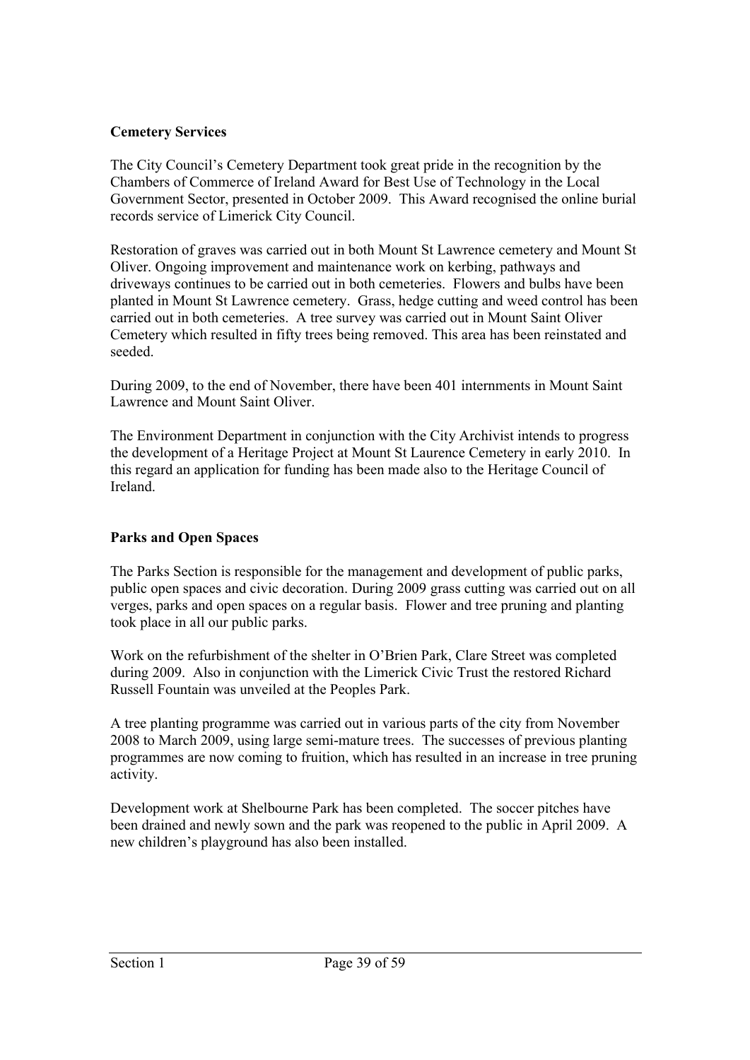**Cemetery Services**

The City Council's Cemetery Department took great pride in the recognition by the Chambers of Commerce of Ireland Award for Best Use of Technology in the Local Government Sector, presented in October 2009. This Award recognised the online burial records service of Limerick City Council.

Restoration of graves was carried out in both Mount St Lawrence cemetery and Mount St Oliver. Ongoing improvement and maintenance work on kerbing, pathways and driveways continues to be carried out in both cemeteries. Flowers and bulbs have been planted in Mount St Lawrence cemetery. Grass, hedge cutting and weed control has been carried out in both cemeteries. A tree survey was carried out in Mount Saint Oliver Cemetery which resulted in fifty trees being removed. This area has been reinstated and seeded.

During 2009, to the end of November, there have been 401 internments in Mount Saint Lawrence and Mount Saint Oliver.

The Environment Department in conjunction with the City Archivist intends to progress the development of a Heritage Project at Mount St Laurence Cemetery in early 2010. In this regard an application for funding has been made also to the Heritage Council of Ireland.

**Parks and Open Spaces**

The Parks Section is responsible for the management and development of public parks, public open spaces and civic decoration. During 2009 grass cutting was carried out on all verges, parks and open spaces on a regular basis. Flower and tree pruning and planting took place in all our public parks.

Work on the refurbishment of the shelter in O'Brien Park, Clare Street was completed during 2009. Also in conjunction with the Limerick Civic Trust the restored Richard Russell Fountain was unveiled at the Peoples Park.

A tree planting programme was carried out in various parts of the city from November 2008 to March 2009, using large semi-mature trees. The successes of previous planting programmes are now coming to fruition, which has resulted in an increase in tree pruning activity.

Development work at Shelbourne Park has been completed. The soccer pitches have been drained and newly sown and the park was reopened to the public in April 2009. A new children's playground has also been installed.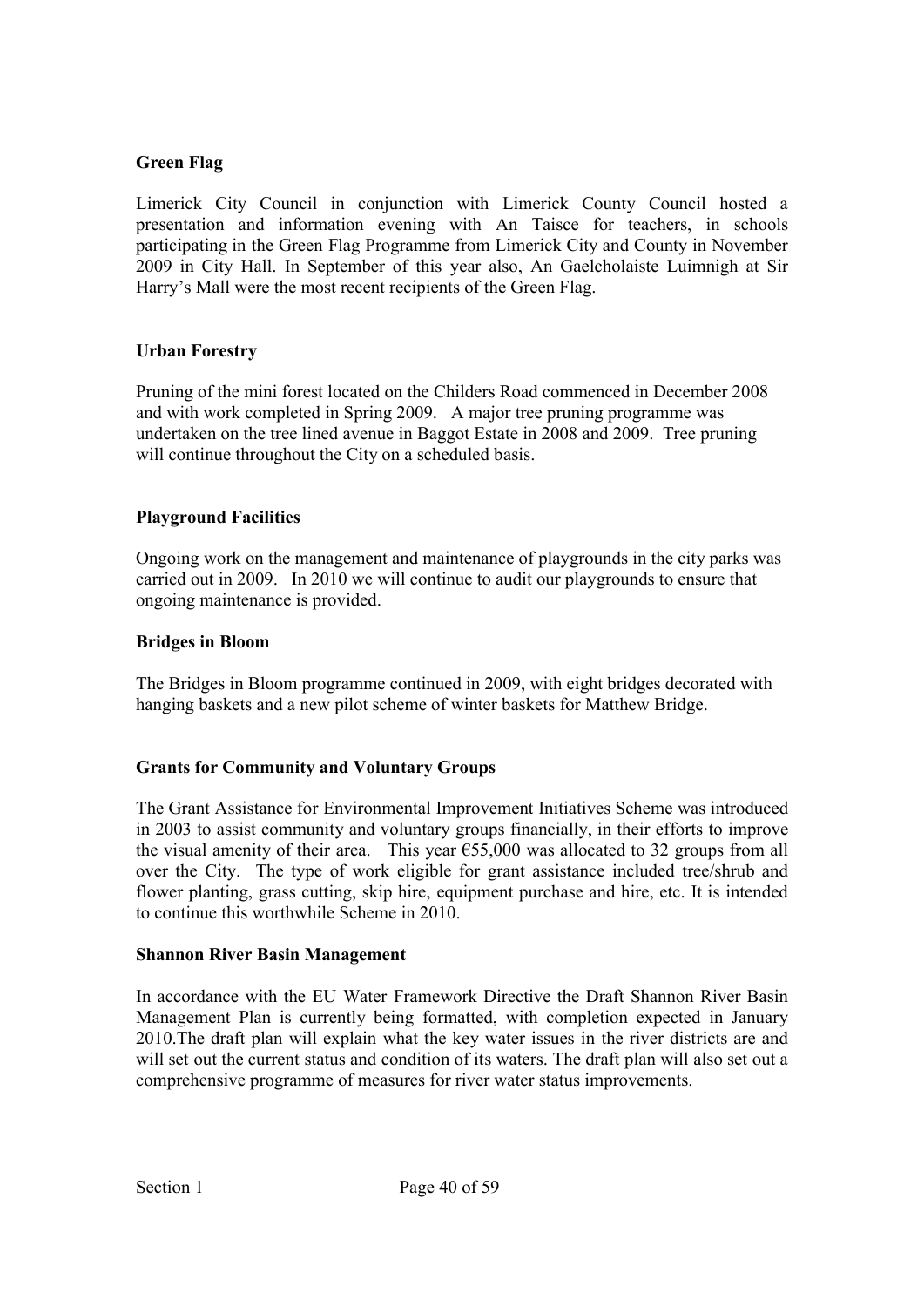**Green Flag**

Limerick City Council in conjunction with Limerick County Council hosted a presentation and information evening with An Taisce for teachers, in schools participating in the Green Flag Programme from Limerick City and County in November 2009 in City Hall. In September of this year also, An Gaelcholaiste Luimnigh at Sir Harry's Mall were the most recent recipients of the Green Flag.

**Urban Forestry**

Pruning of the mini forest located on the Childers Road commenced in December 2008 and with work completed in Spring 2009. A major tree pruning programme was undertaken on the tree lined avenue in Baggot Estate in 2008 and 2009. Tree pruning will continue throughout the City on a scheduled basis.

**Playground Facilities**

Ongoing work on the management and maintenance of playgrounds in the city parks was carried out in 2009. In 2010 we will continue to audit our playgrounds to ensure that ongoing maintenance is provided.

**Bridges in Bloom**

The Bridges in Bloom programme continued in 2009, with eight bridges decorated with hanging baskets and a new pilot scheme of winter baskets for Matthew Bridge.

**Grants for Community and Voluntary Groups**

The Grant Assistance for Environmental Improvement Initiatives Scheme was introduced in 2003 to assist community and voluntary groups financially, in their efforts to improve the visual amenity of their area. This year €55,000 was allocated to 32 groups from all over the City. The type of work eligible for grant assistance included tree/shrub and flower planting, grass cutting, skip hire, equipment purchase and hire, etc. It is intended to continue this worthwhile Scheme in 2010.

**Shannon River Basin Management**

In accordance with the EU Water Framework Directive the Draft Shannon River Basin Management Plan is currently being formatted, with completion expected in January 2010.The draft plan will explain what the key water issues in the river districts are and will set out the current status and condition of its waters. The draft plan will also set out a comprehensive programme of measures for river water status improvements.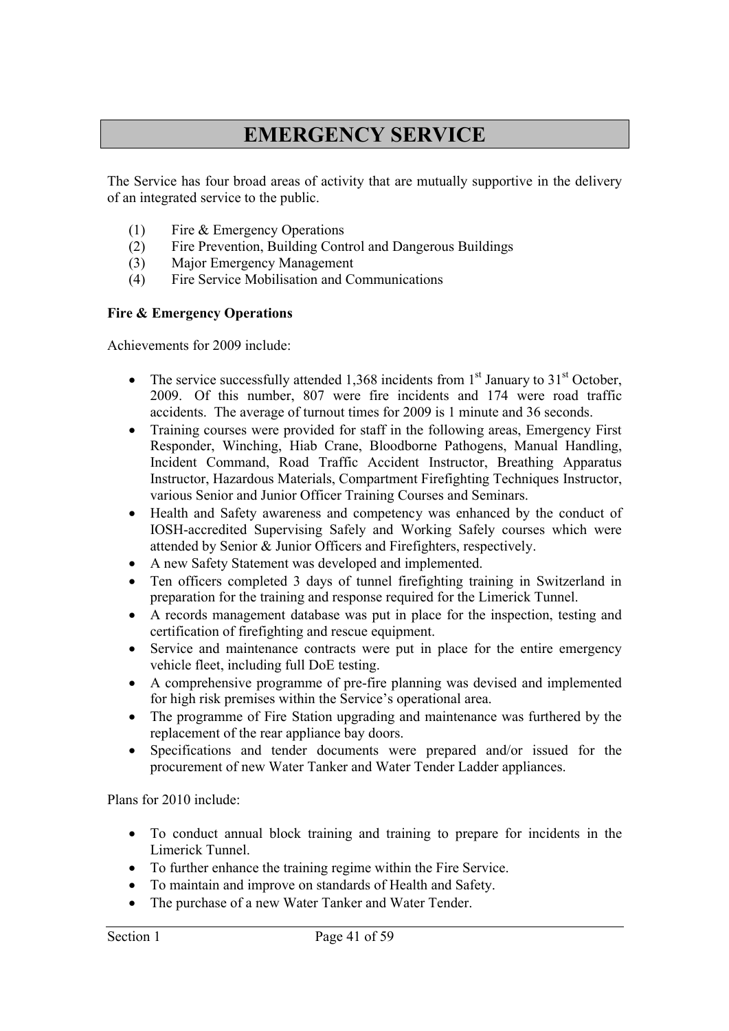# EMERGENCY SERVICE

The Service has four broad areas of activity that are mutually supportive in the delivery of an integrated service to the public.

(1) Fire & Emergency Operations
(2) Fire Prevention, Building Control and Dangerous Buildings
(3) Major Emergency Management
(4) Fire Service Mobilisation and Communications

**Fire & Emergency Operations**

Achievements for 2009 include:

- The service successfully attended 1,368 incidents from 1st January to 31st October, 2009. Of this number, 807 were fire incidents and 174 were road traffic accidents. The average of turnout times for 2009 is 1 minute and 36 seconds.
- Training courses were provided for staff in the following areas, Emergency First Responder, Winching, Hiab Crane, Bloodborne Pathogens, Manual Handling, Incident Command, Road Traffic Accident Instructor, Breathing Apparatus Instructor, Hazardous Materials, Compartment Firefighting Techniques Instructor, various Senior and Junior Officer Training Courses and Seminars.
- Health and Safety awareness and competency was enhanced by the conduct of IOSH-accredited Supervising Safely and Working Safely courses which were attended by Senior & Junior Officers and Firefighters, respectively.
- A new Safety Statement was developed and implemented.
- Ten officers completed 3 days of tunnel firefighting training in Switzerland in preparation for the training and response required for the Limerick Tunnel.
- A records management database was put in place for the inspection, testing and certification of firefighting and rescue equipment.
- Service and maintenance contracts were put in place for the entire emergency vehicle fleet, including full DoE testing.
- A comprehensive programme of pre-fire planning was devised and implemented for high risk premises within the Service's operational area.
- The programme of Fire Station upgrading and maintenance was furthered by the replacement of the rear appliance bay doors.
- Specifications and tender documents were prepared and/or issued for the procurement of new Water Tanker and Water Tender Ladder appliances.

Plans for 2010 include:

- To conduct annual block training and training to prepare for incidents in the Limerick Tunnel.
- To further enhance the training regime within the Fire Service.
- To maintain and improve on standards of Health and Safety.
- The purchase of a new Water Tanker and Water Tender.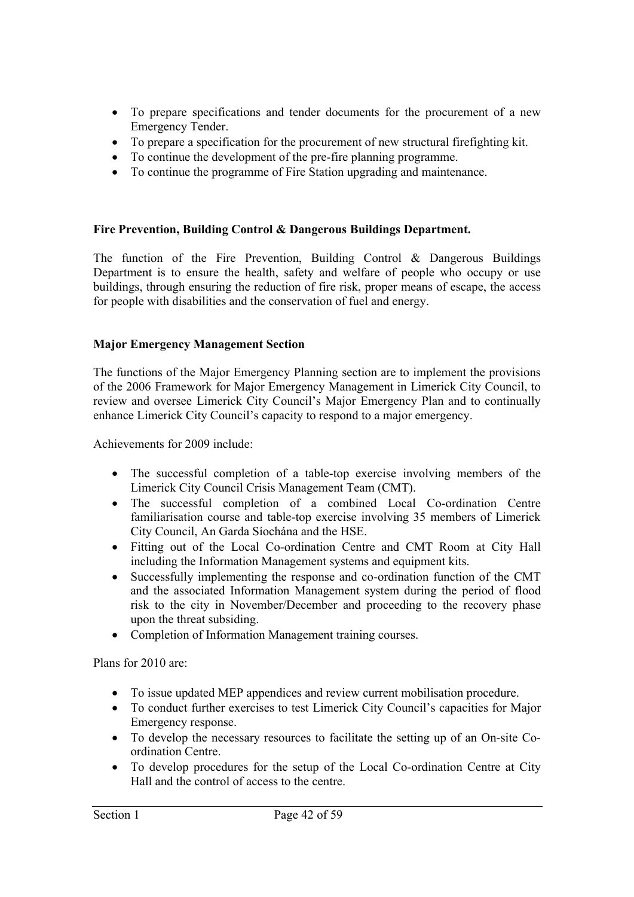- To prepare specifications and tender documents for the procurement of a new Emergency Tender.
- To prepare a specification for the procurement of new structural firefighting kit.
- To continue the development of the pre-fire planning programme.
- To continue the programme of Fire Station upgrading and maintenance.

**Fire Prevention, Building Control & Dangerous Buildings Department.**

The function of the Fire Prevention, Building Control & Dangerous Buildings Department is to ensure the health, safety and welfare of people who occupy or use buildings, through ensuring the reduction of fire risk, proper means of escape, the access for people with disabilities and the conservation of fuel and energy.

**Major Emergency Management Section**

The functions of the Major Emergency Planning section are to implement the provisions of the 2006 Framework for Major Emergency Management in Limerick City Council, to review and oversee Limerick City Council's Major Emergency Plan and to continually enhance Limerick City Council's capacity to respond to a major emergency.

Achievements for 2009 include:

- The successful completion of a table-top exercise involving members of the Limerick City Council Crisis Management Team (CMT).
- The successful completion of a combined Local Co-ordination Centre familiarisation course and table-top exercise involving 35 members of Limerick City Council, An Garda Síochána and the HSE.
- Fitting out of the Local Co-ordination Centre and CMT Room at City Hall including the Information Management systems and equipment kits.
- Successfully implementing the response and co-ordination function of the CMT and the associated Information Management system during the period of flood risk to the city in November/December and proceeding to the recovery phase upon the threat subsiding.
- Completion of Information Management training courses.

Plans for 2010 are:

- To issue updated MEP appendices and review current mobilisation procedure.
- To conduct further exercises to test Limerick City Council's capacities for Major Emergency response.
- To develop the necessary resources to facilitate the setting up of an On-site Co-ordination Centre.
- To develop procedures for the setup of the Local Co-ordination Centre at City Hall and the control of access to the centre.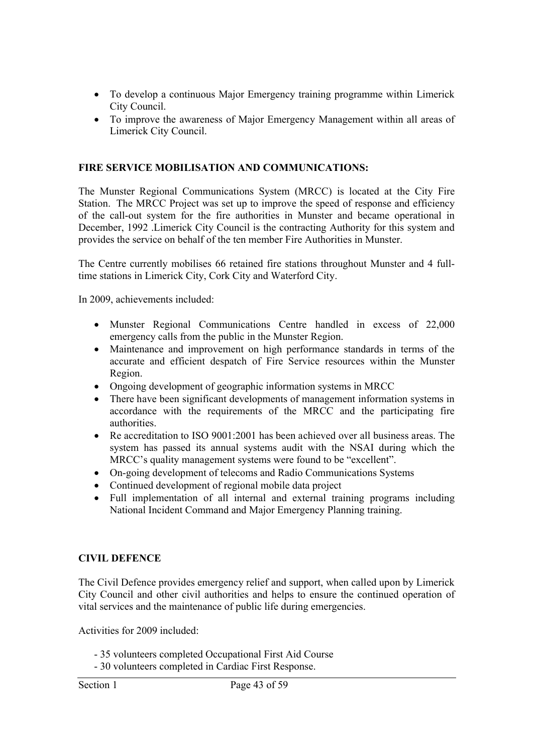- To develop a continuous Major Emergency training programme within Limerick City Council.
- To improve the awareness of Major Emergency Management within all areas of Limerick City Council.

**FIRE SERVICE MOBILISATION AND COMMUNICATIONS:**

The Munster Regional Communications System (MRCC) is located at the City Fire Station. The MRCC Project was set up to improve the speed of response and efficiency of the call-out system for the fire authorities in Munster and became operational in December, 1992 .Limerick City Council is the contracting Authority for this system and provides the service on behalf of the ten member Fire Authorities in Munster.

The Centre currently mobilises 66 retained fire stations throughout Munster and 4 full-time stations in Limerick City, Cork City and Waterford City.

In 2009, achievements included:

- Munster Regional Communications Centre handled in excess of 22,000 emergency calls from the public in the Munster Region.
- Maintenance and improvement on high performance standards in terms of the accurate and efficient despatch of Fire Service resources within the Munster Region.
- Ongoing development of geographic information systems in MRCC
- There have been significant developments of management information systems in accordance with the requirements of the MRCC and the participating fire authorities.
- Re accreditation to ISO 9001:2001 has been achieved over all business areas. The system has passed its annual systems audit with the NSAI during which the MRCC's quality management systems were found to be "excellent".
- On-going development of telecoms and Radio Communications Systems
- Continued development of regional mobile data project
- Full implementation of all internal and external training programs including National Incident Command and Major Emergency Planning training.

**CIVIL DEFENCE**

The Civil Defence provides emergency relief and support, when called upon by Limerick City Council and other civil authorities and helps to ensure the continued operation of vital services and the maintenance of public life during emergencies.

Activities for 2009 included:

- 35 volunteers completed Occupational First Aid Course
- 30 volunteers completed in Cardiac First Response.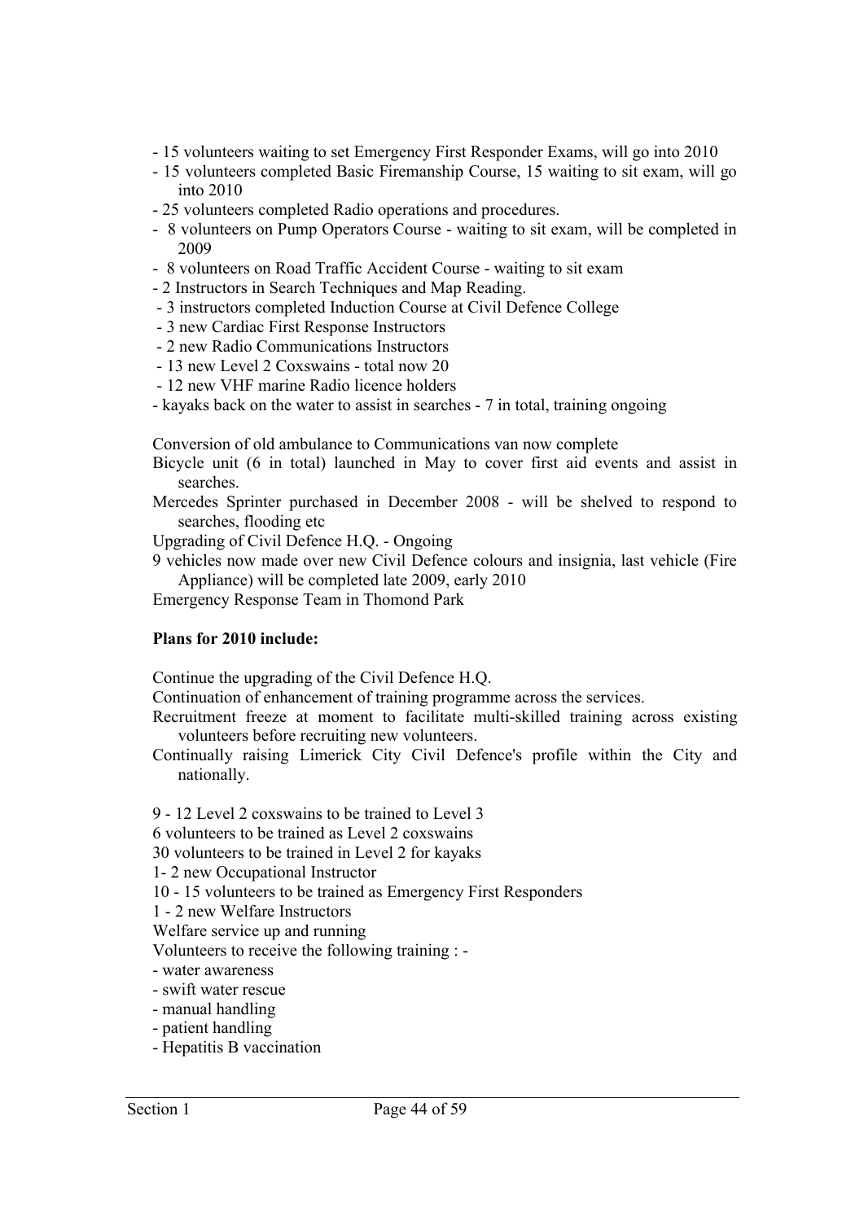- 15 volunteers waiting to set Emergency First Responder Exams, will go into 2010
- 15 volunteers completed Basic Firemanship Course, 15 waiting to sit exam, will go into 2010
- 25 volunteers completed Radio operations and procedures.
- 8 volunteers on Pump Operators Course - waiting to sit exam, will be completed in 2009
- 8 volunteers on Road Traffic Accident Course - waiting to sit exam
- 2 Instructors in Search Techniques and Map Reading.
- 3 instructors completed Induction Course at Civil Defence College
- 3 new Cardiac First Response Instructors
- 2 new Radio Communications Instructors
- 13 new Level 2 Coxswains - total now 20
- 12 new VHF marine Radio licence holders
- kayaks back on the water to assist in searches - 7 in total, training ongoing

Conversion of old ambulance to Communications van now complete

Bicycle unit (6 in total) launched in May to cover first aid events and assist in searches.

Mercedes Sprinter purchased in December 2008 - will be shelved to respond to searches, flooding etc

Upgrading of Civil Defence H.Q. - Ongoing

9 vehicles now made over new Civil Defence colours and insignia, last vehicle (Fire Appliance) will be completed late 2009, early 2010

Emergency Response Team in Thomond Park

**Plans for 2010 include:**

Continue the upgrading of the Civil Defence H.Q.

Continuation of enhancement of training programme across the services.

Recruitment freeze at moment to facilitate multi-skilled training across existing volunteers before recruiting new volunteers.

Continually raising Limerick City Civil Defence's profile within the City and nationally.

9 - 12 Level 2 coxswains to be trained to Level 3

6 volunteers to be trained as Level 2 coxswains

30 volunteers to be trained in Level 2 for kayaks

1- 2 new Occupational Instructor

10 - 15 volunteers to be trained as Emergency First Responders

1 - 2 new Welfare Instructors

Welfare service up and running

Volunteers to receive the following training : -

- water awareness
- swift water rescue
- manual handling
- patient handling
- Hepatitis B vaccination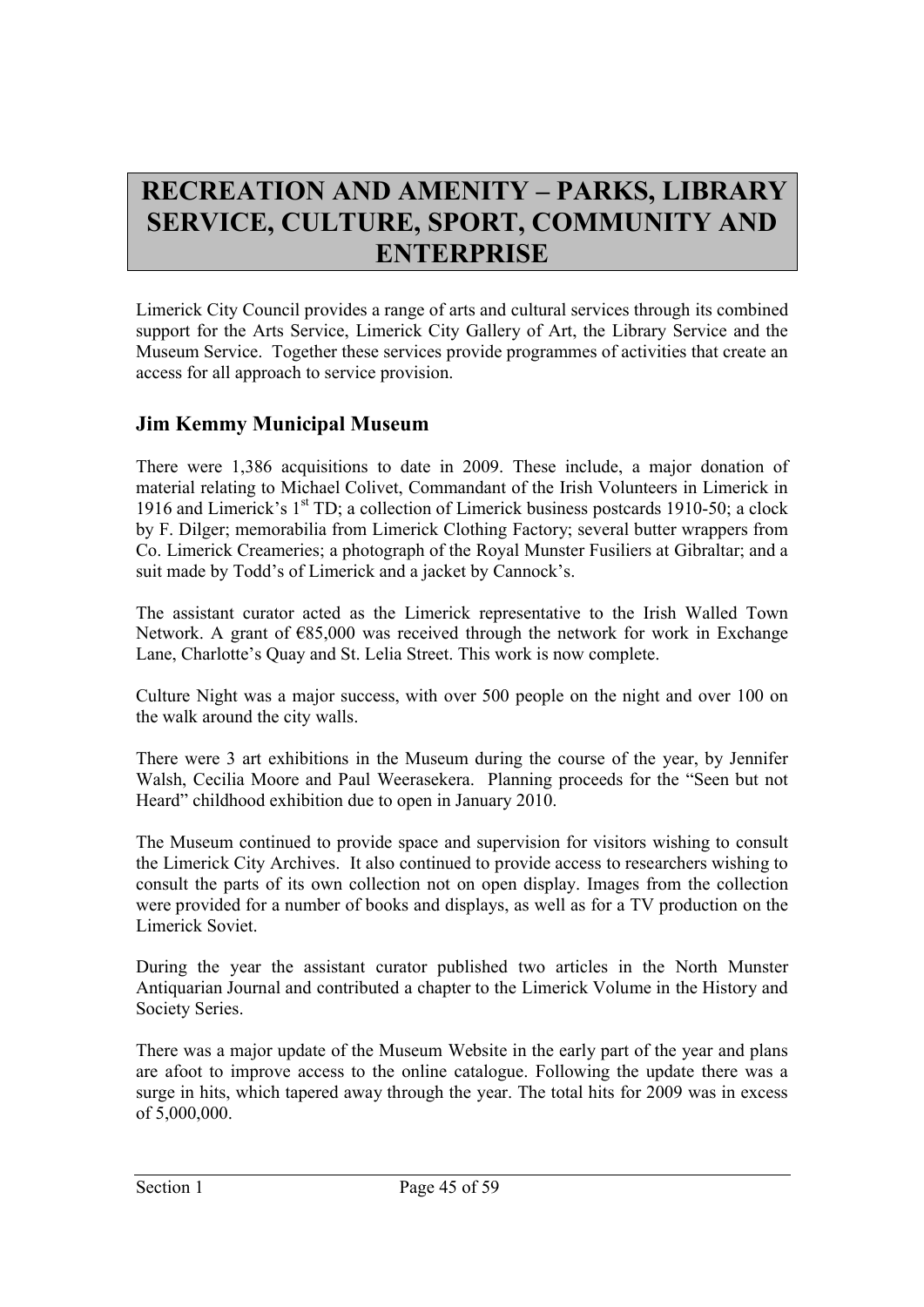# RECREATION AND AMENITY – PARKS, LIBRARY SERVICE, CULTURE, SPORT, COMMUNITY AND ENTERPRISE

Limerick City Council provides a range of arts and cultural services through its combined support for the Arts Service, Limerick City Gallery of Art, the Library Service and the Museum Service. Together these services provide programmes of activities that create an access for all approach to service provision.

## Jim Kemmy Municipal Museum

There were 1,386 acquisitions to date in 2009. These include, a major donation of material relating to Michael Colivet, Commandant of the Irish Volunteers in Limerick in 1916 and Limerick's 1st TD; a collection of Limerick business postcards 1910-50; a clock by F. Dilger; memorabilia from Limerick Clothing Factory; several butter wrappers from Co. Limerick Creameries; a photograph of the Royal Munster Fusiliers at Gibraltar; and a suit made by Todd's of Limerick and a jacket by Cannock's.

The assistant curator acted as the Limerick representative to the Irish Walled Town Network. A grant of €85,000 was received through the network for work in Exchange Lane, Charlotte's Quay and St. Lelia Street. This work is now complete.

Culture Night was a major success, with over 500 people on the night and over 100 on the walk around the city walls.

There were 3 art exhibitions in the Museum during the course of the year, by Jennifer Walsh, Cecilia Moore and Paul Weerasekera. Planning proceeds for the "Seen but not Heard" childhood exhibition due to open in January 2010.

The Museum continued to provide space and supervision for visitors wishing to consult the Limerick City Archives. It also continued to provide access to researchers wishing to consult the parts of its own collection not on open display. Images from the collection were provided for a number of books and displays, as well as for a TV production on the Limerick Soviet.

During the year the assistant curator published two articles in the North Munster Antiquarian Journal and contributed a chapter to the Limerick Volume in the History and Society Series.

There was a major update of the Museum Website in the early part of the year and plans are afoot to improve access to the online catalogue. Following the update there was a surge in hits, which tapered away through the year. The total hits for 2009 was in excess of 5,000,000.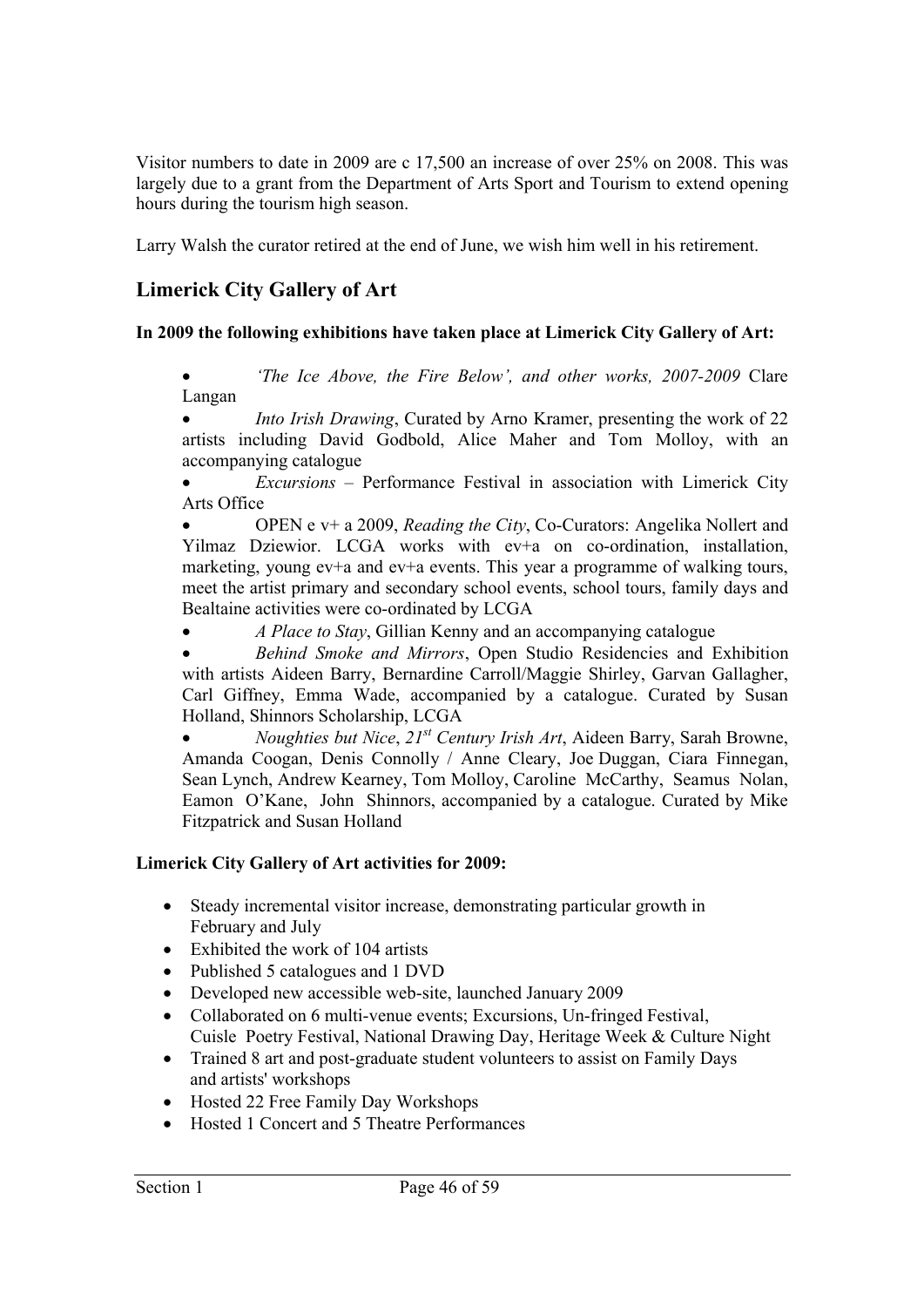Visitor numbers to date in 2009 are c 17,500 an increase of over 25% on 2008. This was largely due to a grant from the Department of Arts Sport and Tourism to extend opening hours during the tourism high season.

Larry Walsh the curator retired at the end of June, we wish him well in his retirement.

## Limerick City Gallery of Art

**In 2009 the following exhibitions have taken place at Limerick City Gallery of Art:**

- *'The Ice Above, the Fire Below', and other works, 2007-2009* Clare Langan
- *Into Irish Drawing*, Curated by Arno Kramer, presenting the work of 22 artists including David Godbold, Alice Maher and Tom Molloy, with an accompanying catalogue
- *Excursions* – Performance Festival in association with Limerick City Arts Office
- OPEN e v+ a 2009, *Reading the City*, Co-Curators: Angelika Nollert and Yilmaz Dziewior. LCGA works with ev+a on co-ordination, installation, marketing, young ev+a and ev+a events. This year a programme of walking tours, meet the artist primary and secondary school events, school tours, family days and Bealtaine activities were co-ordinated by LCGA
- *A Place to Stay*, Gillian Kenny and an accompanying catalogue
- *Behind Smoke and Mirrors*, Open Studio Residencies and Exhibition with artists Aideen Barry, Bernardine Carroll/Maggie Shirley, Garvan Gallagher, Carl Giffney, Emma Wade, accompanied by a catalogue. Curated by Susan Holland, Shinnors Scholarship, LCGA
- *Noughties but Nice*, *21st Century Irish Art*, Aideen Barry, Sarah Browne, Amanda Coogan, Denis Connolly / Anne Cleary, Joe Duggan, Ciara Finnegan, Sean Lynch, Andrew Kearney, Tom Molloy, Caroline McCarthy, Seamus Nolan, Eamon O'Kane, John Shinnors, accompanied by a catalogue. Curated by Mike Fitzpatrick and Susan Holland

**Limerick City Gallery of Art activities for 2009:**

- Steady incremental visitor increase, demonstrating particular growth in February and July
- Exhibited the work of 104 artists
- Published 5 catalogues and 1 DVD
- Developed new accessible web-site, launched January 2009
- Collaborated on 6 multi-venue events; Excursions, Un-fringed Festival, Cuisle Poetry Festival, National Drawing Day, Heritage Week & Culture Night
- Trained 8 art and post-graduate student volunteers to assist on Family Days and artists' workshops
- Hosted 22 Free Family Day Workshops
- Hosted 1 Concert and 5 Theatre Performances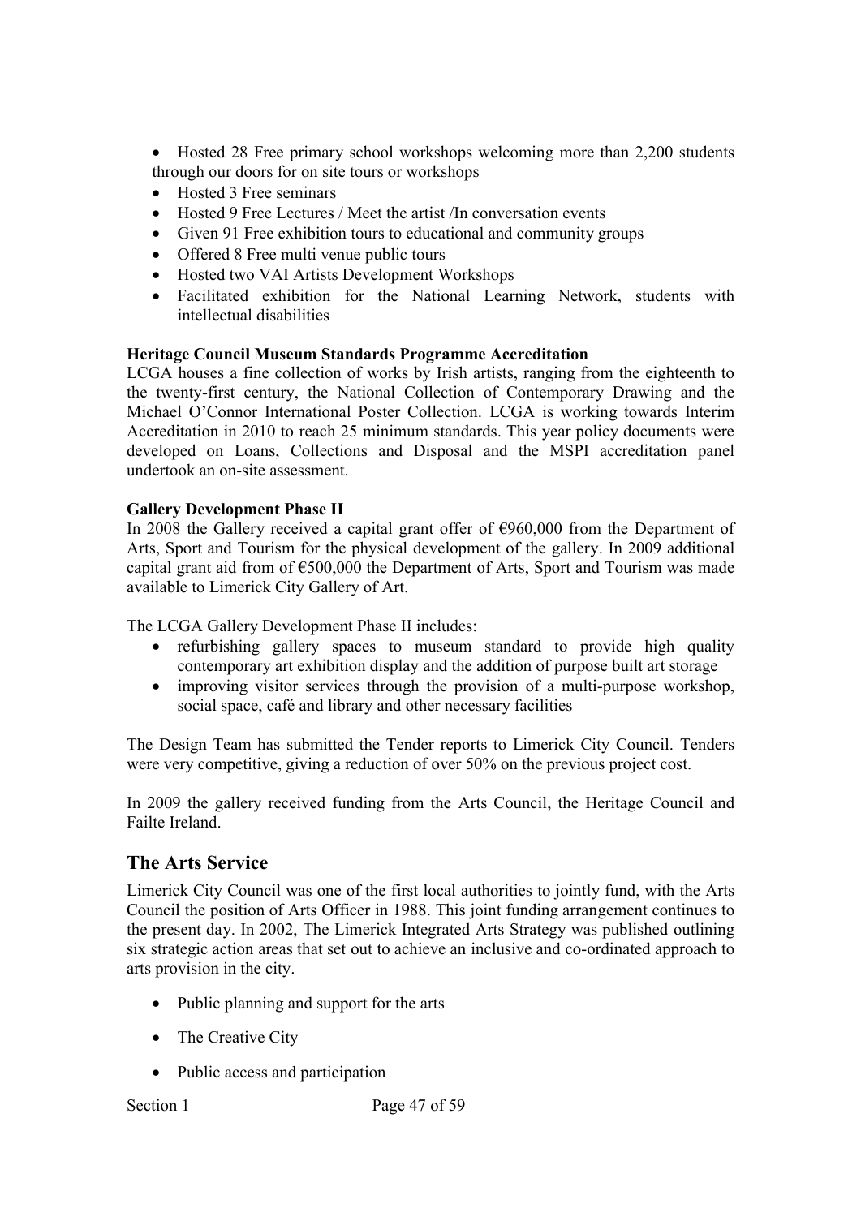- Hosted 28 Free primary school workshops welcoming more than 2,200 students through our doors for on site tours or workshops
- Hosted 3 Free seminars
- Hosted 9 Free Lectures / Meet the artist /In conversation events
- Given 91 Free exhibition tours to educational and community groups
- Offered 8 Free multi venue public tours
- Hosted two VAI Artists Development Workshops
- Facilitated exhibition for the National Learning Network, students with intellectual disabilities

**Heritage Council Museum Standards Programme Accreditation**

LCGA houses a fine collection of works by Irish artists, ranging from the eighteenth to the twenty-first century, the National Collection of Contemporary Drawing and the Michael O'Connor International Poster Collection. LCGA is working towards Interim Accreditation in 2010 to reach 25 minimum standards. This year policy documents were developed on Loans, Collections and Disposal and the MSPI accreditation panel undertook an on-site assessment.

**Gallery Development Phase II**

In 2008 the Gallery received a capital grant offer of €960,000 from the Department of Arts, Sport and Tourism for the physical development of the gallery. In 2009 additional capital grant aid from of €500,000 the Department of Arts, Sport and Tourism was made available to Limerick City Gallery of Art.

The LCGA Gallery Development Phase II includes:

- refurbishing gallery spaces to museum standard to provide high quality contemporary art exhibition display and the addition of purpose built art storage
- improving visitor services through the provision of a multi-purpose workshop, social space, café and library and other necessary facilities

The Design Team has submitted the Tender reports to Limerick City Council. Tenders were very competitive, giving a reduction of over 50% on the previous project cost.

In 2009 the gallery received funding from the Arts Council, the Heritage Council and Failte Ireland.

## The Arts Service

Limerick City Council was one of the first local authorities to jointly fund, with the Arts Council the position of Arts Officer in 1988. This joint funding arrangement continues to the present day. In 2002, The Limerick Integrated Arts Strategy was published outlining six strategic action areas that set out to achieve an inclusive and co-ordinated approach to arts provision in the city.

- Public planning and support for the arts
- The Creative City
- Public access and participation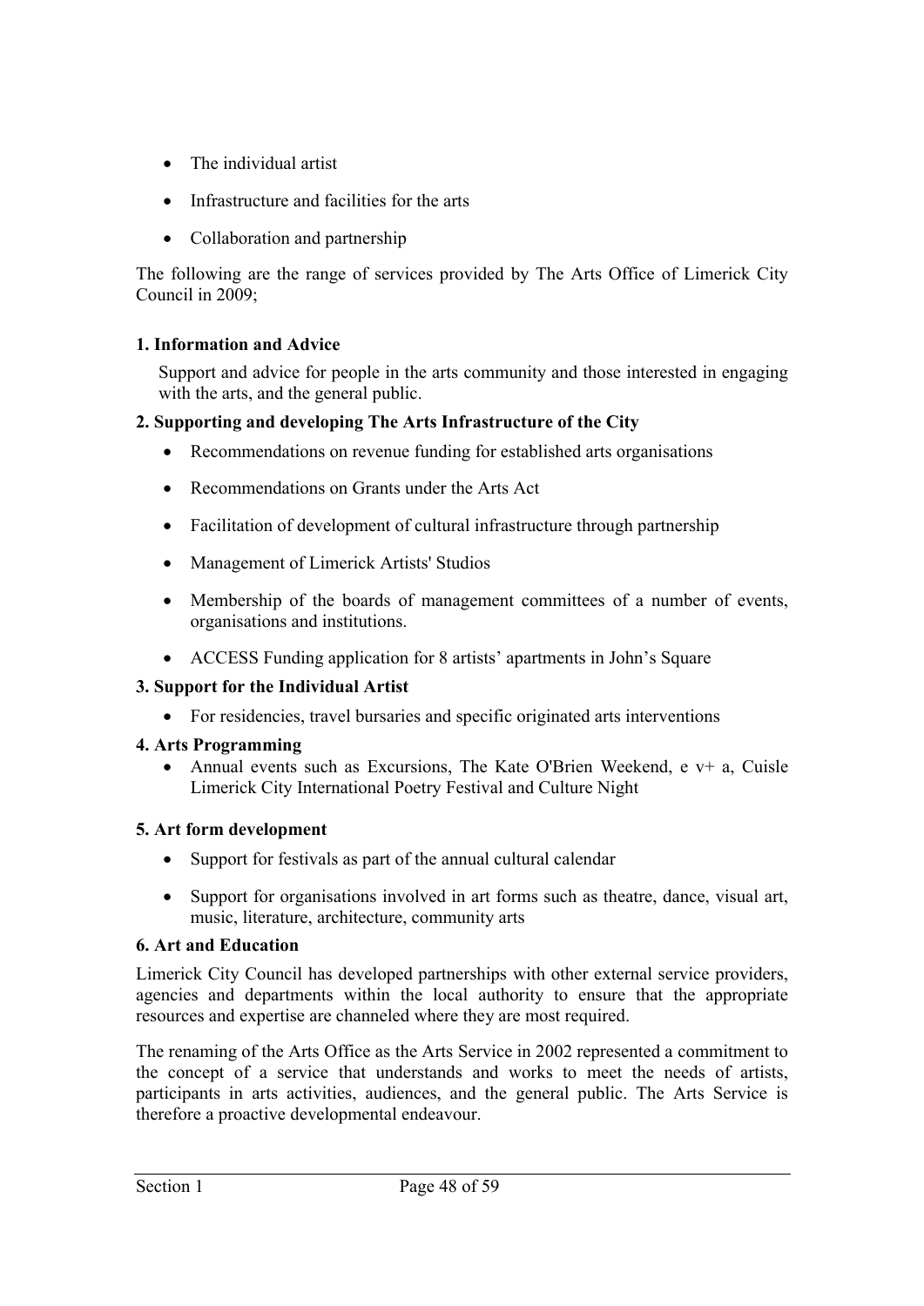- The individual artist
- Infrastructure and facilities for the arts
- Collaboration and partnership

The following are the range of services provided by The Arts Office of Limerick City Council in 2009;

**1. Information and Advice**

Support and advice for people in the arts community and those interested in engaging with the arts, and the general public.

**2. Supporting and developing The Arts Infrastructure of the City**

- Recommendations on revenue funding for established arts organisations
- Recommendations on Grants under the Arts Act
- Facilitation of development of cultural infrastructure through partnership
- Management of Limerick Artists' Studios
- Membership of the boards of management committees of a number of events, organisations and institutions.
- ACCESS Funding application for 8 artists' apartments in John's Square

**3. Support for the Individual Artist**

- For residencies, travel bursaries and specific originated arts interventions

**4. Arts Programming**

- Annual events such as Excursions, The Kate O'Brien Weekend, e v+ a, Cuisle Limerick City International Poetry Festival and Culture Night

**5. Art form development**

- Support for festivals as part of the annual cultural calendar
- Support for organisations involved in art forms such as theatre, dance, visual art, music, literature, architecture, community arts

**6. Art and Education**

Limerick City Council has developed partnerships with other external service providers, agencies and departments within the local authority to ensure that the appropriate resources and expertise are channeled where they are most required.

The renaming of the Arts Office as the Arts Service in 2002 represented a commitment to the concept of a service that understands and works to meet the needs of artists, participants in arts activities, audiences, and the general public. The Arts Service is therefore a proactive developmental endeavour.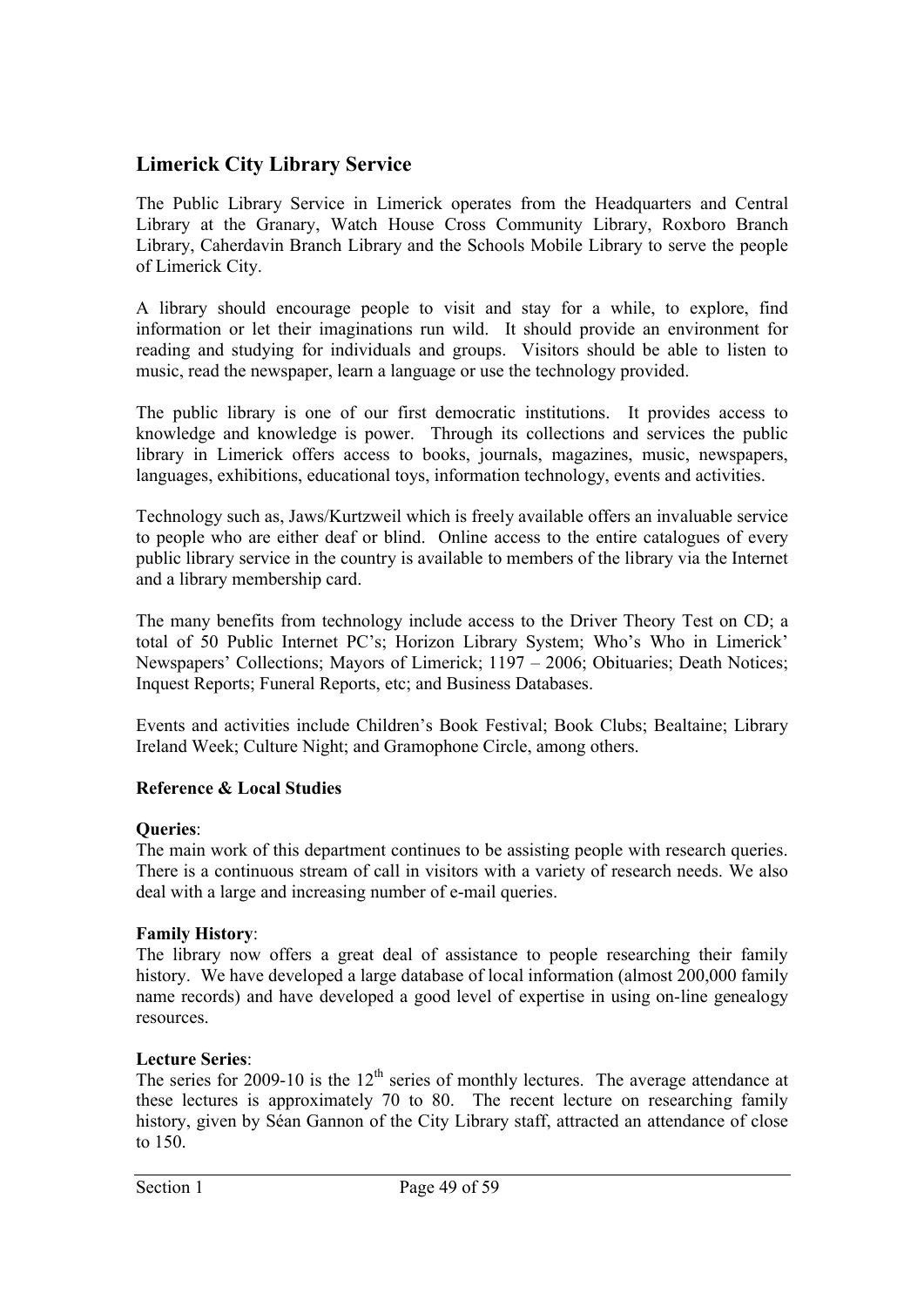## Limerick City Library Service

The Public Library Service in Limerick operates from the Headquarters and Central Library at the Granary, Watch House Cross Community Library, Roxboro Branch Library, Caherdavin Branch Library and the Schools Mobile Library to serve the people of Limerick City.

A library should encourage people to visit and stay for a while, to explore, find information or let their imaginations run wild. It should provide an environment for reading and studying for individuals and groups. Visitors should be able to listen to music, read the newspaper, learn a language or use the technology provided.

The public library is one of our first democratic institutions. It provides access to knowledge and knowledge is power. Through its collections and services the public library in Limerick offers access to books, journals, magazines, music, newspapers, languages, exhibitions, educational toys, information technology, events and activities.

Technology such as, Jaws/Kurtzweil which is freely available offers an invaluable service to people who are either deaf or blind. Online access to the entire catalogues of every public library service in the country is available to members of the library via the Internet and a library membership card.

The many benefits from technology include access to the Driver Theory Test on CD; a total of 50 Public Internet PC's; Horizon Library System; Who's Who in Limerick' Newspapers' Collections; Mayors of Limerick; 1197 – 2006; Obituaries; Death Notices; Inquest Reports; Funeral Reports, etc; and Business Databases.

Events and activities include Children's Book Festival; Book Clubs; Bealtaine; Library Ireland Week; Culture Night; and Gramophone Circle, among others.

**Reference & Local Studies**

**Queries**:
The main work of this department continues to be assisting people with research queries. There is a continuous stream of call in visitors with a variety of research needs. We also deal with a large and increasing number of e-mail queries.

**Family History**:
The library now offers a great deal of assistance to people researching their family history. We have developed a large database of local information (almost 200,000 family name records) and have developed a good level of expertise in using on-line genealogy resources.

**Lecture Series**:
The series for 2009-10 is the 12th series of monthly lectures. The average attendance at these lectures is approximately 70 to 80. The recent lecture on researching family history, given by Séan Gannon of the City Library staff, attracted an attendance of close to 150.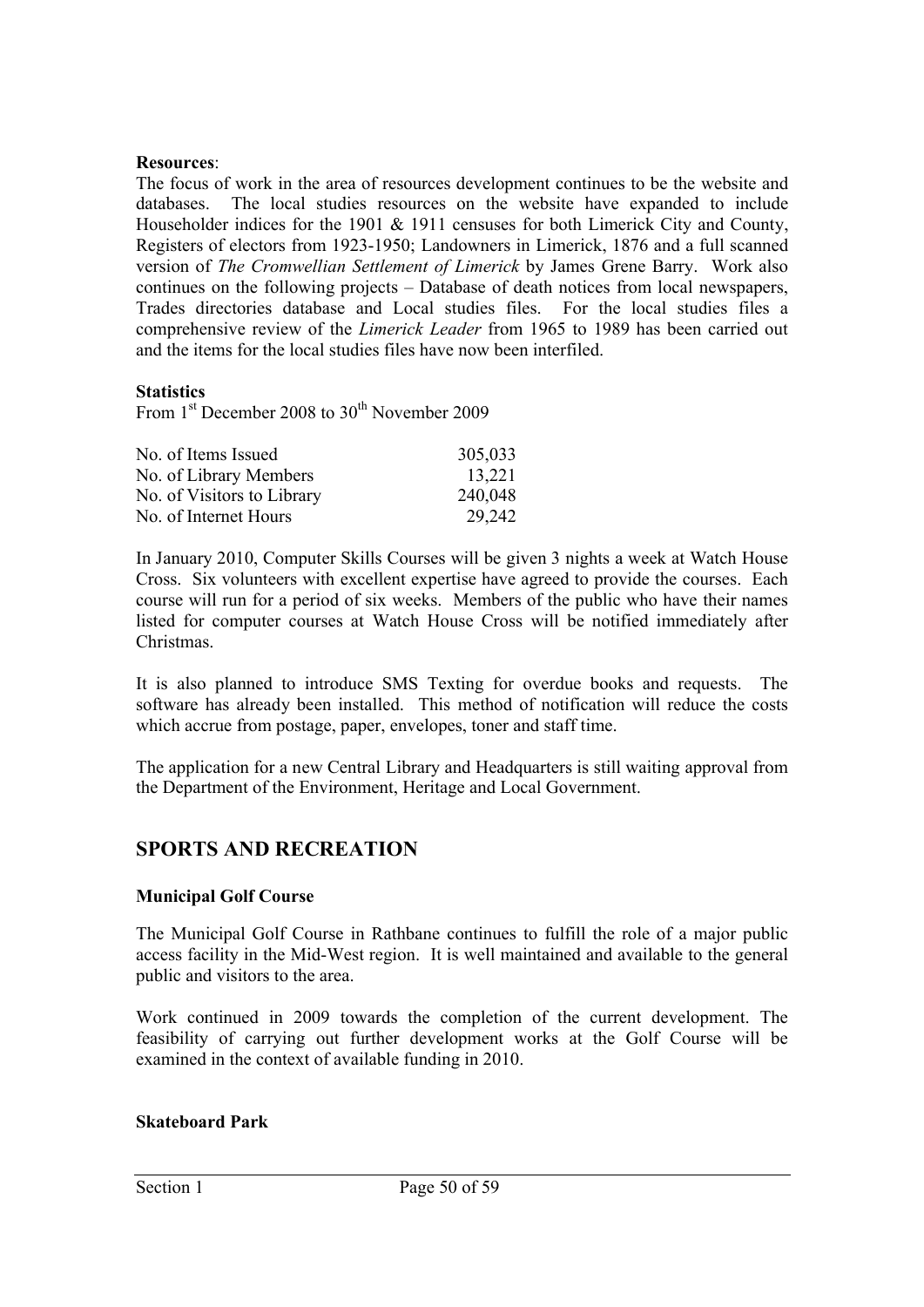**Resources**:

The focus of work in the area of resources development continues to be the website and databases. The local studies resources on the website have expanded to include Householder indices for the 1901 & 1911 censuses for both Limerick City and County, Registers of electors from 1923-1950; Landowners in Limerick, 1876 and a full scanned version of *The Cromwellian Settlement of Limerick* by James Grene Barry. Work also continues on the following projects – Database of death notices from local newspapers, Trades directories database and Local studies files. For the local studies files a comprehensive review of the *Limerick Leader* from 1965 to 1989 has been carried out and the items for the local studies files have now been interfiled.

**Statistics**

From 1st December 2008 to 30th November 2009

| | |
|---|---|
| No. of Items Issued | 305,033 |
| No. of Library Members | 13,221 |
| No. of Visitors to Library | 240,048 |
| No. of Internet Hours | 29,242 |

In January 2010, Computer Skills Courses will be given 3 nights a week at Watch House Cross. Six volunteers with excellent expertise have agreed to provide the courses. Each course will run for a period of six weeks. Members of the public who have their names listed for computer courses at Watch House Cross will be notified immediately after Christmas.

It is also planned to introduce SMS Texting for overdue books and requests. The software has already been installed. This method of notification will reduce the costs which accrue from postage, paper, envelopes, toner and staff time.

The application for a new Central Library and Headquarters is still waiting approval from the Department of the Environment, Heritage and Local Government.

## SPORTS AND RECREATION

**Municipal Golf Course**

The Municipal Golf Course in Rathbane continues to fulfill the role of a major public access facility in the Mid-West region. It is well maintained and available to the general public and visitors to the area.

Work continued in 2009 towards the completion of the current development. The feasibility of carrying out further development works at the Golf Course will be examined in the context of available funding in 2010.

**Skateboard Park**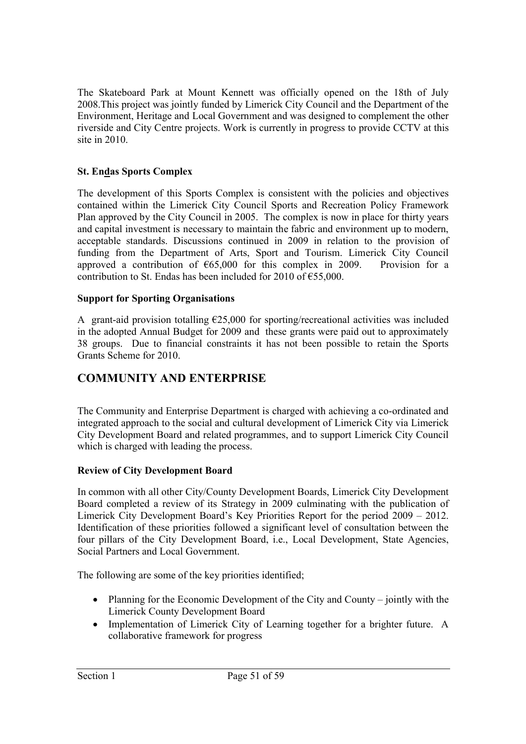The Skateboard Park at Mount Kennett was officially opened on the 18th of July 2008.This project was jointly funded by Limerick City Council and the Department of the Environment, Heritage and Local Government and was designed to complement the other riverside and City Centre projects. Work is currently in progress to provide CCTV at this site in 2010.

### St. Endas Sports Complex

The development of this Sports Complex is consistent with the policies and objectives contained within the Limerick City Council Sports and Recreation Policy Framework Plan approved by the City Council in 2005. The complex is now in place for thirty years and capital investment is necessary to maintain the fabric and environment up to modern, acceptable standards. Discussions continued in 2009 in relation to the provision of funding from the Department of Arts, Sport and Tourism. Limerick City Council approved a contribution of €65,000 for this complex in 2009. Provision for a contribution to St. Endas has been included for 2010 of €55,000.

### Support for Sporting Organisations

A grant-aid provision totalling €25,000 for sporting/recreational activities was included in the adopted Annual Budget for 2009 and these grants were paid out to approximately 38 groups. Due to financial constraints it has not been possible to retain the Sports Grants Scheme for 2010.

## COMMUNITY AND ENTERPRISE

The Community and Enterprise Department is charged with achieving a co-ordinated and integrated approach to the social and cultural development of Limerick City via Limerick City Development Board and related programmes, and to support Limerick City Council which is charged with leading the process.

### Review of City Development Board

In common with all other City/County Development Boards, Limerick City Development Board completed a review of its Strategy in 2009 culminating with the publication of Limerick City Development Board's Key Priorities Report for the period 2009 – 2012. Identification of these priorities followed a significant level of consultation between the four pillars of the City Development Board, i.e., Local Development, State Agencies, Social Partners and Local Government.

The following are some of the key priorities identified;

- Planning for the Economic Development of the City and County – jointly with the Limerick County Development Board
- Implementation of Limerick City of Learning together for a brighter future. A collaborative framework for progress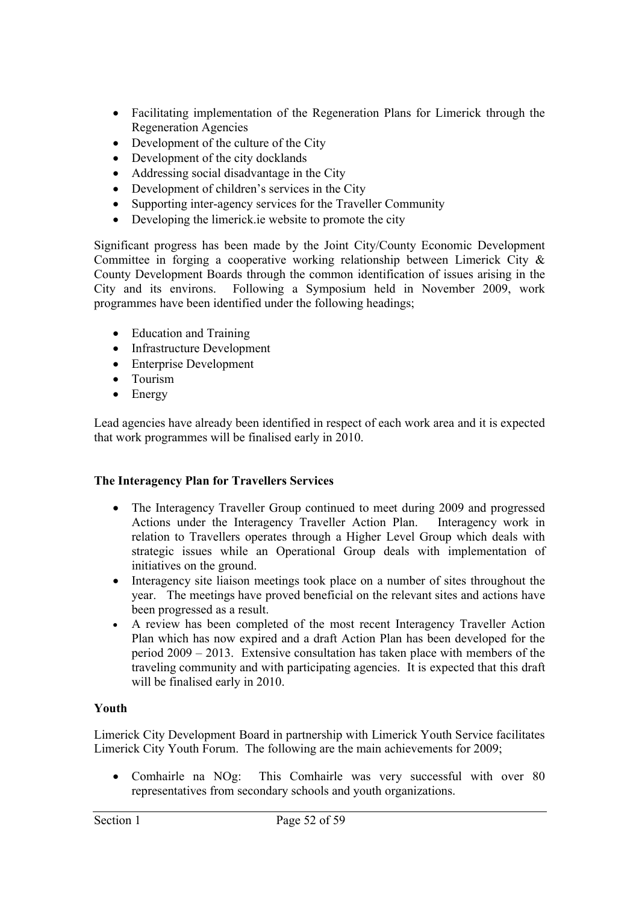- Facilitating implementation of the Regeneration Plans for Limerick through the Regeneration Agencies
- Development of the culture of the City
- Development of the city docklands
- Addressing social disadvantage in the City
- Development of children's services in the City
- Supporting inter-agency services for the Traveller Community
- Developing the limerick.ie website to promote the city

Significant progress has been made by the Joint City/County Economic Development Committee in forging a cooperative working relationship between Limerick City & County Development Boards through the common identification of issues arising in the City and its environs. Following a Symposium held in November 2009, work programmes have been identified under the following headings;

- Education and Training
- Infrastructure Development
- Enterprise Development
- Tourism
- Energy

Lead agencies have already been identified in respect of each work area and it is expected that work programmes will be finalised early in 2010.

**The Interagency Plan for Travellers Services**

- The Interagency Traveller Group continued to meet during 2009 and progressed Actions under the Interagency Traveller Action Plan. Interagency work in relation to Travellers operates through a Higher Level Group which deals with strategic issues while an Operational Group deals with implementation of initiatives on the ground.
- Interagency site liaison meetings took place on a number of sites throughout the year. The meetings have proved beneficial on the relevant sites and actions have been progressed as a result.
- A review has been completed of the most recent Interagency Traveller Action Plan which has now expired and a draft Action Plan has been developed for the period 2009 – 2013. Extensive consultation has taken place with members of the traveling community and with participating agencies. It is expected that this draft will be finalised early in 2010.

**Youth**

Limerick City Development Board in partnership with Limerick Youth Service facilitates Limerick City Youth Forum. The following are the main achievements for 2009;

- Comhairle na NOg: This Comhairle was very successful with over 80 representatives from secondary schools and youth organizations.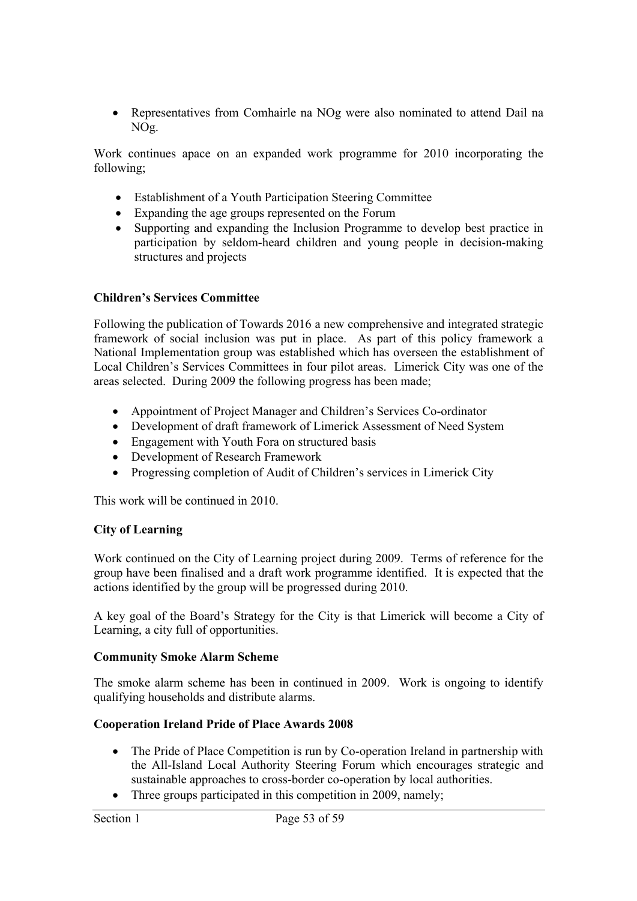- Representatives from Comhairle na NOg were also nominated to attend Dail na NOg.

Work continues apace on an expanded work programme for 2010 incorporating the following;

- Establishment of a Youth Participation Steering Committee
- Expanding the age groups represented on the Forum
- Supporting and expanding the Inclusion Programme to develop best practice in participation by seldom-heard children and young people in decision-making structures and projects

**Children's Services Committee**

Following the publication of Towards 2016 a new comprehensive and integrated strategic framework of social inclusion was put in place. As part of this policy framework a National Implementation group was established which has overseen the establishment of Local Children's Services Committees in four pilot areas. Limerick City was one of the areas selected. During 2009 the following progress has been made;

- Appointment of Project Manager and Children's Services Co-ordinator
- Development of draft framework of Limerick Assessment of Need System
- Engagement with Youth Fora on structured basis
- Development of Research Framework
- Progressing completion of Audit of Children's services in Limerick City

This work will be continued in 2010.

**City of Learning**

Work continued on the City of Learning project during 2009. Terms of reference for the group have been finalised and a draft work programme identified. It is expected that the actions identified by the group will be progressed during 2010.

A key goal of the Board's Strategy for the City is that Limerick will become a City of Learning, a city full of opportunities.

**Community Smoke Alarm Scheme**

The smoke alarm scheme has been in continued in 2009. Work is ongoing to identify qualifying households and distribute alarms.

**Cooperation Ireland Pride of Place Awards 2008**

- The Pride of Place Competition is run by Co-operation Ireland in partnership with the All-Island Local Authority Steering Forum which encourages strategic and sustainable approaches to cross-border co-operation by local authorities.
- Three groups participated in this competition in 2009, namely;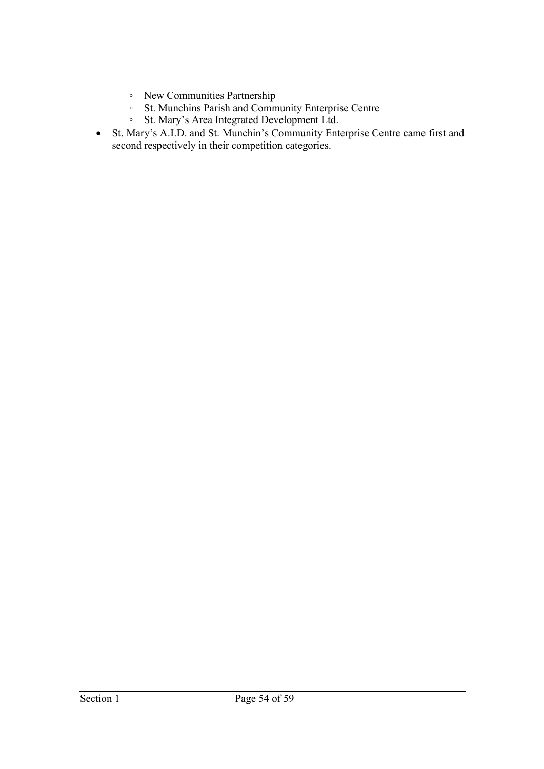- New Communities Partnership
    - St. Munchins Parish and Community Enterprise Centre
    - St. Mary’s Area Integrated Development Ltd.
- St. Mary’s A.I.D. and St. Munchin’s Community Enterprise Centre came first and second respectively in their competition categories.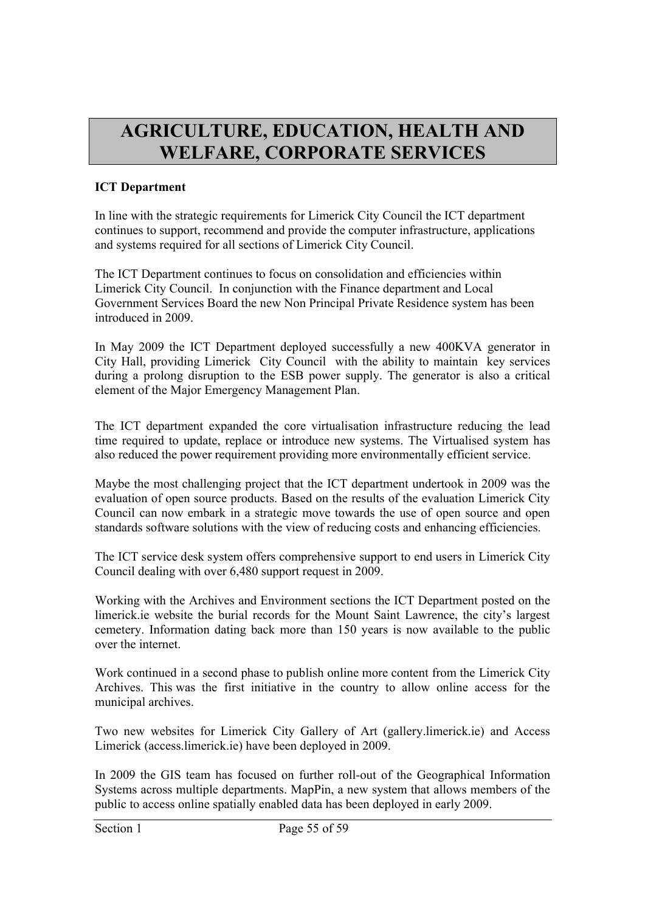# AGRICULTURE, EDUCATION, HEALTH AND WELFARE, CORPORATE SERVICES

**ICT Department**

In line with the strategic requirements for Limerick City Council the ICT department continues to support, recommend and provide the computer infrastructure, applications and systems required for all sections of Limerick City Council.

The ICT Department continues to focus on consolidation and efficiencies within Limerick City Council. In conjunction with the Finance department and Local Government Services Board the new Non Principal Private Residence system has been introduced in 2009.

In May 2009 the ICT Department deployed successfully a new 400KVA generator in City Hall, providing Limerick City Council with the ability to maintain key services during a prolong disruption to the ESB power supply. The generator is also a critical element of the Major Emergency Management Plan.

The ICT department expanded the core virtualisation infrastructure reducing the lead time required to update, replace or introduce new systems. The Virtualised system has also reduced the power requirement providing more environmentally efficient service.

Maybe the most challenging project that the ICT department undertook in 2009 was the evaluation of open source products. Based on the results of the evaluation Limerick City Council can now embark in a strategic move towards the use of open source and open standards software solutions with the view of reducing costs and enhancing efficiencies.

The ICT service desk system offers comprehensive support to end users in Limerick City Council dealing with over 6,480 support request in 2009.

Working with the Archives and Environment sections the ICT Department posted on the limerick.ie website the burial records for the Mount Saint Lawrence, the city's largest cemetery. Information dating back more than 150 years is now available to the public over the internet.

Work continued in a second phase to publish online more content from the Limerick City Archives. This was the first initiative in the country to allow online access for the municipal archives.

Two new websites for Limerick City Gallery of Art (gallery.limerick.ie) and Access Limerick (access.limerick.ie) have been deployed in 2009.

In 2009 the GIS team has focused on further roll-out of the Geographical Information Systems across multiple departments. MapPin, a new system that allows members of the public to access online spatially enabled data has been deployed in early 2009.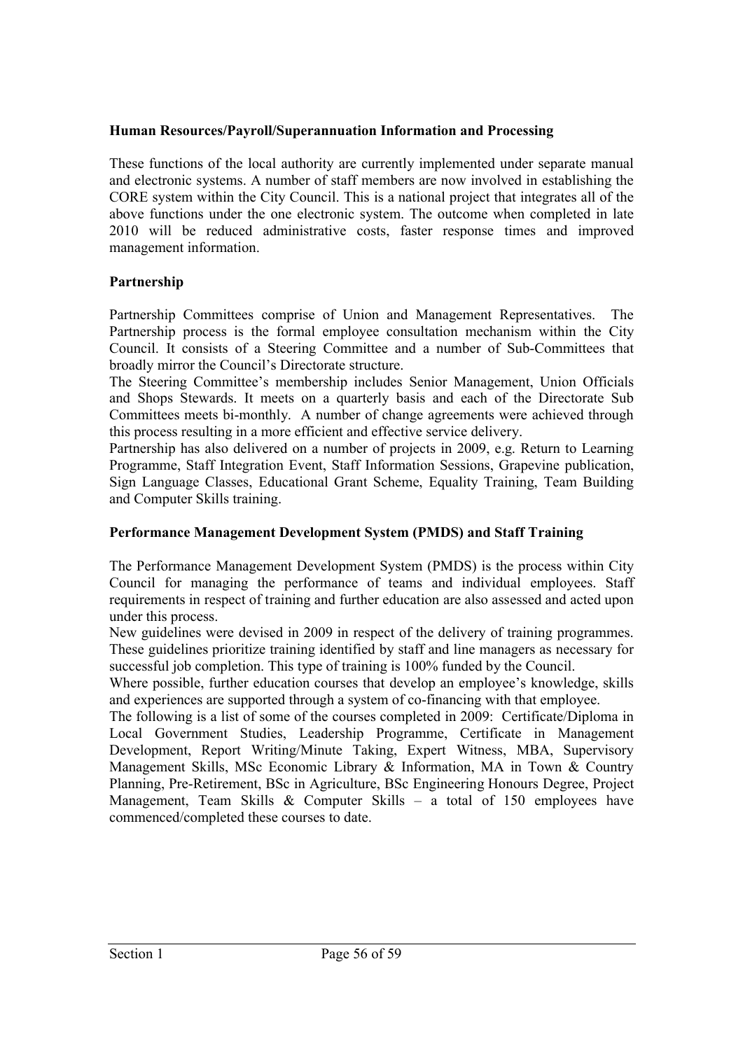**Human Resources/Payroll/Superannuation Information and Processing**

These functions of the local authority are currently implemented under separate manual and electronic systems. A number of staff members are now involved in establishing the CORE system within the City Council. This is a national project that integrates all of the above functions under the one electronic system. The outcome when completed in late 2010 will be reduced administrative costs, faster response times and improved management information.

**Partnership**

Partnership Committees comprise of Union and Management Representatives. The Partnership process is the formal employee consultation mechanism within the City Council. It consists of a Steering Committee and a number of Sub-Committees that broadly mirror the Council's Directorate structure.

The Steering Committee's membership includes Senior Management, Union Officials and Shops Stewards. It meets on a quarterly basis and each of the Directorate Sub Committees meets bi-monthly. A number of change agreements were achieved through this process resulting in a more efficient and effective service delivery.

Partnership has also delivered on a number of projects in 2009, e.g. Return to Learning Programme, Staff Integration Event, Staff Information Sessions, Grapevine publication, Sign Language Classes, Educational Grant Scheme, Equality Training, Team Building and Computer Skills training.

**Performance Management Development System (PMDS) and Staff Training**

The Performance Management Development System (PMDS) is the process within City Council for managing the performance of teams and individual employees. Staff requirements in respect of training and further education are also assessed and acted upon under this process.

New guidelines were devised in 2009 in respect of the delivery of training programmes. These guidelines prioritize training identified by staff and line managers as necessary for successful job completion. This type of training is 100% funded by the Council.

Where possible, further education courses that develop an employee's knowledge, skills and experiences are supported through a system of co-financing with that employee.

The following is a list of some of the courses completed in 2009: Certificate/Diploma in Local Government Studies, Leadership Programme, Certificate in Management Development, Report Writing/Minute Taking, Expert Witness, MBA, Supervisory Management Skills, MSc Economic Library & Information, MA in Town & Country Planning, Pre-Retirement, BSc in Agriculture, BSc Engineering Honours Degree, Project Management, Team Skills & Computer Skills – a total of 150 employees have commenced/completed these courses to date.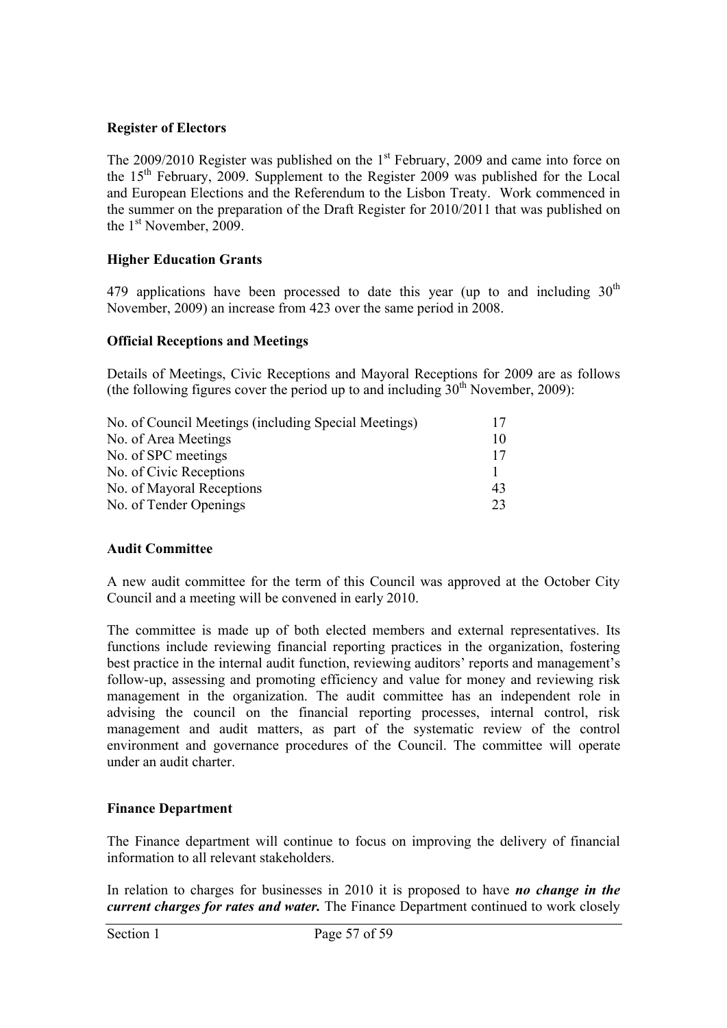**Register of Electors**

The 2009/2010 Register was published on the 1st February, 2009 and came into force on the 15th February, 2009. Supplement to the Register 2009 was published for the Local and European Elections and the Referendum to the Lisbon Treaty. Work commenced in the summer on the preparation of the Draft Register for 2010/2011 that was published on the 1st November, 2009.

**Higher Education Grants**

479 applications have been processed to date this year (up to and including 30th November, 2009) an increase from 423 over the same period in 2008.

**Official Receptions and Meetings**

Details of Meetings, Civic Receptions and Mayoral Receptions for 2009 are as follows (the following figures cover the period up to and including 30th November, 2009):

| | |
|---|---|
| No. of Council Meetings (including Special Meetings) | 17 |
| No. of Area Meetings | 10 |
| No. of SPC meetings | 17 |
| No. of Civic Receptions | 1 |
| No. of Mayoral Receptions | 43 |
| No. of Tender Openings | 23 |

**Audit Committee**

A new audit committee for the term of this Council was approved at the October City Council and a meeting will be convened in early 2010.

The committee is made up of both elected members and external representatives. Its functions include reviewing financial reporting practices in the organization, fostering best practice in the internal audit function, reviewing auditors' reports and management's follow-up, assessing and promoting efficiency and value for money and reviewing risk management in the organization. The audit committee has an independent role in advising the council on the financial reporting processes, internal control, risk management and audit matters, as part of the systematic review of the control environment and governance procedures of the Council. The committee will operate under an audit charter.

**Finance Department**

The Finance department will continue to focus on improving the delivery of financial information to all relevant stakeholders.

In relation to charges for businesses in 2010 it is proposed to have ***no change in the current charges for rates and water.*** The Finance Department continued to work closely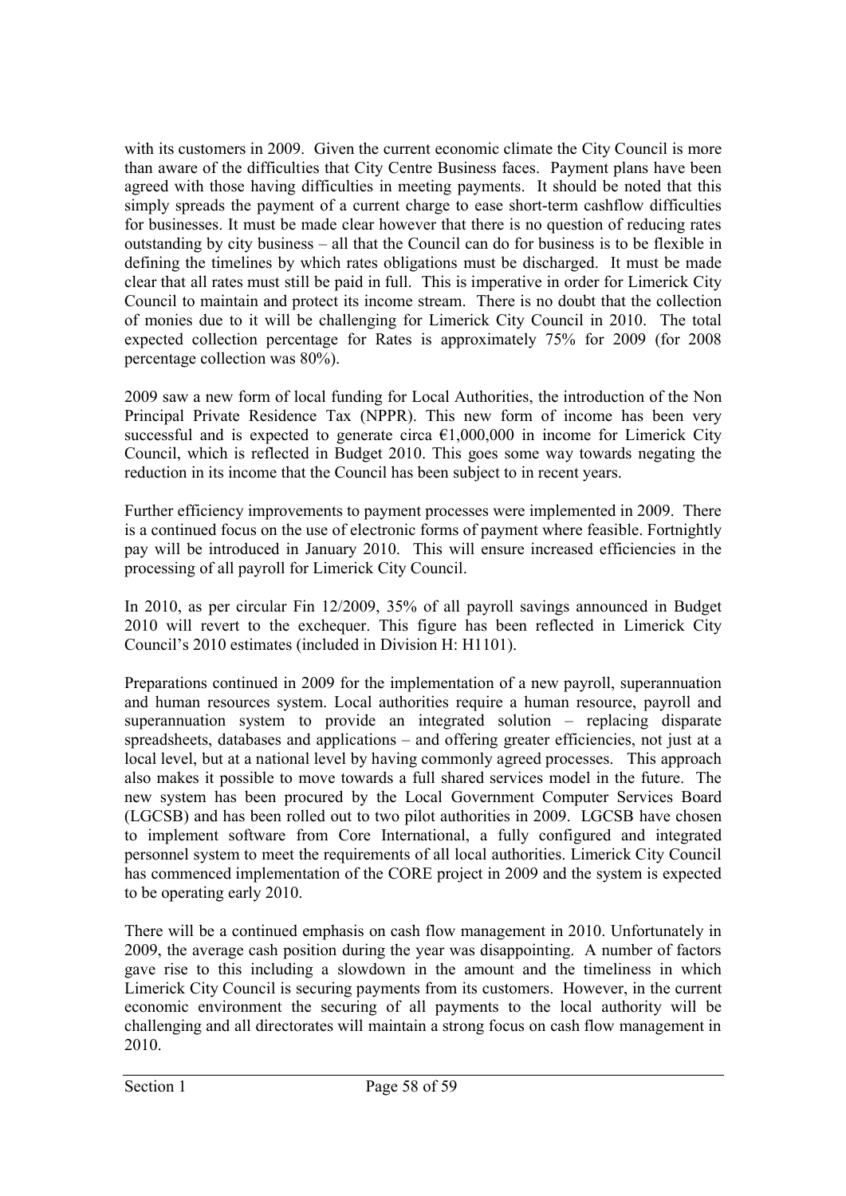with its customers in 2009. Given the current economic climate the City Council is more than aware of the difficulties that City Centre Business faces. Payment plans have been agreed with those having difficulties in meeting payments. It should be noted that this simply spreads the payment of a current charge to ease short-term cashflow difficulties for businesses. It must be made clear however that there is no question of reducing rates outstanding by city business – all that the Council can do for business is to be flexible in defining the timelines by which rates obligations must be discharged. It must be made clear that all rates must still be paid in full. This is imperative in order for Limerick City Council to maintain and protect its income stream. There is no doubt that the collection of monies due to it will be challenging for Limerick City Council in 2010. The total expected collection percentage for Rates is approximately 75% for 2009 (for 2008 percentage collection was 80%).

2009 saw a new form of local funding for Local Authorities, the introduction of the Non Principal Private Residence Tax (NPPR). This new form of income has been very successful and is expected to generate circa €1,000,000 in income for Limerick City Council, which is reflected in Budget 2010. This goes some way towards negating the reduction in its income that the Council has been subject to in recent years.

Further efficiency improvements to payment processes were implemented in 2009. There is a continued focus on the use of electronic forms of payment where feasible. Fortnightly pay will be introduced in January 2010. This will ensure increased efficiencies in the processing of all payroll for Limerick City Council.

In 2010, as per circular Fin 12/2009, 35% of all payroll savings announced in Budget 2010 will revert to the exchequer. This figure has been reflected in Limerick City Council's 2010 estimates (included in Division H: H1101).

Preparations continued in 2009 for the implementation of a new payroll, superannuation and human resources system. Local authorities require a human resource, payroll and superannuation system to provide an integrated solution – replacing disparate spreadsheets, databases and applications – and offering greater efficiencies, not just at a local level, but at a national level by having commonly agreed processes. This approach also makes it possible to move towards a full shared services model in the future. The new system has been procured by the Local Government Computer Services Board (LGCSB) and has been rolled out to two pilot authorities in 2009. LGCSB have chosen to implement software from Core International, a fully configured and integrated personnel system to meet the requirements of all local authorities. Limerick City Council has commenced implementation of the CORE project in 2009 and the system is expected to be operating early 2010.

There will be a continued emphasis on cash flow management in 2010. Unfortunately in 2009, the average cash position during the year was disappointing. A number of factors gave rise to this including a slowdown in the amount and the timeliness in which Limerick City Council is securing payments from its customers. However, in the current economic environment the securing of all payments to the local authority will be challenging and all directorates will maintain a strong focus on cash flow management in 2010.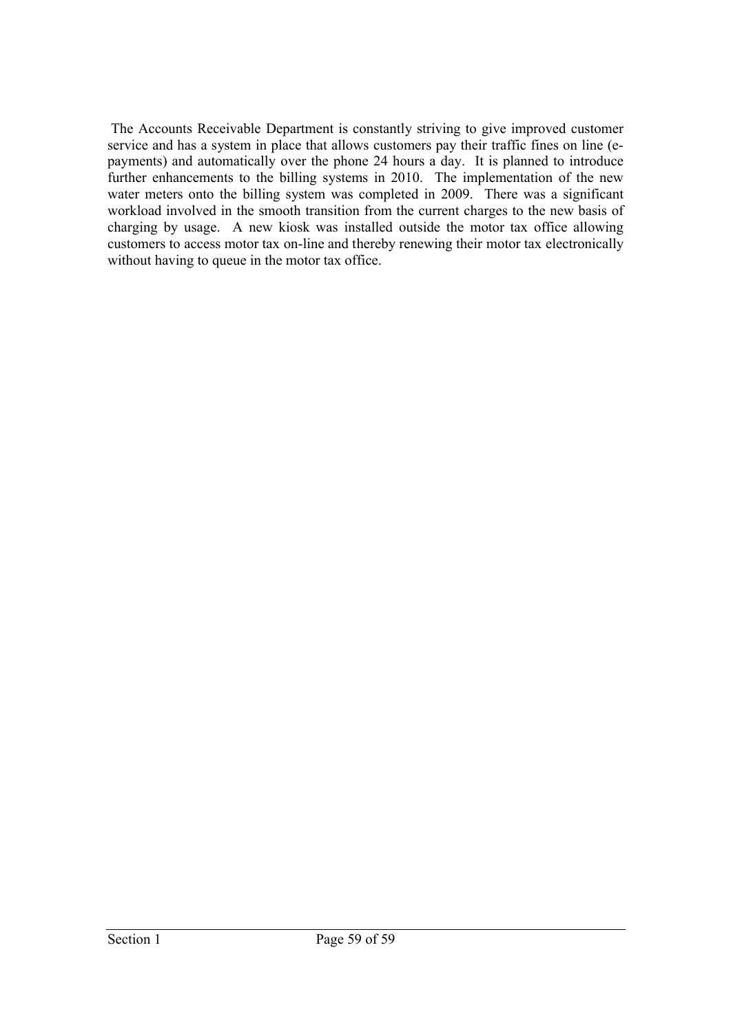The Accounts Receivable Department is constantly striving to give improved customer service and has a system in place that allows customers pay their traffic fines on line (e-payments) and automatically over the phone 24 hours a day. It is planned to introduce further enhancements to the billing systems in 2010. The implementation of the new water meters onto the billing system was completed in 2009. There was a significant workload involved in the smooth transition from the current charges to the new basis of charging by usage. A new kiosk was installed outside the motor tax office allowing customers to access motor tax on-line and thereby renewing their motor tax electronically without having to queue in the motor tax office.